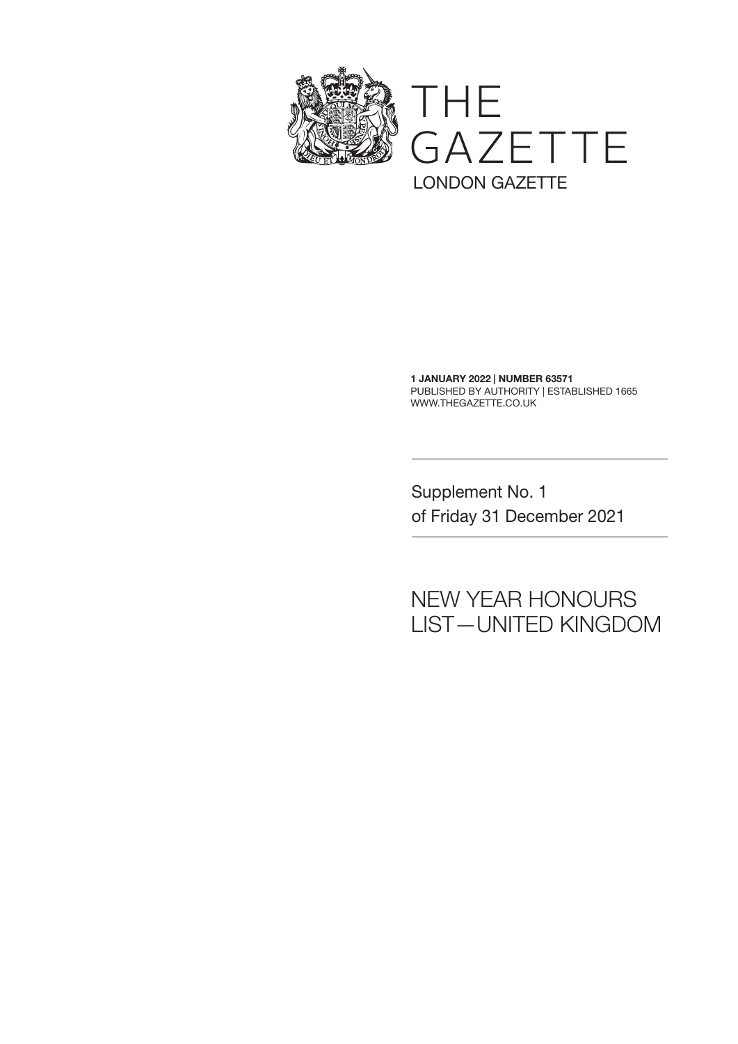# THE GAZETTE

LONDON GAZETTE

**1 JANUARY 2022 | NUMBER 63571**
PUBLISHED BY AUTHORITY | ESTABLISHED 1665
WWW.THEGAZETTE.CO.UK

---

Supplement No. 1
of Friday 31 December 2021

---

## NEW YEAR HONOURS LIST—UNITED KINGDOM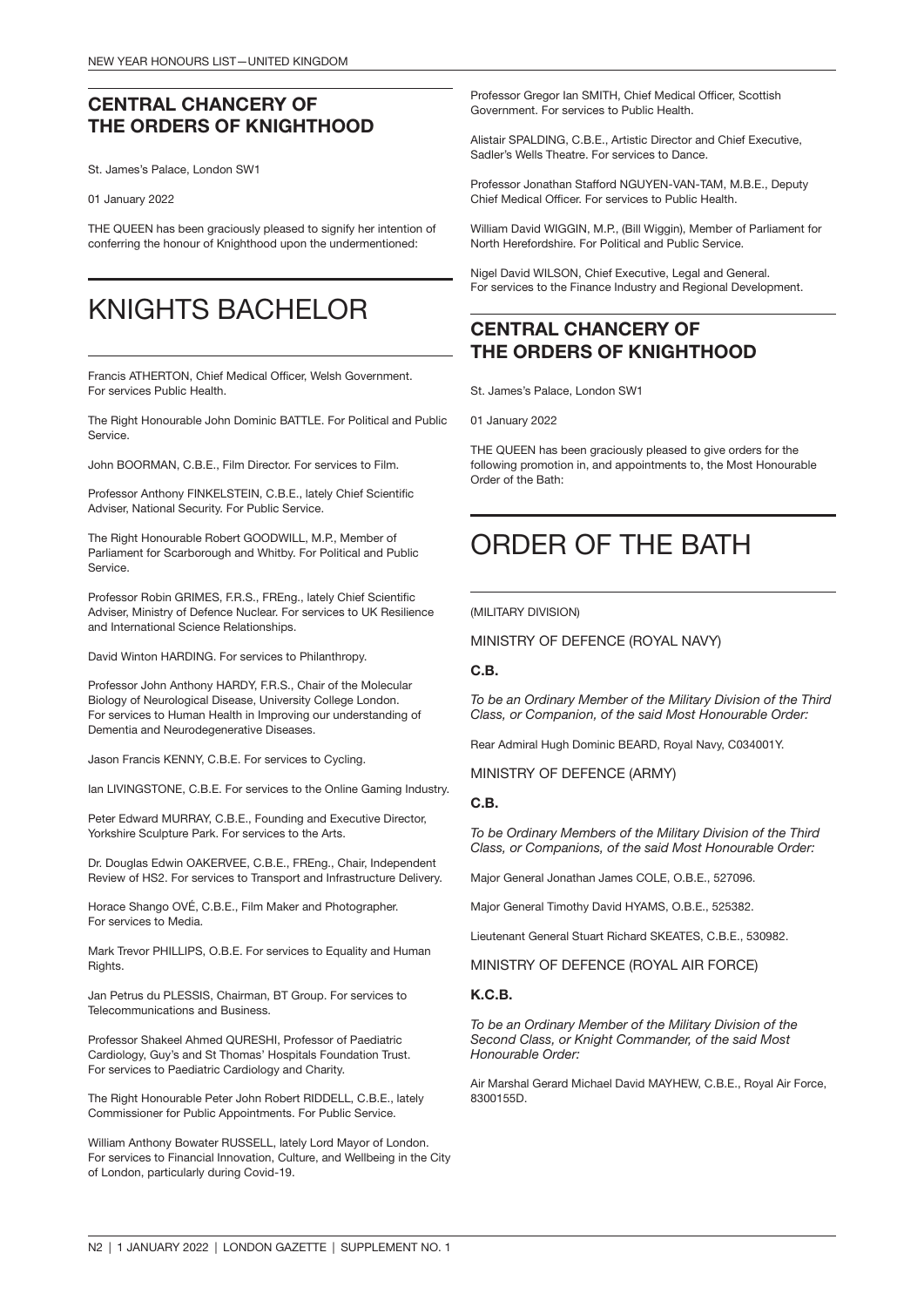## CENTRAL CHANCERY OF THE ORDERS OF KNIGHTHOOD

St. James's Palace, London SW1

01 January 2022

THE QUEEN has been graciously pleased to signify her intention of conferring the honour of Knighthood upon the undermentioned:

# KNIGHTS BACHELOR

Francis ATHERTON, Chief Medical Officer, Welsh Government. For services Public Health.

The Right Honourable John Dominic BATTLE. For Political and Public Service.

John BOORMAN, C.B.E., Film Director. For services to Film.

Professor Anthony FINKELSTEIN, C.B.E., lately Chief Scientific Adviser, National Security. For Public Service.

The Right Honourable Robert GOODWILL, M.P., Member of Parliament for Scarborough and Whitby. For Political and Public Service.

Professor Robin GRIMES, F.R.S., FREng., lately Chief Scientific Adviser, Ministry of Defence Nuclear. For services to UK Resilience and International Science Relationships.

David Winton HARDING. For services to Philanthropy.

Professor John Anthony HARDY, F.R.S., Chair of the Molecular Biology of Neurological Disease, University College London. For services to Human Health in Improving our understanding of Dementia and Neurodegenerative Diseases.

Jason Francis KENNY, C.B.E. For services to Cycling.

Ian LIVINGSTONE, C.B.E. For services to the Online Gaming Industry.

Peter Edward MURRAY, C.B.E., Founding and Executive Director, Yorkshire Sculpture Park. For services to the Arts.

Dr. Douglas Edwin OAKERVEE, C.B.E., FREng., Chair, Independent Review of HS2. For services to Transport and Infrastructure Delivery.

Horace Shango OVÉ, C.B.E., Film Maker and Photographer. For services to Media.

Mark Trevor PHILLIPS, O.B.E. For services to Equality and Human Rights.

Jan Petrus du PLESSIS, Chairman, BT Group. For services to Telecommunications and Business.

Professor Shakeel Ahmed QURESHI, Professor of Paediatric Cardiology, Guy's and St Thomas' Hospitals Foundation Trust. For services to Paediatric Cardiology and Charity.

The Right Honourable Peter John Robert RIDDELL, C.B.E., lately Commissioner for Public Appointments. For Public Service.

William Anthony Bowater RUSSELL, lately Lord Mayor of London. For services to Financial Innovation, Culture, and Wellbeing in the City of London, particularly during Covid-19.

Professor Gregor Ian SMITH, Chief Medical Officer, Scottish Government. For services to Public Health.

Alistair SPALDING, C.B.E., Artistic Director and Chief Executive, Sadler's Wells Theatre. For services to Dance.

Professor Jonathan Stafford NGUYEN-VAN-TAM, M.B.E., Deputy Chief Medical Officer. For services to Public Health.

William David WIGGIN, M.P., (Bill Wiggin), Member of Parliament for North Herefordshire. For Political and Public Service.

Nigel David WILSON, Chief Executive, Legal and General. For services to the Finance Industry and Regional Development.

## CENTRAL CHANCERY OF THE ORDERS OF KNIGHTHOOD

St. James's Palace, London SW1

01 January 2022

THE QUEEN has been graciously pleased to give orders for the following promotion in, and appointments to, the Most Honourable Order of the Bath:

# ORDER OF THE BATH

(MILITARY DIVISION)

MINISTRY OF DEFENCE (ROYAL NAVY)

**C.B.**

*To be an Ordinary Member of the Military Division of the Third Class, or Companion, of the said Most Honourable Order:*

Rear Admiral Hugh Dominic BEARD, Royal Navy, C034001Y.

MINISTRY OF DEFENCE (ARMY)

**C.B.**

*To be Ordinary Members of the Military Division of the Third Class, or Companions, of the said Most Honourable Order:*

Major General Jonathan James COLE, O.B.E., 527096.

Major General Timothy David HYAMS, O.B.E., 525382.

Lieutenant General Stuart Richard SKEATES, C.B.E., 530982.

MINISTRY OF DEFENCE (ROYAL AIR FORCE)

**K.C.B.**

*To be an Ordinary Member of the Military Division of the Second Class, or Knight Commander, of the said Most Honourable Order:*

Air Marshal Gerard Michael David MAYHEW, C.B.E., Royal Air Force, 8300155D.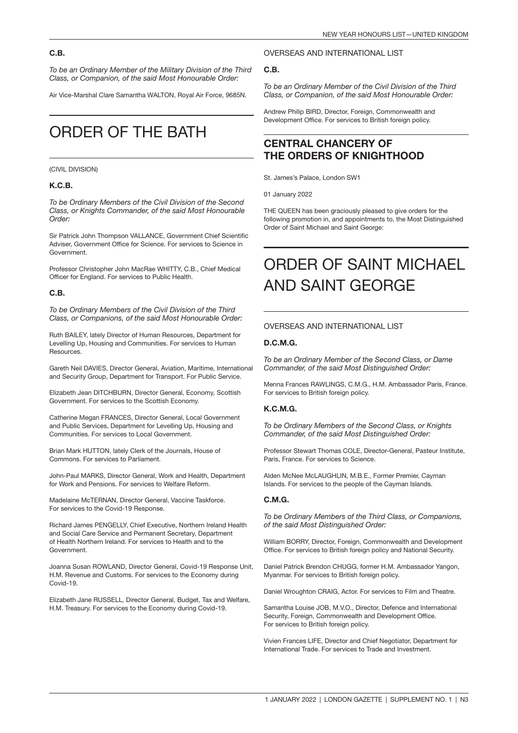### C.B.

*To be an Ordinary Member of the Military Division of the Third Class, or Companion, of the said Most Honourable Order:*

Air Vice-Marshal Clare Samantha WALTON, Royal Air Force, 9685N.

# ORDER OF THE BATH

(CIVIL DIVISION)

### K.C.B.

*To be Ordinary Members of the Civil Division of the Second Class, or Knights Commander, of the said Most Honourable Order:*

Sir Patrick John Thompson VALLANCE, Government Chief Scientific Adviser, Government Office for Science. For services to Science in Government.

Professor Christopher John MacRae WHITTY, C.B., Chief Medical Officer for England. For services to Public Health.

### C.B.

*To be Ordinary Members of the Civil Division of the Third Class, or Companions, of the said Most Honourable Order:*

Ruth BAILEY, lately Director of Human Resources, Department for Levelling Up, Housing and Communities. For services to Human Resources.

Gareth Neil DAVIES, Director General, Aviation, Maritime, International and Security Group, Department for Transport. For Public Service.

Elizabeth Jean DITCHBURN, Director General, Economy, Scottish Government. For services to the Scottish Economy.

Catherine Megan FRANCES, Director General, Local Government and Public Services, Department for Levelling Up, Housing and Communities. For services to Local Government.

Brian Mark HUTTON, lately Clerk of the Journals, House of Commons. For services to Parliament.

John-Paul MARKS, Director General, Work and Health, Department for Work and Pensions. For services to Welfare Reform.

Madelaine McTERNAN, Director General, Vaccine Taskforce. For services to the Covid-19 Response.

Richard James PENGELLY, Chief Executive, Northern Ireland Health and Social Care Service and Permanent Secretary, Department of Health Northern Ireland. For services to Health and to the Government.

Joanna Susan ROWLAND, Director General, Covid-19 Response Unit, H.M. Revenue and Customs. For services to the Economy during Covid-19.

Elizabeth Jane RUSSELL, Director General, Budget, Tax and Welfare, H.M. Treasury. For services to the Economy during Covid-19.

OVERSEAS AND INTERNATIONAL LIST

### C.B.

*To be an Ordinary Member of the Civil Division of the Third Class, or Companion, of the said Most Honourable Order:*

Andrew Philip BIRD, Director, Foreign, Commonwealth and Development Office. For services to British foreign policy.

## CENTRAL CHANCERY OF THE ORDERS OF KNIGHTHOOD

St. James's Palace, London SW1

01 January 2022

THE QUEEN has been graciously pleased to give orders for the following promotion in, and appointments to, the Most Distinguished Order of Saint Michael and Saint George:

# ORDER OF SAINT MICHAEL AND SAINT GEORGE

OVERSEAS AND INTERNATIONAL LIST

### D.C.M.G.

*To be an Ordinary Member of the Second Class, or Dame Commander, of the said Most Distinguished Order:*

Menna Frances RAWLINGS, C.M.G., H.M. Ambassador Paris, France. For services to British foreign policy.

### K.C.M.G.

*To be Ordinary Members of the Second Class, or Knights Commander, of the said Most Distinguished Order:*

Professor Stewart Thomas COLE, Director-General, Pasteur Institute, Paris, France. For services to Science.

Alden McNee McLAUGHLIN, M.B.E., Former Premier, Cayman Islands. For services to the people of the Cayman Islands.

### C.M.G.

*To be Ordinary Members of the Third Class, or Companions, of the said Most Distinguished Order:*

William BORRY, Director, Foreign, Commonwealth and Development Office. For services to British foreign policy and National Security.

Daniel Patrick Brendon CHUGG, former H.M. Ambassador Yangon, Myanmar. For services to British foreign policy.

Daniel Wroughton CRAIG, Actor. For services to Film and Theatre.

Samantha Louise JOB, M.V.O., Director, Defence and International Security, Foreign, Commonwealth and Development Office. For services to British foreign policy.

Vivien Frances LIFE, Director and Chief Negotiator, Department for International Trade. For services to Trade and Investment.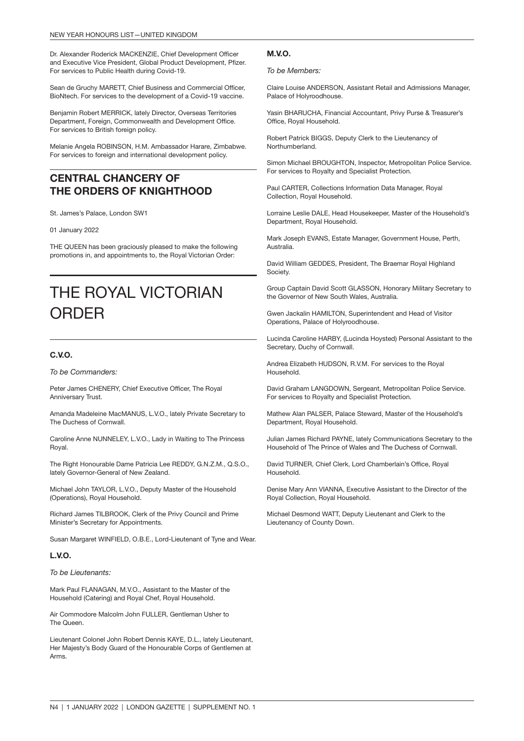Dr. Alexander Roderick MACKENZIE, Chief Development Officer and Executive Vice President, Global Product Development, Pfizer. For services to Public Health during Covid-19.

Sean de Gruchy MARETT, Chief Business and Commercial Officer, BioNtech. For services to the development of a Covid-19 vaccine.

Benjamin Robert MERRICK, lately Director, Overseas Territories Department, Foreign, Commonwealth and Development Office. For services to British foreign policy.

Melanie Angela ROBINSON, H.M. Ambassador Harare, Zimbabwe. For services to foreign and international development policy.

## CENTRAL CHANCERY OF THE ORDERS OF KNIGHTHOOD

St. James's Palace, London SW1

01 January 2022

THE QUEEN has been graciously pleased to make the following promotions in, and appointments to, the Royal Victorian Order:

# THE ROYAL VICTORIAN ORDER

### C.V.O.

*To be Commanders:*

Peter James CHENERY, Chief Executive Officer, The Royal Anniversary Trust.

Amanda Madeleine MacMANUS, L.V.O., lately Private Secretary to The Duchess of Cornwall.

Caroline Anne NUNNELEY, L.V.O., Lady in Waiting to The Princess Royal.

The Right Honourable Dame Patricia Lee REDDY, G.N.Z.M., Q.S.O., lately Governor-General of New Zealand.

Michael John TAYLOR, L.V.O., Deputy Master of the Household (Operations), Royal Household.

Richard James TILBROOK, Clerk of the Privy Council and Prime Minister's Secretary for Appointments.

Susan Margaret WINFIELD, O.B.E., Lord-Lieutenant of Tyne and Wear.

### L.V.O.

*To be Lieutenants:*

Mark Paul FLANAGAN, M.V.O., Assistant to the Master of the Household (Catering) and Royal Chef, Royal Household.

Air Commodore Malcolm John FULLER, Gentleman Usher to The Queen.

Lieutenant Colonel John Robert Dennis KAYE, D.L., lately Lieutenant, Her Majesty's Body Guard of the Honourable Corps of Gentlemen at Arms.

### M.V.O.

*To be Members:*

Claire Louise ANDERSON, Assistant Retail and Admissions Manager, Palace of Holyroodhouse.

Yasin BHARUCHA, Financial Accountant, Privy Purse & Treasurer's Office, Royal Household.

Robert Patrick BIGGS, Deputy Clerk to the Lieutenancy of Northumberland.

Simon Michael BROUGHTON, Inspector, Metropolitan Police Service. For services to Royalty and Specialist Protection.

Paul CARTER, Collections Information Data Manager, Royal Collection, Royal Household.

Lorraine Leslie DALE, Head Housekeeper, Master of the Household's Department, Royal Household.

Mark Joseph EVANS, Estate Manager, Government House, Perth, Australia.

David William GEDDES, President, The Braemar Royal Highland Society.

Group Captain David Scott GLASSON, Honorary Military Secretary to the Governor of New South Wales, Australia.

Gwen Jackalin HAMILTON, Superintendent and Head of Visitor Operations, Palace of Holyroodhouse.

Lucinda Caroline HARBY, (Lucinda Hoysted) Personal Assistant to the Secretary, Duchy of Cornwall.

Andrea Elizabeth HUDSON, R.V.M. For services to the Royal Household.

David Graham LANGDOWN, Sergeant, Metropolitan Police Service. For services to Royalty and Specialist Protection.

Mathew Alan PALSER, Palace Steward, Master of the Household's Department, Royal Household.

Julian James Richard PAYNE, lately Communications Secretary to the Household of The Prince of Wales and The Duchess of Cornwall.

David TURNER, Chief Clerk, Lord Chamberlain's Office, Royal Household.

Denise Mary Ann VIANNA, Executive Assistant to the Director of the Royal Collection, Royal Household.

Michael Desmond WATT, Deputy Lieutenant and Clerk to the Lieutenancy of County Down.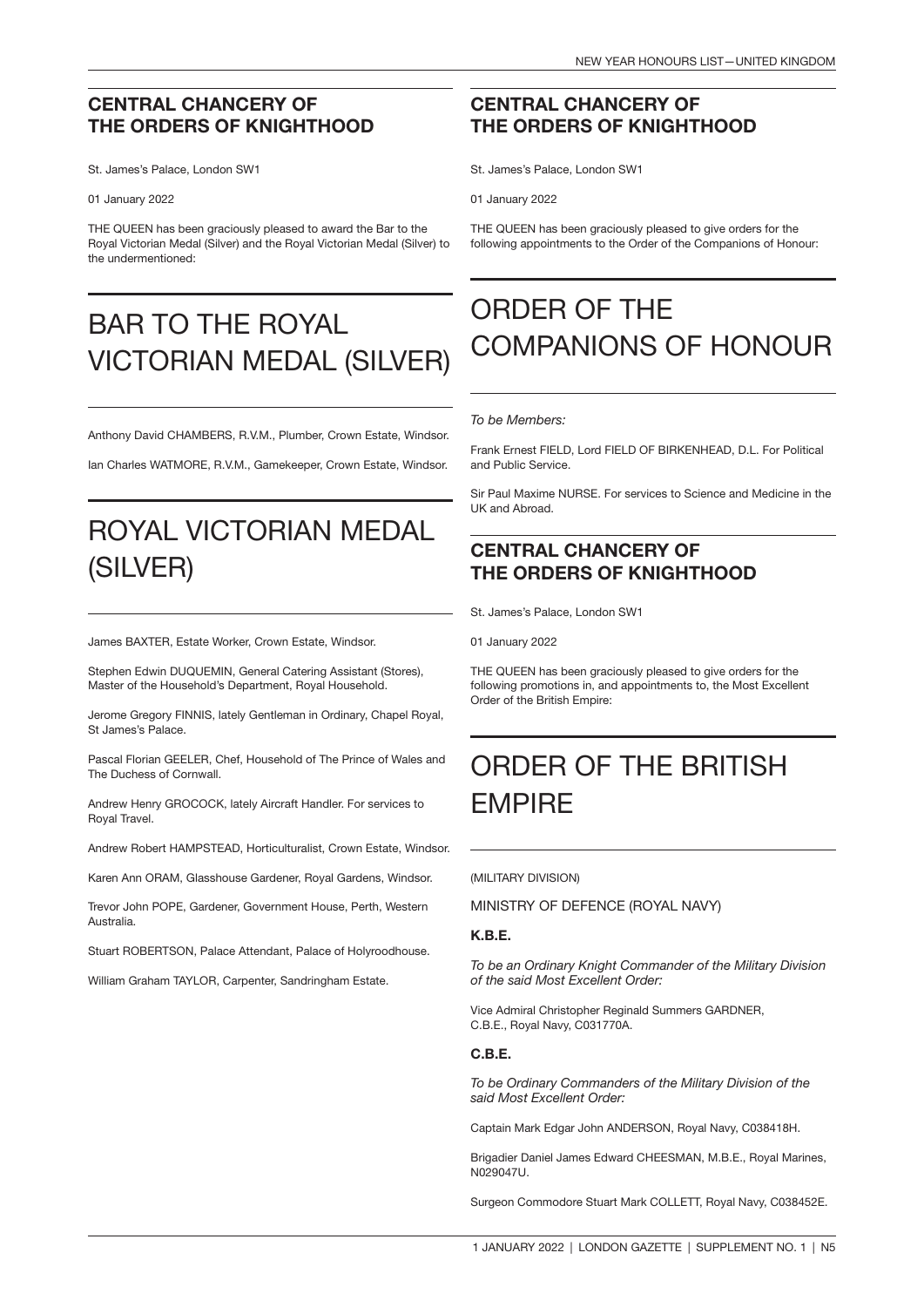## CENTRAL CHANCERY OF THE ORDERS OF KNIGHTHOOD

St. James's Palace, London SW1

01 January 2022

THE QUEEN has been graciously pleased to award the Bar to the Royal Victorian Medal (Silver) and the Royal Victorian Medal (Silver) to the undermentioned:

# BAR TO THE ROYAL VICTORIAN MEDAL (SILVER)

Anthony David CHAMBERS, R.V.M., Plumber, Crown Estate, Windsor.

Ian Charles WATMORE, R.V.M., Gamekeeper, Crown Estate, Windsor.

# ROYAL VICTORIAN MEDAL (SILVER)

James BAXTER, Estate Worker, Crown Estate, Windsor.

Stephen Edwin DUQUEMIN, General Catering Assistant (Stores), Master of the Household's Department, Royal Household.

Jerome Gregory FINNIS, lately Gentleman in Ordinary, Chapel Royal, St James's Palace.

Pascal Florian GEELER, Chef, Household of The Prince of Wales and The Duchess of Cornwall.

Andrew Henry GROCOCK, lately Aircraft Handler. For services to Royal Travel.

Andrew Robert HAMPSTEAD, Horticulturalist, Crown Estate, Windsor.

Karen Ann ORAM, Glasshouse Gardener, Royal Gardens, Windsor.

Trevor John POPE, Gardener, Government House, Perth, Western Australia.

Stuart ROBERTSON, Palace Attendant, Palace of Holyroodhouse.

William Graham TAYLOR, Carpenter, Sandringham Estate.

## CENTRAL CHANCERY OF THE ORDERS OF KNIGHTHOOD

St. James's Palace, London SW1

01 January 2022

THE QUEEN has been graciously pleased to give orders for the following appointments to the Order of the Companions of Honour:

# ORDER OF THE COMPANIONS OF HONOUR

*To be Members:*

Frank Ernest FIELD, Lord FIELD OF BIRKENHEAD, D.L. For Political and Public Service.

Sir Paul Maxime NURSE. For services to Science and Medicine in the UK and Abroad.

## CENTRAL CHANCERY OF THE ORDERS OF KNIGHTHOOD

St. James's Palace, London SW1

01 January 2022

THE QUEEN has been graciously pleased to give orders for the following promotions in, and appointments to, the Most Excellent Order of the British Empire:

# ORDER OF THE BRITISH EMPIRE

(MILITARY DIVISION)

MINISTRY OF DEFENCE (ROYAL NAVY)

### K.B.E.

*To be an Ordinary Knight Commander of the Military Division of the said Most Excellent Order:*

Vice Admiral Christopher Reginald Summers GARDNER, C.B.E., Royal Navy, C031770A.

### C.B.E.

*To be Ordinary Commanders of the Military Division of the said Most Excellent Order:*

Captain Mark Edgar John ANDERSON, Royal Navy, C038418H.

Brigadier Daniel James Edward CHEESMAN, M.B.E., Royal Marines, N029047U.

Surgeon Commodore Stuart Mark COLLETT, Royal Navy, C038452E.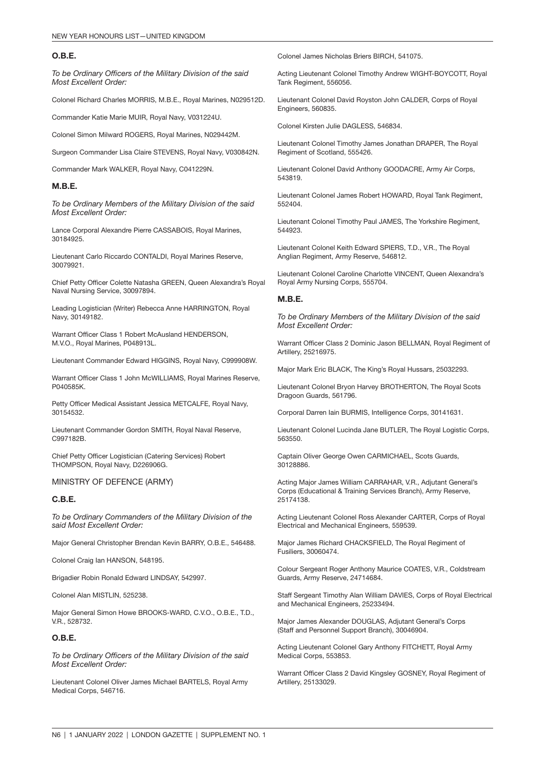## O.B.E.

*To be Ordinary Officers of the Military Division of the said Most Excellent Order:*

Colonel Richard Charles MORRIS, M.B.E., Royal Marines, N029512D.

Commander Katie Marie MUIR, Royal Navy, V031224U.

Colonel Simon Milward ROGERS, Royal Marines, N029442M.

Surgeon Commander Lisa Claire STEVENS, Royal Navy, V030842N.

Commander Mark WALKER, Royal Navy, C041229N.

## M.B.E.

*To be Ordinary Members of the Military Division of the said Most Excellent Order:*

Lance Corporal Alexandre Pierre CASSABOIS, Royal Marines, 30184925.

Lieutenant Carlo Riccardo CONTALDI, Royal Marines Reserve, 30079921.

Chief Petty Officer Colette Natasha GREEN, Queen Alexandra's Royal Naval Nursing Service, 30097894.

Leading Logistician (Writer) Rebecca Anne HARRINGTON, Royal Navy, 30149182.

Warrant Officer Class 1 Robert McAusland HENDERSON, M.V.O., Royal Marines, P048913L.

Lieutenant Commander Edward HIGGINS, Royal Navy, C999908W.

Warrant Officer Class 1 John McWILLIAMS, Royal Marines Reserve, P040585K.

Petty Officer Medical Assistant Jessica METCALFE, Royal Navy, 30154532.

Lieutenant Commander Gordon SMITH, Royal Naval Reserve, C997182B.

Chief Petty Officer Logistician (Catering Services) Robert THOMPSON, Royal Navy, D226906G.

# MINISTRY OF DEFENCE (ARMY)

## C.B.E.

*To be Ordinary Commanders of the Military Division of the said Most Excellent Order:*

Major General Christopher Brendan Kevin BARRY, O.B.E., 546488.

Colonel Craig Ian HANSON, 548195.

Brigadier Robin Ronald Edward LINDSAY, 542997.

Colonel Alan MISTLIN, 525238.

Major General Simon Howe BROOKS-WARD, C.V.O., O.B.E., T.D., V.R., 528732.

## O.B.E.

*To be Ordinary Officers of the Military Division of the said Most Excellent Order:*

Lieutenant Colonel Oliver James Michael BARTELS, Royal Army Medical Corps, 546716.

Colonel James Nicholas Briers BIRCH, 541075.

Acting Lieutenant Colonel Timothy Andrew WIGHT-BOYCOTT, Royal Tank Regiment, 556056.

Lieutenant Colonel David Royston John CALDER, Corps of Royal Engineers, 560835.

Colonel Kirsten Julie DAGLESS, 546834.

Lieutenant Colonel Timothy James Jonathan DRAPER, The Royal Regiment of Scotland, 555426.

Lieutenant Colonel David Anthony GOODACRE, Army Air Corps, 543819.

Lieutenant Colonel James Robert HOWARD, Royal Tank Regiment, 552404.

Lieutenant Colonel Timothy Paul JAMES, The Yorkshire Regiment, 544923.

Lieutenant Colonel Keith Edward SPIERS, T.D., V.R., The Royal Anglian Regiment, Army Reserve, 546812.

Lieutenant Colonel Caroline Charlotte VINCENT, Queen Alexandra's Royal Army Nursing Corps, 555704.

## M.B.E.

*To be Ordinary Members of the Military Division of the said Most Excellent Order:*

Warrant Officer Class 2 Dominic Jason BELLMAN, Royal Regiment of Artillery, 25216975.

Major Mark Eric BLACK, The King's Royal Hussars, 25032293.

Lieutenant Colonel Bryon Harvey BROTHERTON, The Royal Scots Dragoon Guards, 561796.

Corporal Darren Iain BURMIS, Intelligence Corps, 30141631.

Lieutenant Colonel Lucinda Jane BUTLER, The Royal Logistic Corps, 563550.

Captain Oliver George Owen CARMICHAEL, Scots Guards, 30128886.

Acting Major James William CARRAHAR, V.R., Adjutant General's Corps (Educational & Training Services Branch), Army Reserve, 25174138.

Acting Lieutenant Colonel Ross Alexander CARTER, Corps of Royal Electrical and Mechanical Engineers, 559539.

Major James Richard CHACKSFIELD, The Royal Regiment of Fusiliers, 30060474.

Colour Sergeant Roger Anthony Maurice COATES, V.R., Coldstream Guards, Army Reserve, 24714684.

Staff Sergeant Timothy Alan William DAVIES, Corps of Royal Electrical and Mechanical Engineers, 25233494.

Major James Alexander DOUGLAS, Adjutant General's Corps (Staff and Personnel Support Branch), 30046904.

Acting Lieutenant Colonel Gary Anthony FITCHETT, Royal Army Medical Corps, 553853.

Warrant Officer Class 2 David Kingsley GOSNEY, Royal Regiment of Artillery, 25133029.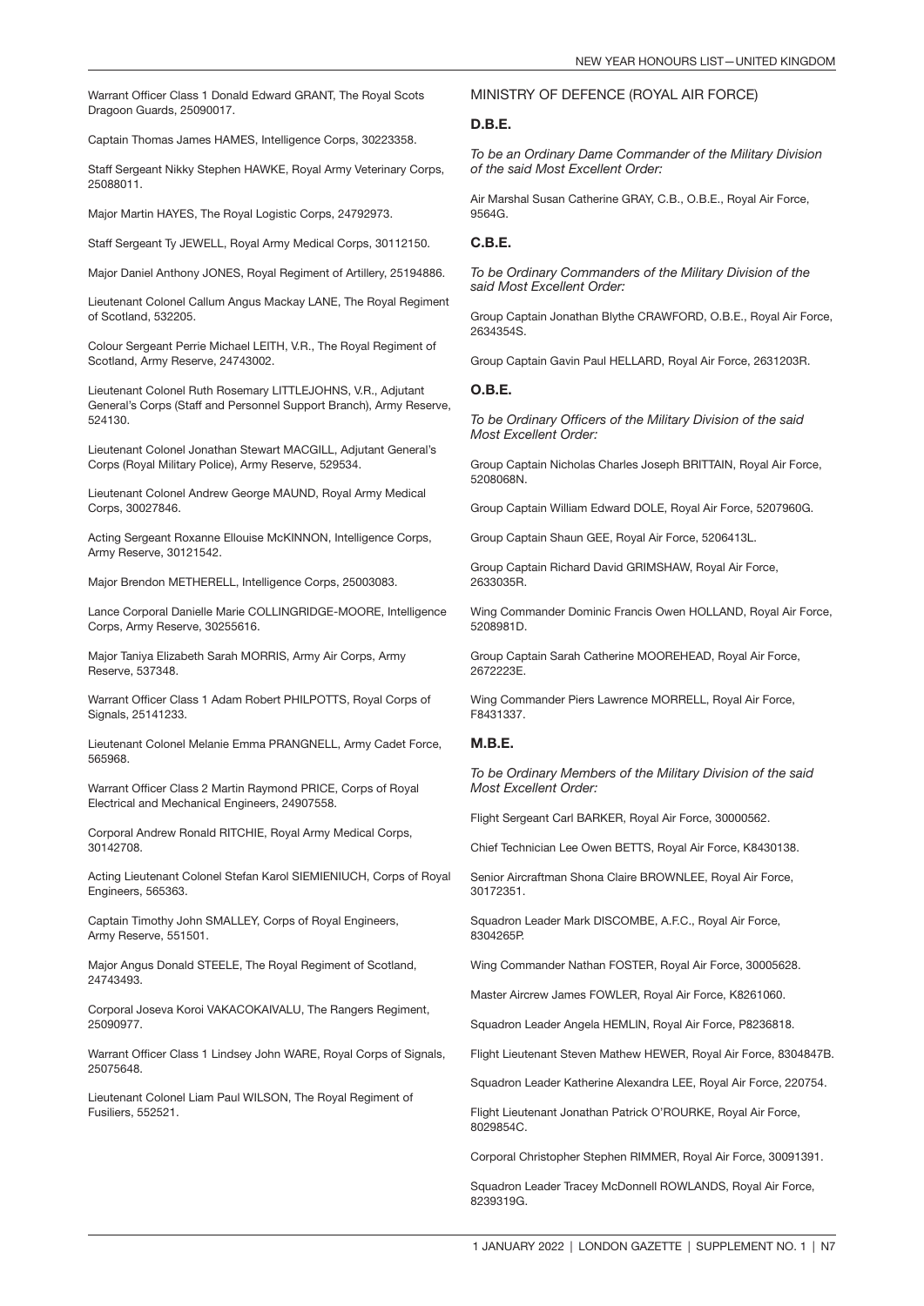Warrant Officer Class 1 Donald Edward GRANT, The Royal Scots Dragoon Guards, 25090017.

Captain Thomas James HAMES, Intelligence Corps, 30223358.

Staff Sergeant Nikky Stephen HAWKE, Royal Army Veterinary Corps, 25088011.

Major Martin HAYES, The Royal Logistic Corps, 24792973.

Staff Sergeant Ty JEWELL, Royal Army Medical Corps, 30112150.

Major Daniel Anthony JONES, Royal Regiment of Artillery, 25194886.

Lieutenant Colonel Callum Angus Mackay LANE, The Royal Regiment of Scotland, 532205.

Colour Sergeant Perrie Michael LEITH, V.R., The Royal Regiment of Scotland, Army Reserve, 24743002.

Lieutenant Colonel Ruth Rosemary LITTLEJOHNS, V.R., Adjutant General's Corps (Staff and Personnel Support Branch), Army Reserve, 524130.

Lieutenant Colonel Jonathan Stewart MACGILL, Adjutant General's Corps (Royal Military Police), Army Reserve, 529534.

Lieutenant Colonel Andrew George MAUND, Royal Army Medical Corps, 30027846.

Acting Sergeant Roxanne Ellouise McKINNON, Intelligence Corps, Army Reserve, 30121542.

Major Brendon METHERELL, Intelligence Corps, 25003083.

Lance Corporal Danielle Marie COLLINGRIDGE-MOORE, Intelligence Corps, Army Reserve, 30255616.

Major Taniya Elizabeth Sarah MORRIS, Army Air Corps, Army Reserve, 537348.

Warrant Officer Class 1 Adam Robert PHILPOTTS, Royal Corps of Signals, 25141233.

Lieutenant Colonel Melanie Emma PRANGNELL, Army Cadet Force, 565968.

Warrant Officer Class 2 Martin Raymond PRICE, Corps of Royal Electrical and Mechanical Engineers, 24907558.

Corporal Andrew Ronald RITCHIE, Royal Army Medical Corps, 30142708.

Acting Lieutenant Colonel Stefan Karol SIEMIENIUCH, Corps of Royal Engineers, 565363.

Captain Timothy John SMALLEY, Corps of Royal Engineers, Army Reserve, 551501.

Major Angus Donald STEELE, The Royal Regiment of Scotland, 24743493.

Corporal Joseva Koroi VAKACOKAIVALU, The Rangers Regiment, 25090977.

Warrant Officer Class 1 Lindsey John WARE, Royal Corps of Signals, 25075648.

Lieutenant Colonel Liam Paul WILSON, The Royal Regiment of Fusiliers, 552521.

## MINISTRY OF DEFENCE (ROYAL AIR FORCE)

### D.B.E.

*To be an Ordinary Dame Commander of the Military Division of the said Most Excellent Order:*

Air Marshal Susan Catherine GRAY, C.B., O.B.E., Royal Air Force, 9564G.

### C.B.E.

*To be Ordinary Commanders of the Military Division of the said Most Excellent Order:*

Group Captain Jonathan Blythe CRAWFORD, O.B.E., Royal Air Force, 2634354S.

Group Captain Gavin Paul HELLARD, Royal Air Force, 2631203R.

### O.B.E.

*To be Ordinary Officers of the Military Division of the said Most Excellent Order:*

Group Captain Nicholas Charles Joseph BRITTAIN, Royal Air Force, 5208068N.

Group Captain William Edward DOLE, Royal Air Force, 5207960G.

Group Captain Shaun GEE, Royal Air Force, 5206413L.

Group Captain Richard David GRIMSHAW, Royal Air Force, 2633035R.

Wing Commander Dominic Francis Owen HOLLAND, Royal Air Force, 5208981D.

Group Captain Sarah Catherine MOOREHEAD, Royal Air Force, 2672223E.

Wing Commander Piers Lawrence MORRELL, Royal Air Force, F8431337.

### M.B.E.

*To be Ordinary Members of the Military Division of the said Most Excellent Order:*

Flight Sergeant Carl BARKER, Royal Air Force, 30000562.

Chief Technician Lee Owen BETTS, Royal Air Force, K8430138.

Senior Aircraftman Shona Claire BROWNLEE, Royal Air Force, 30172351.

Squadron Leader Mark DISCOMBE, A.F.C., Royal Air Force, 8304265P.

Wing Commander Nathan FOSTER, Royal Air Force, 30005628.

Master Aircrew James FOWLER, Royal Air Force, K8261060.

Squadron Leader Angela HEMLIN, Royal Air Force, P8236818.

Flight Lieutenant Steven Mathew HEWER, Royal Air Force, 8304847B.

Squadron Leader Katherine Alexandra LEE, Royal Air Force, 220754.

Flight Lieutenant Jonathan Patrick O'ROURKE, Royal Air Force, 8029854C.

Corporal Christopher Stephen RIMMER, Royal Air Force, 30091391.

Squadron Leader Tracey McDonnell ROWLANDS, Royal Air Force, 8239319G.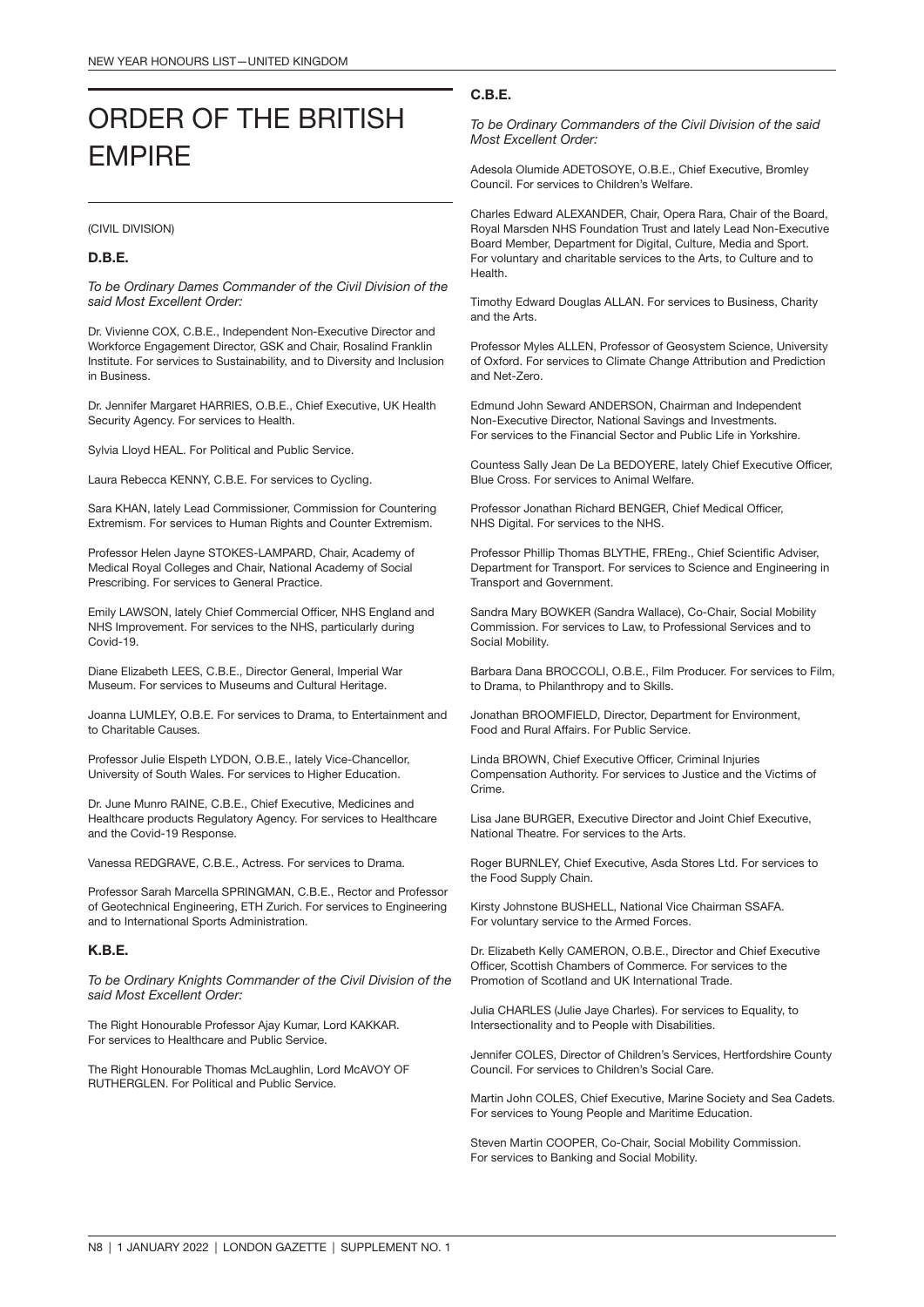# ORDER OF THE BRITISH EMPIRE

(CIVIL DIVISION)

### D.B.E.

*To be Ordinary Dames Commander of the Civil Division of the said Most Excellent Order:*

Dr. Vivienne COX, C.B.E., Independent Non-Executive Director and Workforce Engagement Director, GSK and Chair, Rosalind Franklin Institute. For services to Sustainability, and to Diversity and Inclusion in Business.

Dr. Jennifer Margaret HARRIES, O.B.E., Chief Executive, UK Health Security Agency. For services to Health.

Sylvia Lloyd HEAL. For Political and Public Service.

Laura Rebecca KENNY, C.B.E. For services to Cycling.

Sara KHAN, lately Lead Commissioner, Commission for Countering Extremism. For services to Human Rights and Counter Extremism.

Professor Helen Jayne STOKES-LAMPARD, Chair, Academy of Medical Royal Colleges and Chair, National Academy of Social Prescribing. For services to General Practice.

Emily LAWSON, lately Chief Commercial Officer, NHS England and NHS Improvement. For services to the NHS, particularly during Covid-19.

Diane Elizabeth LEES, C.B.E., Director General, Imperial War Museum. For services to Museums and Cultural Heritage.

Joanna LUMLEY, O.B.E. For services to Drama, to Entertainment and to Charitable Causes.

Professor Julie Elspeth LYDON, O.B.E., lately Vice-Chancellor, University of South Wales. For services to Higher Education.

Dr. June Munro RAINE, C.B.E., Chief Executive, Medicines and Healthcare products Regulatory Agency. For services to Healthcare and the Covid-19 Response.

Vanessa REDGRAVE, C.B.E., Actress. For services to Drama.

Professor Sarah Marcella SPRINGMAN, C.B.E., Rector and Professor of Geotechnical Engineering, ETH Zurich. For services to Engineering and to International Sports Administration.

### K.B.E.

*To be Ordinary Knights Commander of the Civil Division of the said Most Excellent Order:*

The Right Honourable Professor Ajay Kumar, Lord KAKKAR. For services to Healthcare and Public Service.

The Right Honourable Thomas McLaughlin, Lord McAVOY OF RUTHERGLEN. For Political and Public Service.

### C.B.E.

*To be Ordinary Commanders of the Civil Division of the said Most Excellent Order:*

Adesola Olumide ADETOSOYE, O.B.E., Chief Executive, Bromley Council. For services to Children's Welfare.

Charles Edward ALEXANDER, Chair, Opera Rara, Chair of the Board, Royal Marsden NHS Foundation Trust and lately Lead Non-Executive Board Member, Department for Digital, Culture, Media and Sport. For voluntary and charitable services to the Arts, to Culture and to Health.

Timothy Edward Douglas ALLAN. For services to Business, Charity and the Arts.

Professor Myles ALLEN, Professor of Geosystem Science, University of Oxford. For services to Climate Change Attribution and Prediction and Net-Zero.

Edmund John Seward ANDERSON, Chairman and Independent Non-Executive Director, National Savings and Investments. For services to the Financial Sector and Public Life in Yorkshire.

Countess Sally Jean De La BEDOYERE, lately Chief Executive Officer, Blue Cross. For services to Animal Welfare.

Professor Jonathan Richard BENGER, Chief Medical Officer, NHS Digital. For services to the NHS.

Professor Phillip Thomas BLYTHE, FREng., Chief Scientific Adviser, Department for Transport. For services to Science and Engineering in Transport and Government.

Sandra Mary BOWKER (Sandra Wallace), Co-Chair, Social Mobility Commission. For services to Law, to Professional Services and to Social Mobility.

Barbara Dana BROCCOLI, O.B.E., Film Producer. For services to Film, to Drama, to Philanthropy and to Skills.

Jonathan BROOMFIELD, Director, Department for Environment, Food and Rural Affairs. For Public Service.

Linda BROWN, Chief Executive Officer, Criminal Injuries Compensation Authority. For services to Justice and the Victims of Crime.

Lisa Jane BURGER, Executive Director and Joint Chief Executive, National Theatre. For services to the Arts.

Roger BURNLEY, Chief Executive, Asda Stores Ltd. For services to the Food Supply Chain.

Kirsty Johnstone BUSHELL, National Vice Chairman SSAFA. For voluntary service to the Armed Forces.

Dr. Elizabeth Kelly CAMERON, O.B.E., Director and Chief Executive Officer, Scottish Chambers of Commerce. For services to the Promotion of Scotland and UK International Trade.

Julia CHARLES (Julie Jaye Charles). For services to Equality, to Intersectionality and to People with Disabilities.

Jennifer COLES, Director of Children's Services, Hertfordshire County Council. For services to Children's Social Care.

Martin John COLES, Chief Executive, Marine Society and Sea Cadets. For services to Young People and Maritime Education.

Steven Martin COOPER, Co-Chair, Social Mobility Commission. For services to Banking and Social Mobility.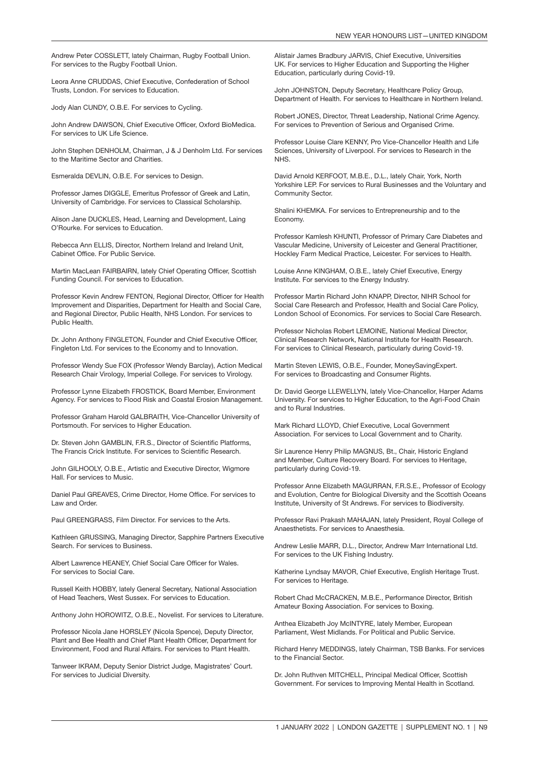Andrew Peter COSSLETT, lately Chairman, Rugby Football Union. For services to the Rugby Football Union.

Leora Anne CRUDDAS, Chief Executive, Confederation of School Trusts, London. For services to Education.

Jody Alan CUNDY, O.B.E. For services to Cycling.

John Andrew DAWSON, Chief Executive Officer, Oxford BioMedica. For services to UK Life Science.

John Stephen DENHOLM, Chairman, J & J Denholm Ltd. For services to the Maritime Sector and Charities.

Esmeralda DEVLIN, O.B.E. For services to Design.

Professor James DIGGLE, Emeritus Professor of Greek and Latin, University of Cambridge. For services to Classical Scholarship.

Alison Jane DUCKLES, Head, Learning and Development, Laing O'Rourke. For services to Education.

Rebecca Ann ELLIS, Director, Northern Ireland and Ireland Unit, Cabinet Office. For Public Service.

Martin MacLean FAIRBAIRN, lately Chief Operating Officer, Scottish Funding Council. For services to Education.

Professor Kevin Andrew FENTON, Regional Director, Officer for Health Improvement and Disparities, Department for Health and Social Care, and Regional Director, Public Health, NHS London. For services to Public Health.

Dr. John Anthony FINGLETON, Founder and Chief Executive Officer, Fingleton Ltd. For services to the Economy and to Innovation.

Professor Wendy Sue FOX (Professor Wendy Barclay), Action Medical Research Chair Virology, Imperial College. For services to Virology.

Professor Lynne Elizabeth FROSTICK, Board Member, Environment Agency. For services to Flood Risk and Coastal Erosion Management.

Professor Graham Harold GALBRAITH, Vice-Chancellor University of Portsmouth. For services to Higher Education.

Dr. Steven John GAMBLIN, F.R.S., Director of Scientific Platforms, The Francis Crick Institute. For services to Scientific Research.

John GILHOOLY, O.B.E., Artistic and Executive Director, Wigmore Hall. For services to Music.

Daniel Paul GREAVES, Crime Director, Home Office. For services to Law and Order.

Paul GREENGRASS, Film Director. For services to the Arts.

Kathleen GRUSSING, Managing Director, Sapphire Partners Executive Search. For services to Business.

Albert Lawrence HEANEY, Chief Social Care Officer for Wales. For services to Social Care.

Russell Keith HOBBY, lately General Secretary, National Association of Head Teachers, West Sussex. For services to Education.

Anthony John HOROWITZ, O.B.E., Novelist. For services to Literature.

Professor Nicola Jane HORSLEY (Nicola Spence), Deputy Director, Plant and Bee Health and Chief Plant Health Officer, Department for Environment, Food and Rural Affairs. For services to Plant Health.

Tanweer IKRAM, Deputy Senior District Judge, Magistrates' Court. For services to Judicial Diversity.

Alistair James Bradbury JARVIS, Chief Executive, Universities UK. For services to Higher Education and Supporting the Higher Education, particularly during Covid-19.

John JOHNSTON, Deputy Secretary, Healthcare Policy Group, Department of Health. For services to Healthcare in Northern Ireland.

Robert JONES, Director, Threat Leadership, National Crime Agency. For services to Prevention of Serious and Organised Crime.

Professor Louise Clare KENNY, Pro Vice-Chancellor Health and Life Sciences, University of Liverpool. For services to Research in the NHS.

David Arnold KERFOOT, M.B.E., D.L., lately Chair, York, North Yorkshire LEP. For services to Rural Businesses and the Voluntary and Community Sector.

Shalini KHEMKA. For services to Entrepreneurship and to the Economy.

Professor Kamlesh KHUNTI, Professor of Primary Care Diabetes and Vascular Medicine, University of Leicester and General Practitioner, Hockley Farm Medical Practice, Leicester. For services to Health.

Louise Anne KINGHAM, O.B.E., lately Chief Executive, Energy Institute. For services to the Energy Industry.

Professor Martin Richard John KNAPP, Director, NIHR School for Social Care Research and Professor, Health and Social Care Policy, London School of Economics. For services to Social Care Research.

Professor Nicholas Robert LEMOINE, National Medical Director, Clinical Research Network, National Institute for Health Research. For services to Clinical Research, particularly during Covid-19.

Martin Steven LEWIS, O.B.E., Founder, MoneySavingExpert. For services to Broadcasting and Consumer Rights.

Dr. David George LLEWELLYN, lately Vice-Chancellor, Harper Adams University. For services to Higher Education, to the Agri-Food Chain and to Rural Industries.

Mark Richard LLOYD, Chief Executive, Local Government Association. For services to Local Government and to Charity.

Sir Laurence Henry Philip MAGNUS, Bt., Chair, Historic England and Member, Culture Recovery Board. For services to Heritage, particularly during Covid-19.

Professor Anne Elizabeth MAGURRAN, F.R.S.E., Professor of Ecology and Evolution, Centre for Biological Diversity and the Scottish Oceans Institute, University of St Andrews. For services to Biodiversity.

Professor Ravi Prakash MAHAJAN, lately President, Royal College of Anaesthetists. For services to Anaesthesia.

Andrew Leslie MARR, D.L., Director, Andrew Marr International Ltd. For services to the UK Fishing Industry.

Katherine Lyndsay MAVOR, Chief Executive, English Heritage Trust. For services to Heritage.

Robert Chad McCRACKEN, M.B.E., Performance Director, British Amateur Boxing Association. For services to Boxing.

Anthea Elizabeth Joy McINTYRE, lately Member, European Parliament, West Midlands. For Political and Public Service.

Richard Henry MEDDINGS, lately Chairman, TSB Banks. For services to the Financial Sector.

Dr. John Ruthven MITCHELL, Principal Medical Officer, Scottish Government. For services to Improving Mental Health in Scotland.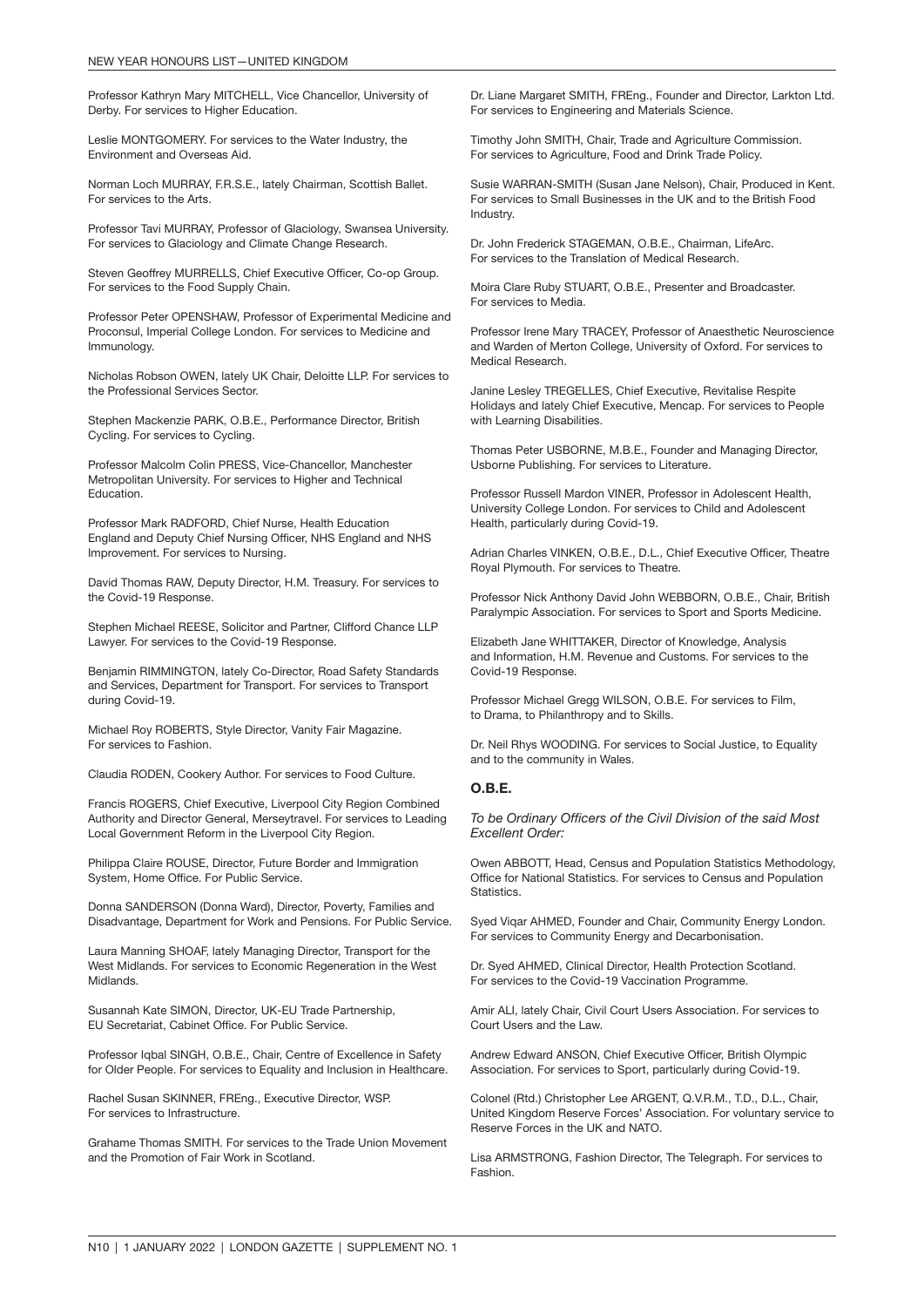Professor Kathryn Mary MITCHELL, Vice Chancellor, University of Derby. For services to Higher Education.

Leslie MONTGOMERY. For services to the Water Industry, the Environment and Overseas Aid.

Norman Loch MURRAY, F.R.S.E., lately Chairman, Scottish Ballet. For services to the Arts.

Professor Tavi MURRAY, Professor of Glaciology, Swansea University. For services to Glaciology and Climate Change Research.

Steven Geoffrey MURRELLS, Chief Executive Officer, Co-op Group. For services to the Food Supply Chain.

Professor Peter OPENSHAW, Professor of Experimental Medicine and Proconsul, Imperial College London. For services to Medicine and Immunology.

Nicholas Robson OWEN, lately UK Chair, Deloitte LLP. For services to the Professional Services Sector.

Stephen Mackenzie PARK, O.B.E., Performance Director, British Cycling. For services to Cycling.

Professor Malcolm Colin PRESS, Vice-Chancellor, Manchester Metropolitan University. For services to Higher and Technical Education.

Professor Mark RADFORD, Chief Nurse, Health Education England and Deputy Chief Nursing Officer, NHS England and NHS Improvement. For services to Nursing.

David Thomas RAW, Deputy Director, H.M. Treasury. For services to the Covid-19 Response.

Stephen Michael REESE, Solicitor and Partner, Clifford Chance LLP Lawyer. For services to the Covid-19 Response.

Benjamin RIMMINGTON, lately Co-Director, Road Safety Standards and Services, Department for Transport. For services to Transport during Covid-19.

Michael Roy ROBERTS, Style Director, Vanity Fair Magazine. For services to Fashion.

Claudia RODEN, Cookery Author. For services to Food Culture.

Francis ROGERS, Chief Executive, Liverpool City Region Combined Authority and Director General, Merseytravel. For services to Leading Local Government Reform in the Liverpool City Region.

Philippa Claire ROUSE, Director, Future Border and Immigration System, Home Office. For Public Service.

Donna SANDERSON (Donna Ward), Director, Poverty, Families and Disadvantage, Department for Work and Pensions. For Public Service.

Laura Manning SHOAF, lately Managing Director, Transport for the West Midlands. For services to Economic Regeneration in the West Midlands.

Susannah Kate SIMON, Director, UK-EU Trade Partnership, EU Secretariat, Cabinet Office. For Public Service.

Professor Iqbal SINGH, O.B.E., Chair, Centre of Excellence in Safety for Older People. For services to Equality and Inclusion in Healthcare.

Rachel Susan SKINNER, FREng., Executive Director, WSP. For services to Infrastructure.

Grahame Thomas SMITH. For services to the Trade Union Movement and the Promotion of Fair Work in Scotland.

Dr. Liane Margaret SMITH, FREng., Founder and Director, Larkton Ltd. For services to Engineering and Materials Science.

Timothy John SMITH, Chair, Trade and Agriculture Commission. For services to Agriculture, Food and Drink Trade Policy.

Susie WARRAN-SMITH (Susan Jane Nelson), Chair, Produced in Kent. For services to Small Businesses in the UK and to the British Food Industry.

Dr. John Frederick STAGEMAN, O.B.E., Chairman, LifeArc. For services to the Translation of Medical Research.

Moira Clare Ruby STUART, O.B.E., Presenter and Broadcaster. For services to Media.

Professor Irene Mary TRACEY, Professor of Anaesthetic Neuroscience and Warden of Merton College, University of Oxford. For services to Medical Research.

Janine Lesley TREGELLES, Chief Executive, Revitalise Respite Holidays and lately Chief Executive, Mencap. For services to People with Learning Disabilities.

Thomas Peter USBORNE, M.B.E., Founder and Managing Director, Usborne Publishing. For services to Literature.

Professor Russell Mardon VINER, Professor in Adolescent Health, University College London. For services to Child and Adolescent Health, particularly during Covid-19.

Adrian Charles VINKEN, O.B.E., D.L., Chief Executive Officer, Theatre Royal Plymouth. For services to Theatre.

Professor Nick Anthony David John WEBBORN, O.B.E., Chair, British Paralympic Association. For services to Sport and Sports Medicine.

Elizabeth Jane WHITTAKER, Director of Knowledge, Analysis and Information, H.M. Revenue and Customs. For services to the Covid-19 Response.

Professor Michael Gregg WILSON, O.B.E. For services to Film, to Drama, to Philanthropy and to Skills.

Dr. Neil Rhys WOODING. For services to Social Justice, to Equality and to the community in Wales.

### O.B.E.

*To be Ordinary Officers of the Civil Division of the said Most Excellent Order:*

Owen ABBOTT, Head, Census and Population Statistics Methodology, Office for National Statistics. For services to Census and Population Statistics.

Syed Viqar AHMED, Founder and Chair, Community Energy London. For services to Community Energy and Decarbonisation.

Dr. Syed AHMED, Clinical Director, Health Protection Scotland. For services to the Covid-19 Vaccination Programme.

Amir ALI, lately Chair, Civil Court Users Association. For services to Court Users and the Law.

Andrew Edward ANSON, Chief Executive Officer, British Olympic Association. For services to Sport, particularly during Covid-19.

Colonel (Rtd.) Christopher Lee ARGENT, Q.V.R.M., T.D., D.L., Chair, United Kingdom Reserve Forces' Association. For voluntary service to Reserve Forces in the UK and NATO.

Lisa ARMSTRONG, Fashion Director, The Telegraph. For services to Fashion.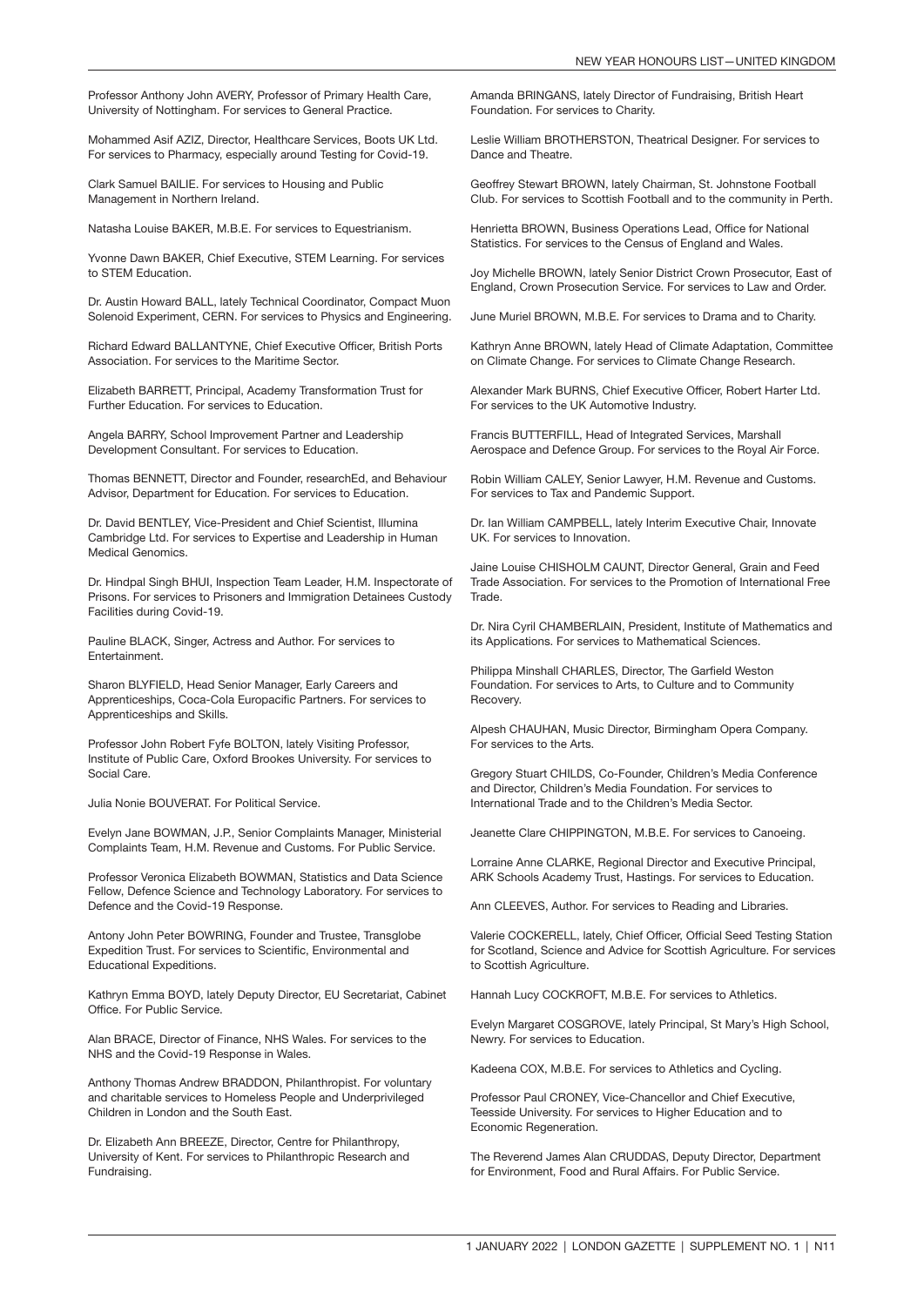Professor Anthony John AVERY, Professor of Primary Health Care, University of Nottingham. For services to General Practice.

Mohammed Asif AZIZ, Director, Healthcare Services, Boots UK Ltd. For services to Pharmacy, especially around Testing for Covid-19.

Clark Samuel BAILIE. For services to Housing and Public Management in Northern Ireland.

Natasha Louise BAKER, M.B.E. For services to Equestrianism.

Yvonne Dawn BAKER, Chief Executive, STEM Learning. For services to STEM Education.

Dr. Austin Howard BALL, lately Technical Coordinator, Compact Muon Solenoid Experiment, CERN. For services to Physics and Engineering.

Richard Edward BALLANTYNE, Chief Executive Officer, British Ports Association. For services to the Maritime Sector.

Elizabeth BARRETT, Principal, Academy Transformation Trust for Further Education. For services to Education.

Angela BARRY, School Improvement Partner and Leadership Development Consultant. For services to Education.

Thomas BENNETT, Director and Founder, researchEd, and Behaviour Advisor, Department for Education. For services to Education.

Dr. David BENTLEY, Vice-President and Chief Scientist, Illumina Cambridge Ltd. For services to Expertise and Leadership in Human Medical Genomics.

Dr. Hindpal Singh BHUI, Inspection Team Leader, H.M. Inspectorate of Prisons. For services to Prisoners and Immigration Detainees Custody Facilities during Covid-19.

Pauline BLACK, Singer, Actress and Author. For services to Entertainment.

Sharon BLYFIELD, Head Senior Manager, Early Careers and Apprenticeships, Coca-Cola Europacific Partners. For services to Apprenticeships and Skills.

Professor John Robert Fyfe BOLTON, lately Visiting Professor, Institute of Public Care, Oxford Brookes University. For services to Social Care.

Julia Nonie BOUVERAT. For Political Service.

Evelyn Jane BOWMAN, J.P., Senior Complaints Manager, Ministerial Complaints Team, H.M. Revenue and Customs. For Public Service.

Professor Veronica Elizabeth BOWMAN, Statistics and Data Science Fellow, Defence Science and Technology Laboratory. For services to Defence and the Covid-19 Response.

Antony John Peter BOWRING, Founder and Trustee, Transglobe Expedition Trust. For services to Scientific, Environmental and Educational Expeditions.

Kathryn Emma BOYD, lately Deputy Director, EU Secretariat, Cabinet Office. For Public Service.

Alan BRACE, Director of Finance, NHS Wales. For services to the NHS and the Covid-19 Response in Wales.

Anthony Thomas Andrew BRADDON, Philanthropist. For voluntary and charitable services to Homeless People and Underprivileged Children in London and the South East.

Dr. Elizabeth Ann BREEZE, Director, Centre for Philanthropy, University of Kent. For services to Philanthropic Research and Fundraising.

Amanda BRINGANS, lately Director of Fundraising, British Heart Foundation. For services to Charity.

Leslie William BROTHERSTON, Theatrical Designer. For services to Dance and Theatre.

Geoffrey Stewart BROWN, lately Chairman, St. Johnstone Football Club. For services to Scottish Football and to the community in Perth.

Henrietta BROWN, Business Operations Lead, Office for National Statistics. For services to the Census of England and Wales.

Joy Michelle BROWN, lately Senior District Crown Prosecutor, East of England, Crown Prosecution Service. For services to Law and Order.

June Muriel BROWN, M.B.E. For services to Drama and to Charity.

Kathryn Anne BROWN, lately Head of Climate Adaptation, Committee on Climate Change. For services to Climate Change Research.

Alexander Mark BURNS, Chief Executive Officer, Robert Harter Ltd. For services to the UK Automotive Industry.

Francis BUTTERFILL, Head of Integrated Services, Marshall Aerospace and Defence Group. For services to the Royal Air Force.

Robin William CALEY, Senior Lawyer, H.M. Revenue and Customs. For services to Tax and Pandemic Support.

Dr. Ian William CAMPBELL, lately Interim Executive Chair, Innovate UK. For services to Innovation.

Jaine Louise CHISHOLM CAUNT, Director General, Grain and Feed Trade Association. For services to the Promotion of International Free Trade.

Dr. Nira Cyril CHAMBERLAIN, President, Institute of Mathematics and its Applications. For services to Mathematical Sciences.

Philippa Minshall CHARLES, Director, The Garfield Weston Foundation. For services to Arts, to Culture and to Community Recovery.

Alpesh CHAUHAN, Music Director, Birmingham Opera Company. For services to the Arts.

Gregory Stuart CHILDS, Co-Founder, Children's Media Conference and Director, Children's Media Foundation. For services to International Trade and to the Children's Media Sector.

Jeanette Clare CHIPPINGTON, M.B.E. For services to Canoeing.

Lorraine Anne CLARKE, Regional Director and Executive Principal, ARK Schools Academy Trust, Hastings. For services to Education.

Ann CLEEVES, Author. For services to Reading and Libraries.

Valerie COCKERELL, lately, Chief Officer, Official Seed Testing Station for Scotland, Science and Advice for Scottish Agriculture. For services to Scottish Agriculture.

Hannah Lucy COCKROFT, M.B.E. For services to Athletics.

Evelyn Margaret COSGROVE, lately Principal, St Mary's High School, Newry. For services to Education.

Kadeena COX, M.B.E. For services to Athletics and Cycling.

Professor Paul CRONEY, Vice-Chancellor and Chief Executive, Teesside University. For services to Higher Education and to Economic Regeneration.

The Reverend James Alan CRUDDAS, Deputy Director, Department for Environment, Food and Rural Affairs. For Public Service.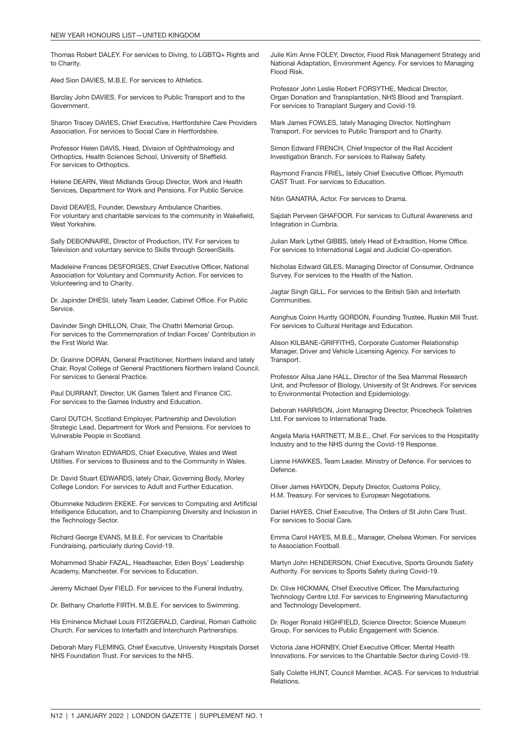Thomas Robert DALEY. For services to Diving, to LGBTQ+ Rights and to Charity.

Aled Sion DAVIES, M.B.E. For services to Athletics.

Barclay John DAVIES. For services to Public Transport and to the Government.

Sharon Tracey DAVIES, Chief Executive, Hertfordshire Care Providers Association. For services to Social Care in Hertfordshire.

Professor Helen DAVIS, Head, Division of Ophthalmology and Orthoptics, Health Sciences School, University of Sheffield. For services to Orthoptics.

Helene DEARN, West Midlands Group Director, Work and Health Services, Department for Work and Pensions. For Public Service.

David DEAVES, Founder, Dewsbury Ambulance Charities. For voluntary and charitable services to the community in Wakefield, West Yorkshire.

Sally DEBONNAIRE, Director of Production, ITV. For services to Television and voluntary service to Skills through ScreenSkills.

Madeleine Frances DESFORGES, Chief Executive Officer, National Association for Voluntary and Community Action. For services to Volunteering and to Charity.

Dr. Japinder DHESI, lately Team Leader, Cabinet Office. For Public Service.

Davinder Singh DHILLON, Chair, The Chattri Memorial Group. For services to the Commemoration of Indian Forces' Contribution in the First World War.

Dr. Grainne DORAN, General Practitioner, Northern Ireland and lately Chair, Royal College of General Practitioners Northern Ireland Council. For services to General Practice.

Paul DURRANT, Director, UK Games Talent and Finance CIC. For services to the Games Industry and Education.

Carol DUTCH, Scotland Employer, Partnership and Devolution Strategic Lead, Department for Work and Pensions. For services to Vulnerable People in Scotland.

Graham Winston EDWARDS, Chief Executive, Wales and West Utilities. For services to Business and to the Community in Wales.

Dr. David Stuart EDWARDS, lately Chair, Governing Body, Morley College London. For services to Adult and Further Education.

Obumneke Ndudirim EKEKE. For services to Computing and Artificial Intelligence Education, and to Championing Diversity and Inclusion in the Technology Sector.

Richard George EVANS, M.B.E. For services to Charitable Fundraising, particularly during Covid-19.

Mohammed Shabir FAZAL, Headteacher, Eden Boys' Leadership Academy, Manchester. For services to Education.

Jeremy Michael Dyer FIELD. For services to the Funeral Industry.

Dr. Bethany Charlotte FIRTH, M.B.E. For services to Swimming.

His Eminence Michael Louis FITZGERALD, Cardinal, Roman Catholic Church. For services to Interfaith and Interchurch Partnerships.

Deborah Mary FLEMING, Chief Executive, University Hospitals Dorset NHS Foundation Trust. For services to the NHS.

Julie Kim Anne FOLEY, Director, Flood Risk Management Strategy and National Adaptation, Environment Agency. For services to Managing Flood Risk.

Professor John Leslie Robert FORSYTHE, Medical Director, Organ Donation and Transplantation, NHS Blood and Transplant. For services to Transplant Surgery and Covid-19.

Mark James FOWLES, lately Managing Director, Nottingham Transport. For services to Public Transport and to Charity.

Simon Edward FRENCH, Chief Inspector of the Rail Accident Investigation Branch. For services to Railway Safety.

Raymond Francis FRIEL, lately Chief Executive Officer, Plymouth CAST Trust. For services to Education.

Nitin GANATRA, Actor. For services to Drama.

Sajdah Perveen GHAFOOR. For services to Cultural Awareness and Integration in Cumbria.

Julian Mark Lythel GIBBS, lately Head of Extradition, Home Office. For services to International Legal and Judicial Co-operation.

Nicholas Edward GILES, Managing Director of Consumer, Ordnance Survey. For services to the Health of the Nation.

Jagtar Singh GILL. For services to the British Sikh and Interfaith Communities.

Aonghus Coinn Huntly GORDON, Founding Trustee, Ruskin Mill Trust. For services to Cultural Heritage and Education.

Alison KILBANE-GRIFFITHS, Corporate Customer Relationship Manager, Driver and Vehicle Licensing Agency. For services to Transport.

Professor Ailsa Jane HALL, Director of the Sea Mammal Research Unit, and Professor of Biology, University of St Andrews. For services to Environmental Protection and Epidemiology.

Deborah HARRISON, Joint Managing Director, Pricecheck Toiletries Ltd. For services to International Trade.

Angela Maria HARTNETT, M.B.E., Chef. For services to the Hospitality Industry and to the NHS during the Covid-19 Response.

Lianne HAWKES, Team Leader, Ministry of Defence. For services to Defence.

Oliver James HAYDON, Deputy Director, Customs Policy, H.M. Treasury. For services to European Negotiations.

Daniel HAYES, Chief Executive, The Orders of St John Care Trust. For services to Social Care.

Emma Carol HAYES, M.B.E., Manager, Chelsea Women. For services to Association Football.

Martyn John HENDERSON, Chief Executive, Sports Grounds Safety Authority. For services to Sports Safety during Covid-19.

Dr. Clive HICKMAN, Chief Executive Officer, The Manufacturing Technology Centre Ltd. For services to Engineering Manufacturing and Technology Development.

Dr. Roger Ronald HIGHFIELD, Science Director, Science Museum Group. For services to Public Engagement with Science.

Victoria Jane HORNBY, Chief Executive Officer, Mental Health Innovations. For services to the Charitable Sector during Covid-19.

Sally Colette HUNT, Council Member, ACAS. For services to Industrial Relations.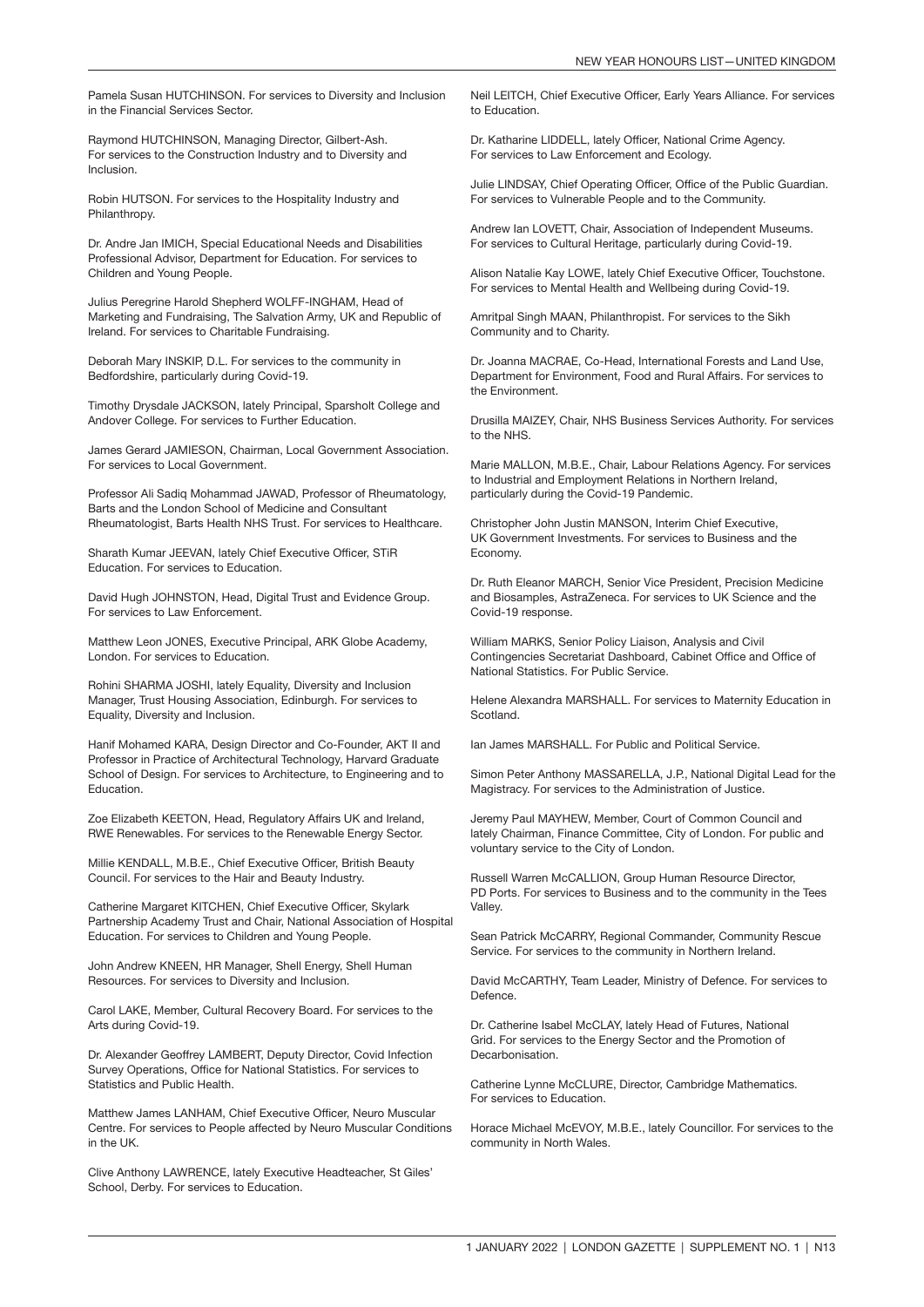Pamela Susan HUTCHINSON. For services to Diversity and Inclusion in the Financial Services Sector.

Raymond HUTCHINSON, Managing Director, Gilbert-Ash. For services to the Construction Industry and to Diversity and Inclusion.

Robin HUTSON. For services to the Hospitality Industry and Philanthropy.

Dr. Andre Jan IMICH, Special Educational Needs and Disabilities Professional Advisor, Department for Education. For services to Children and Young People.

Julius Peregrine Harold Shepherd WOLFF-INGHAM, Head of Marketing and Fundraising, The Salvation Army, UK and Republic of Ireland. For services to Charitable Fundraising.

Deborah Mary INSKIP, D.L. For services to the community in Bedfordshire, particularly during Covid-19.

Timothy Drysdale JACKSON, lately Principal, Sparsholt College and Andover College. For services to Further Education.

James Gerard JAMIESON, Chairman, Local Government Association. For services to Local Government.

Professor Ali Sadiq Mohammad JAWAD, Professor of Rheumatology, Barts and the London School of Medicine and Consultant Rheumatologist, Barts Health NHS Trust. For services to Healthcare.

Sharath Kumar JEEVAN, lately Chief Executive Officer, STiR Education. For services to Education.

David Hugh JOHNSTON, Head, Digital Trust and Evidence Group. For services to Law Enforcement.

Matthew Leon JONES, Executive Principal, ARK Globe Academy, London. For services to Education.

Rohini SHARMA JOSHI, lately Equality, Diversity and Inclusion Manager, Trust Housing Association, Edinburgh. For services to Equality, Diversity and Inclusion.

Hanif Mohamed KARA, Design Director and Co-Founder, AKT II and Professor in Practice of Architectural Technology, Harvard Graduate School of Design. For services to Architecture, to Engineering and to Education.

Zoe Elizabeth KEETON, Head, Regulatory Affairs UK and Ireland, RWE Renewables. For services to the Renewable Energy Sector.

Millie KENDALL, M.B.E., Chief Executive Officer, British Beauty Council. For services to the Hair and Beauty Industry.

Catherine Margaret KITCHEN, Chief Executive Officer, Skylark Partnership Academy Trust and Chair, National Association of Hospital Education. For services to Children and Young People.

John Andrew KNEEN, HR Manager, Shell Energy, Shell Human Resources. For services to Diversity and Inclusion.

Carol LAKE, Member, Cultural Recovery Board. For services to the Arts during Covid-19.

Dr. Alexander Geoffrey LAMBERT, Deputy Director, Covid Infection Survey Operations, Office for National Statistics. For services to Statistics and Public Health.

Matthew James LANHAM, Chief Executive Officer, Neuro Muscular Centre. For services to People affected by Neuro Muscular Conditions in the UK.

Clive Anthony LAWRENCE, lately Executive Headteacher, St Giles' School, Derby. For services to Education.

Neil LEITCH, Chief Executive Officer, Early Years Alliance. For services to Education.

Dr. Katharine LIDDELL, lately Officer, National Crime Agency. For services to Law Enforcement and Ecology.

Julie LINDSAY, Chief Operating Officer, Office of the Public Guardian. For services to Vulnerable People and to the Community.

Andrew Ian LOVETT, Chair, Association of Independent Museums. For services to Cultural Heritage, particularly during Covid-19.

Alison Natalie Kay LOWE, lately Chief Executive Officer, Touchstone. For services to Mental Health and Wellbeing during Covid-19.

Amritpal Singh MAAN, Philanthropist. For services to the Sikh Community and to Charity.

Dr. Joanna MACRAE, Co-Head, International Forests and Land Use, Department for Environment, Food and Rural Affairs. For services to the Environment.

Drusilla MAIZEY, Chair, NHS Business Services Authority. For services to the NHS.

Marie MALLON, M.B.E., Chair, Labour Relations Agency. For services to Industrial and Employment Relations in Northern Ireland, particularly during the Covid-19 Pandemic.

Christopher John Justin MANSON, Interim Chief Executive, UK Government Investments. For services to Business and the Economy.

Dr. Ruth Eleanor MARCH, Senior Vice President, Precision Medicine and Biosamples, AstraZeneca. For services to UK Science and the Covid-19 response.

William MARKS, Senior Policy Liaison, Analysis and Civil Contingencies Secretariat Dashboard, Cabinet Office and Office of National Statistics. For Public Service.

Helene Alexandra MARSHALL. For services to Maternity Education in Scotland.

Ian James MARSHALL. For Public and Political Service.

Simon Peter Anthony MASSARELLA, J.P., National Digital Lead for the Magistracy. For services to the Administration of Justice.

Jeremy Paul MAYHEW, Member, Court of Common Council and lately Chairman, Finance Committee, City of London. For public and voluntary service to the City of London.

Russell Warren McCALLION, Group Human Resource Director, PD Ports. For services to Business and to the community in the Tees Valley.

Sean Patrick McCARRY, Regional Commander, Community Rescue Service. For services to the community in Northern Ireland.

David McCARTHY, Team Leader, Ministry of Defence. For services to Defence.

Dr. Catherine Isabel McCLAY, lately Head of Futures, National Grid. For services to the Energy Sector and the Promotion of Decarbonisation.

Catherine Lynne McCLURE, Director, Cambridge Mathematics. For services to Education.

Horace Michael McEVOY, M.B.E., lately Councillor. For services to the community in North Wales.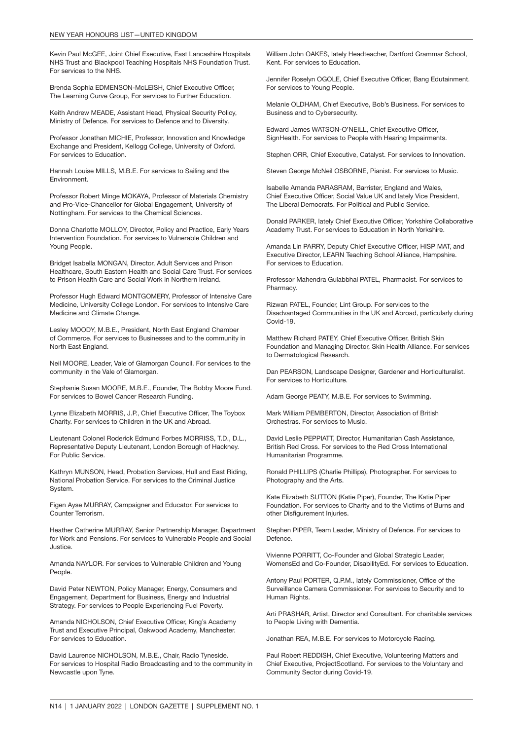Kevin Paul McGEE, Joint Chief Executive, East Lancashire Hospitals NHS Trust and Blackpool Teaching Hospitals NHS Foundation Trust. For services to the NHS.

Brenda Sophia EDMENSON-McLEISH, Chief Executive Officer, The Learning Curve Group, For services to Further Education.

Keith Andrew MEADE, Assistant Head, Physical Security Policy, Ministry of Defence. For services to Defence and to Diversity.

Professor Jonathan MICHIE, Professor, Innovation and Knowledge Exchange and President, Kellogg College, University of Oxford. For services to Education.

Hannah Louise MILLS, M.B.E. For services to Sailing and the Environment.

Professor Robert Minge MOKAYA, Professor of Materials Chemistry and Pro-Vice-Chancellor for Global Engagement, University of Nottingham. For services to the Chemical Sciences.

Donna Charlotte MOLLOY, Director, Policy and Practice, Early Years Intervention Foundation. For services to Vulnerable Children and Young People.

Bridget Isabella MONGAN, Director, Adult Services and Prison Healthcare, South Eastern Health and Social Care Trust. For services to Prison Health Care and Social Work in Northern Ireland.

Professor Hugh Edward MONTGOMERY, Professor of Intensive Care Medicine, University College London. For services to Intensive Care Medicine and Climate Change.

Lesley MOODY, M.B.E., President, North East England Chamber of Commerce. For services to Businesses and to the community in North East England.

Neil MOORE, Leader, Vale of Glamorgan Council. For services to the community in the Vale of Glamorgan.

Stephanie Susan MOORE, M.B.E., Founder, The Bobby Moore Fund. For services to Bowel Cancer Research Funding.

Lynne Elizabeth MORRIS, J.P., Chief Executive Officer, The Toybox Charity. For services to Children in the UK and Abroad.

Lieutenant Colonel Roderick Edmund Forbes MORRISS, T.D., D.L., Representative Deputy Lieutenant, London Borough of Hackney. For Public Service.

Kathryn MUNSON, Head, Probation Services, Hull and East Riding, National Probation Service. For services to the Criminal Justice System.

Figen Ayse MURRAY, Campaigner and Educator. For services to Counter Terrorism.

Heather Catherine MURRAY, Senior Partnership Manager, Department for Work and Pensions. For services to Vulnerable People and Social Justice.

Amanda NAYLOR. For services to Vulnerable Children and Young People.

David Peter NEWTON, Policy Manager, Energy, Consumers and Engagement, Department for Business, Energy and Industrial Strategy. For services to People Experiencing Fuel Poverty.

Amanda NICHOLSON, Chief Executive Officer, King's Academy Trust and Executive Principal, Oakwood Academy, Manchester. For services to Education.

David Laurence NICHOLSON, M.B.E., Chair, Radio Tyneside. For services to Hospital Radio Broadcasting and to the community in Newcastle upon Tyne.

William John OAKES, lately Headteacher, Dartford Grammar School, Kent. For services to Education.

Jennifer Roselyn OGOLE, Chief Executive Officer, Bang Edutainment. For services to Young People.

Melanie OLDHAM, Chief Executive, Bob's Business. For services to Business and to Cybersecurity.

Edward James WATSON-O'NEILL, Chief Executive Officer, SignHealth. For services to People with Hearing Impairments.

Stephen ORR, Chief Executive, Catalyst. For services to Innovation.

Steven George McNeil OSBORNE, Pianist. For services to Music.

Isabelle Amanda PARASRAM, Barrister, England and Wales, Chief Executive Officer, Social Value UK and lately Vice President, The Liberal Democrats. For Political and Public Service.

Donald PARKER, lately Chief Executive Officer, Yorkshire Collaborative Academy Trust. For services to Education in North Yorkshire.

Amanda Lin PARRY, Deputy Chief Executive Officer, HISP MAT, and Executive Director, LEARN Teaching School Alliance, Hampshire. For services to Education.

Professor Mahendra Gulabbhai PATEL, Pharmacist. For services to Pharmacy.

Rizwan PATEL, Founder, Lint Group. For services to the Disadvantaged Communities in the UK and Abroad, particularly during Covid-19.

Matthew Richard PATEY, Chief Executive Officer, British Skin Foundation and Managing Director, Skin Health Alliance. For services to Dermatological Research.

Dan PEARSON, Landscape Designer, Gardener and Horticulturalist. For services to Horticulture.

Adam George PEATY, M.B.E. For services to Swimming.

Mark William PEMBERTON, Director, Association of British Orchestras. For services to Music.

David Leslie PEPPIATT, Director, Humanitarian Cash Assistance, British Red Cross. For services to the Red Cross International Humanitarian Programme.

Ronald PHILLIPS (Charlie Phillips), Photographer. For services to Photography and the Arts.

Kate Elizabeth SUTTON (Katie Piper), Founder, The Katie Piper Foundation. For services to Charity and to the Victims of Burns and other Disfigurement Injuries.

Stephen PIPER, Team Leader, Ministry of Defence. For services to Defence.

Vivienne PORRITT, Co-Founder and Global Strategic Leader, WomensEd and Co-Founder, DisabilityEd. For services to Education.

Antony Paul PORTER, Q.P.M., lately Commissioner, Office of the Surveillance Camera Commissioner. For services to Security and to Human Rights.

Arti PRASHAR, Artist, Director and Consultant. For charitable services to People Living with Dementia.

Jonathan REA, M.B.E. For services to Motorcycle Racing.

Paul Robert REDDISH, Chief Executive, Volunteering Matters and Chief Executive, ProjectScotland. For services to the Voluntary and Community Sector during Covid-19.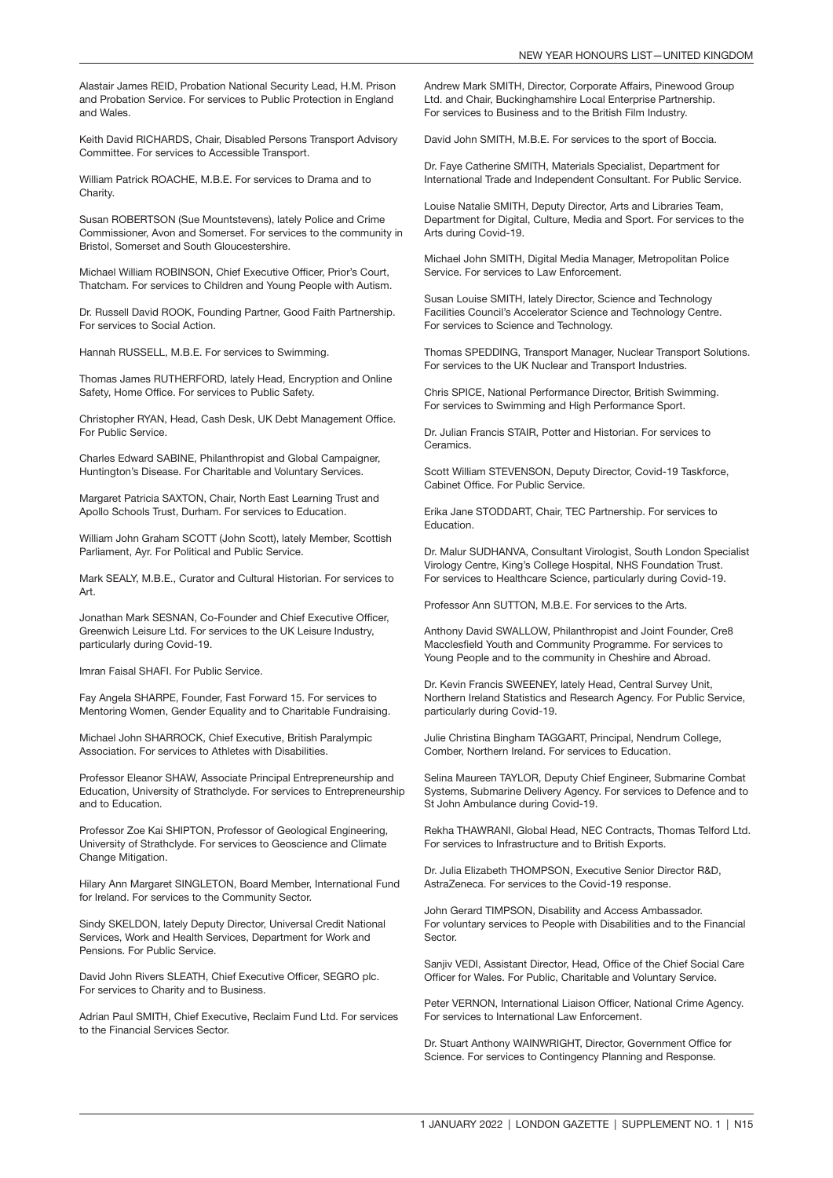Alastair James REID, Probation National Security Lead, H.M. Prison and Probation Service. For services to Public Protection in England and Wales.

Keith David RICHARDS, Chair, Disabled Persons Transport Advisory Committee. For services to Accessible Transport.

William Patrick ROACHE, M.B.E. For services to Drama and to Charity.

Susan ROBERTSON (Sue Mountstevens), lately Police and Crime Commissioner, Avon and Somerset. For services to the community in Bristol, Somerset and South Gloucestershire.

Michael William ROBINSON, Chief Executive Officer, Prior's Court, Thatcham. For services to Children and Young People with Autism.

Dr. Russell David ROOK, Founding Partner, Good Faith Partnership. For services to Social Action.

Hannah RUSSELL, M.B.E. For services to Swimming.

Thomas James RUTHERFORD, lately Head, Encryption and Online Safety, Home Office. For services to Public Safety.

Christopher RYAN, Head, Cash Desk, UK Debt Management Office. For Public Service.

Charles Edward SABINE, Philanthropist and Global Campaigner, Huntington's Disease. For Charitable and Voluntary Services.

Margaret Patricia SAXTON, Chair, North East Learning Trust and Apollo Schools Trust, Durham. For services to Education.

William John Graham SCOTT (John Scott), lately Member, Scottish Parliament, Ayr. For Political and Public Service.

Mark SEALY, M.B.E., Curator and Cultural Historian. For services to Art.

Jonathan Mark SESNAN, Co-Founder and Chief Executive Officer, Greenwich Leisure Ltd. For services to the UK Leisure Industry, particularly during Covid-19.

Imran Faisal SHAFI. For Public Service.

Fay Angela SHARPE, Founder, Fast Forward 15. For services to Mentoring Women, Gender Equality and to Charitable Fundraising.

Michael John SHARROCK, Chief Executive, British Paralympic Association. For services to Athletes with Disabilities.

Professor Eleanor SHAW, Associate Principal Entrepreneurship and Education, University of Strathclyde. For services to Entrepreneurship and to Education.

Professor Zoe Kai SHIPTON, Professor of Geological Engineering, University of Strathclyde. For services to Geoscience and Climate Change Mitigation.

Hilary Ann Margaret SINGLETON, Board Member, International Fund for Ireland. For services to the Community Sector.

Sindy SKELDON, lately Deputy Director, Universal Credit National Services, Work and Health Services, Department for Work and Pensions. For Public Service.

David John Rivers SLEATH, Chief Executive Officer, SEGRO plc. For services to Charity and to Business.

Adrian Paul SMITH, Chief Executive, Reclaim Fund Ltd. For services to the Financial Services Sector.

Andrew Mark SMITH, Director, Corporate Affairs, Pinewood Group Ltd. and Chair, Buckinghamshire Local Enterprise Partnership. For services to Business and to the British Film Industry.

David John SMITH, M.B.E. For services to the sport of Boccia.

Dr. Faye Catherine SMITH, Materials Specialist, Department for International Trade and Independent Consultant. For Public Service.

Louise Natalie SMITH, Deputy Director, Arts and Libraries Team, Department for Digital, Culture, Media and Sport. For services to the Arts during Covid-19.

Michael John SMITH, Digital Media Manager, Metropolitan Police Service. For services to Law Enforcement.

Susan Louise SMITH, lately Director, Science and Technology Facilities Council's Accelerator Science and Technology Centre. For services to Science and Technology.

Thomas SPEDDING, Transport Manager, Nuclear Transport Solutions. For services to the UK Nuclear and Transport Industries.

Chris SPICE, National Performance Director, British Swimming. For services to Swimming and High Performance Sport.

Dr. Julian Francis STAIR, Potter and Historian. For services to Ceramics.

Scott William STEVENSON, Deputy Director, Covid-19 Taskforce, Cabinet Office. For Public Service.

Erika Jane STODDART, Chair, TEC Partnership. For services to Education.

Dr. Malur SUDHANVA, Consultant Virologist, South London Specialist Virology Centre, King's College Hospital, NHS Foundation Trust. For services to Healthcare Science, particularly during Covid-19.

Professor Ann SUTTON, M.B.E. For services to the Arts.

Anthony David SWALLOW, Philanthropist and Joint Founder, Cre8 Macclesfield Youth and Community Programme. For services to Young People and to the community in Cheshire and Abroad.

Dr. Kevin Francis SWEENEY, lately Head, Central Survey Unit, Northern Ireland Statistics and Research Agency. For Public Service, particularly during Covid-19.

Julie Christina Bingham TAGGART, Principal, Nendrum College, Comber, Northern Ireland. For services to Education.

Selina Maureen TAYLOR, Deputy Chief Engineer, Submarine Combat Systems, Submarine Delivery Agency. For services to Defence and to St John Ambulance during Covid-19.

Rekha THAWRANI, Global Head, NEC Contracts, Thomas Telford Ltd. For services to Infrastructure and to British Exports.

Dr. Julia Elizabeth THOMPSON, Executive Senior Director R&D, AstraZeneca. For services to the Covid-19 response.

John Gerard TIMPSON, Disability and Access Ambassador. For voluntary services to People with Disabilities and to the Financial Sector.

Sanjiv VEDI, Assistant Director, Head, Office of the Chief Social Care Officer for Wales. For Public, Charitable and Voluntary Service.

Peter VERNON, International Liaison Officer, National Crime Agency. For services to International Law Enforcement.

Dr. Stuart Anthony WAINWRIGHT, Director, Government Office for Science. For services to Contingency Planning and Response.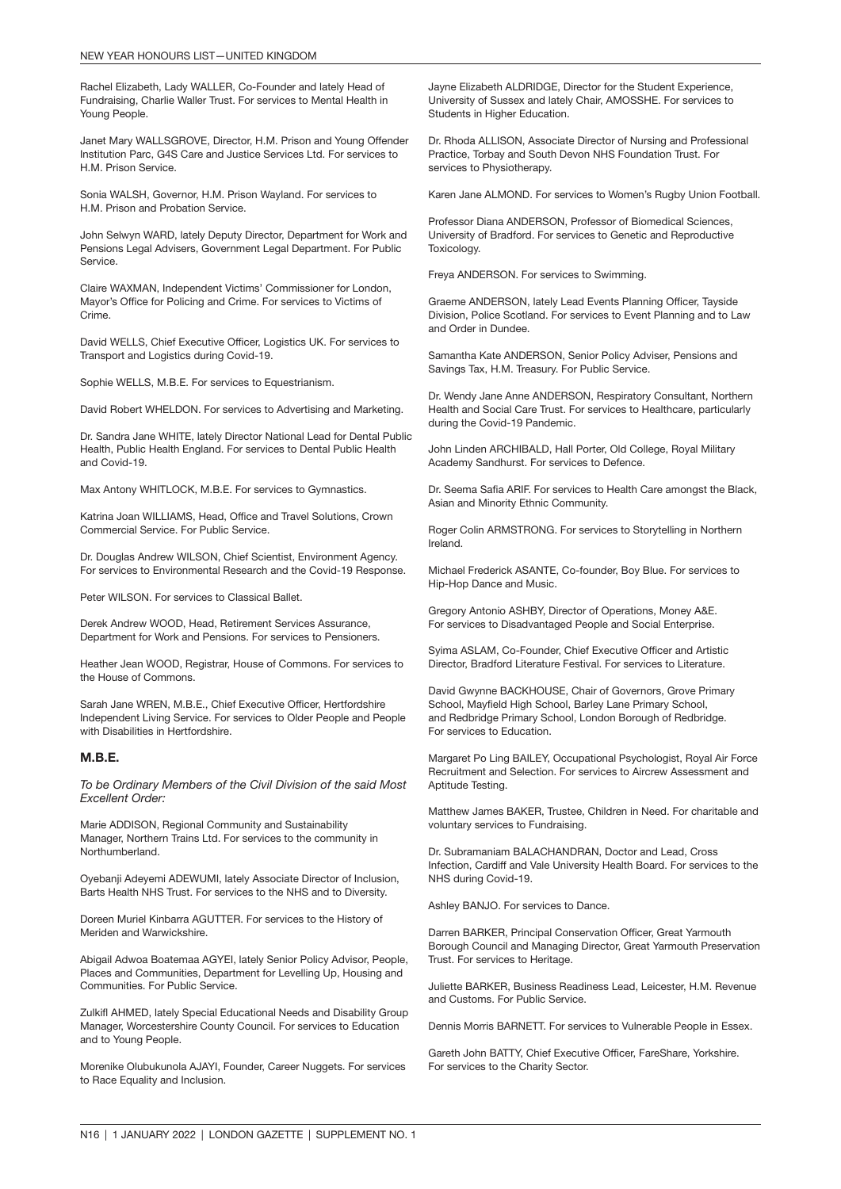Rachel Elizabeth, Lady WALLER, Co-Founder and lately Head of Fundraising, Charlie Waller Trust. For services to Mental Health in Young People.

Janet Mary WALLSGROVE, Director, H.M. Prison and Young Offender Institution Parc, G4S Care and Justice Services Ltd. For services to H.M. Prison Service.

Sonia WALSH, Governor, H.M. Prison Wayland. For services to H.M. Prison and Probation Service.

John Selwyn WARD, lately Deputy Director, Department for Work and Pensions Legal Advisers, Government Legal Department. For Public Service.

Claire WAXMAN, Independent Victims' Commissioner for London, Mayor's Office for Policing and Crime. For services to Victims of Crime.

David WELLS, Chief Executive Officer, Logistics UK. For services to Transport and Logistics during Covid-19.

Sophie WELLS, M.B.E. For services to Equestrianism.

David Robert WHELDON. For services to Advertising and Marketing.

Dr. Sandra Jane WHITE, lately Director National Lead for Dental Public Health, Public Health England. For services to Dental Public Health and Covid-19.

Max Antony WHITLOCK, M.B.E. For services to Gymnastics.

Katrina Joan WILLIAMS, Head, Office and Travel Solutions, Crown Commercial Service. For Public Service.

Dr. Douglas Andrew WILSON, Chief Scientist, Environment Agency. For services to Environmental Research and the Covid-19 Response.

Peter WILSON. For services to Classical Ballet.

Derek Andrew WOOD, Head, Retirement Services Assurance, Department for Work and Pensions. For services to Pensioners.

Heather Jean WOOD, Registrar, House of Commons. For services to the House of Commons.

Sarah Jane WREN, M.B.E., Chief Executive Officer, Hertfordshire Independent Living Service. For services to Older People and People with Disabilities in Hertfordshire.

### M.B.E.

*To be Ordinary Members of the Civil Division of the said Most Excellent Order:*

Marie ADDISON, Regional Community and Sustainability Manager, Northern Trains Ltd. For services to the community in Northumberland.

Oyebanji Adeyemi ADEWUMI, lately Associate Director of Inclusion, Barts Health NHS Trust. For services to the NHS and to Diversity.

Doreen Muriel Kinbarra AGUTTER. For services to the History of Meriden and Warwickshire.

Abigail Adwoa Boatemaa AGYEI, lately Senior Policy Advisor, People, Places and Communities, Department for Levelling Up, Housing and Communities. For Public Service.

Zulkifl AHMED, lately Special Educational Needs and Disability Group Manager, Worcestershire County Council. For services to Education and to Young People.

Morenike Olubukunola AJAYI, Founder, Career Nuggets. For services to Race Equality and Inclusion.

Jayne Elizabeth ALDRIDGE, Director for the Student Experience, University of Sussex and lately Chair, AMOSSHE. For services to Students in Higher Education.

Dr. Rhoda ALLISON, Associate Director of Nursing and Professional Practice, Torbay and South Devon NHS Foundation Trust. For services to Physiotherapy.

Karen Jane ALMOND. For services to Women's Rugby Union Football.

Professor Diana ANDERSON, Professor of Biomedical Sciences, University of Bradford. For services to Genetic and Reproductive Toxicology.

Freya ANDERSON. For services to Swimming.

Graeme ANDERSON, lately Lead Events Planning Officer, Tayside Division, Police Scotland. For services to Event Planning and to Law and Order in Dundee.

Samantha Kate ANDERSON, Senior Policy Adviser, Pensions and Savings Tax, H.M. Treasury. For Public Service.

Dr. Wendy Jane Anne ANDERSON, Respiratory Consultant, Northern Health and Social Care Trust. For services to Healthcare, particularly during the Covid-19 Pandemic.

John Linden ARCHIBALD, Hall Porter, Old College, Royal Military Academy Sandhurst. For services to Defence.

Dr. Seema Safia ARIF. For services to Health Care amongst the Black, Asian and Minority Ethnic Community.

Roger Colin ARMSTRONG. For services to Storytelling in Northern Ireland.

Michael Frederick ASANTE, Co-founder, Boy Blue. For services to Hip-Hop Dance and Music.

Gregory Antonio ASHBY, Director of Operations, Money A&E. For services to Disadvantaged People and Social Enterprise.

Syima ASLAM, Co-Founder, Chief Executive Officer and Artistic Director, Bradford Literature Festival. For services to Literature.

David Gwynne BACKHOUSE, Chair of Governors, Grove Primary School, Mayfield High School, Barley Lane Primary School, and Redbridge Primary School, London Borough of Redbridge. For services to Education.

Margaret Po Ling BAILEY, Occupational Psychologist, Royal Air Force Recruitment and Selection. For services to Aircrew Assessment and Aptitude Testing.

Matthew James BAKER, Trustee, Children in Need. For charitable and voluntary services to Fundraising.

Dr. Subramaniam BALACHANDRAN, Doctor and Lead, Cross Infection, Cardiff and Vale University Health Board. For services to the NHS during Covid-19.

Ashley BANJO. For services to Dance.

Darren BARKER, Principal Conservation Officer, Great Yarmouth Borough Council and Managing Director, Great Yarmouth Preservation Trust. For services to Heritage.

Juliette BARKER, Business Readiness Lead, Leicester, H.M. Revenue and Customs. For Public Service.

Dennis Morris BARNETT. For services to Vulnerable People in Essex.

Gareth John BATTY, Chief Executive Officer, FareShare, Yorkshire. For services to the Charity Sector.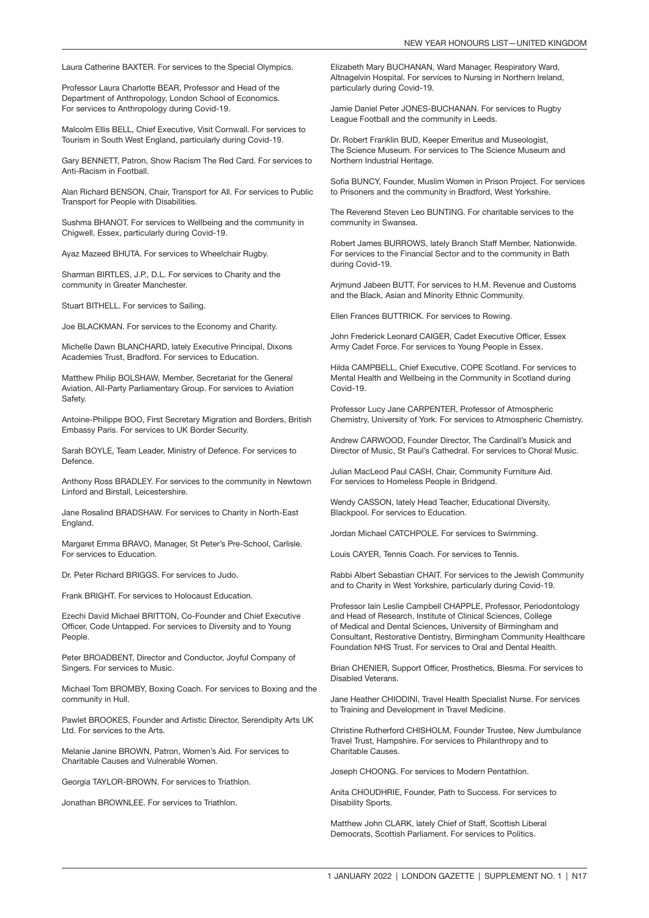Laura Catherine BAXTER. For services to the Special Olympics.

Professor Laura Charlotte BEAR, Professor and Head of the Department of Anthropology, London School of Economics. For services to Anthropology during Covid-19.

Malcolm Ellis BELL, Chief Executive, Visit Cornwall. For services to Tourism in South West England, particularly during Covid-19.

Gary BENNETT, Patron, Show Racism The Red Card. For services to Anti-Racism in Football.

Alan Richard BENSON, Chair, Transport for All. For services to Public Transport for People with Disabilities.

Sushma BHANOT. For services to Wellbeing and the community in Chigwell, Essex, particularly during Covid-19.

Ayaz Mazeed BHUTA. For services to Wheelchair Rugby.

Sharman BIRTLES, J.P., D.L. For services to Charity and the community in Greater Manchester.

Stuart BITHELL. For services to Sailing.

Joe BLACKMAN. For services to the Economy and Charity.

Michelle Dawn BLANCHARD, lately Executive Principal, Dixons Academies Trust, Bradford. For services to Education.

Matthew Philip BOLSHAW, Member, Secretariat for the General Aviation, All-Party Parliamentary Group. For services to Aviation Safety.

Antoine-Philippe BOO, First Secretary Migration and Borders, British Embassy Paris. For services to UK Border Security.

Sarah BOYLE, Team Leader, Ministry of Defence. For services to Defence.

Anthony Ross BRADLEY. For services to the community in Newtown Linford and Birstall, Leicestershire.

Jane Rosalind BRADSHAW. For services to Charity in North-East England.

Margaret Emma BRAVO, Manager, St Peter's Pre-School, Carlisle. For services to Education.

Dr. Peter Richard BRIGGS. For services to Judo.

Frank BRIGHT. For services to Holocaust Education.

Ezechi David Michael BRITTON, Co-Founder and Chief Executive Officer, Code Untapped. For services to Diversity and to Young People.

Peter BROADBENT, Director and Conductor, Joyful Company of Singers. For services to Music.

Michael Tom BROMBY, Boxing Coach. For services to Boxing and the community in Hull.

Pawlet BROOKES, Founder and Artistic Director, Serendipity Arts UK Ltd. For services to the Arts.

Melanie Janine BROWN, Patron, Women's Aid. For services to Charitable Causes and Vulnerable Women.

Georgia TAYLOR-BROWN. For services to Triathlon.

Jonathan BROWNLEE. For services to Triathlon.

Elizabeth Mary BUCHANAN, Ward Manager, Respiratory Ward, Altnagelvin Hospital. For services to Nursing in Northern Ireland, particularly during Covid-19.

Jamie Daniel Peter JONES-BUCHANAN. For services to Rugby League Football and the community in Leeds.

Dr. Robert Franklin BUD, Keeper Emeritus and Museologist, The Science Museum. For services to The Science Museum and Northern Industrial Heritage.

Sofia BUNCY, Founder, Muslim Women in Prison Project. For services to Prisoners and the community in Bradford, West Yorkshire.

The Reverend Steven Leo BUNTING. For charitable services to the community in Swansea.

Robert James BURROWS, lately Branch Staff Member, Nationwide. For services to the Financial Sector and to the community in Bath during Covid-19.

Arjmund Jabeen BUTT. For services to H.M. Revenue and Customs and the Black, Asian and Minority Ethnic Community.

Ellen Frances BUTTRICK. For services to Rowing.

John Frederick Leonard CAIGER, Cadet Executive Officer, Essex Army Cadet Force. For services to Young People in Essex.

Hilda CAMPBELL, Chief Executive, COPE Scotland. For services to Mental Health and Wellbeing in the Community in Scotland during Covid-19.

Professor Lucy Jane CARPENTER, Professor of Atmospheric Chemistry, University of York. For services to Atmospheric Chemistry.

Andrew CARWOOD, Founder Director, The Cardinall's Musick and Director of Music, St Paul's Cathedral. For services to Choral Music.

Julian MacLeod Paul CASH, Chair, Community Furniture Aid. For services to Homeless People in Bridgend.

Wendy CASSON, lately Head Teacher, Educational Diversity, Blackpool. For services to Education.

Jordan Michael CATCHPOLE. For services to Swimming.

Louis CAYER, Tennis Coach. For services to Tennis.

Rabbi Albert Sebastian CHAIT. For services to the Jewish Community and to Charity in West Yorkshire, particularly during Covid-19.

Professor Iain Leslie Campbell CHAPPLE, Professor, Periodontology and Head of Research, Institute of Clinical Sciences, College of Medical and Dental Sciences, University of Birmingham and Consultant, Restorative Dentistry, Birmingham Community Healthcare Foundation NHS Trust. For services to Oral and Dental Health.

Brian CHENIER, Support Officer, Prosthetics, Blesma. For services to Disabled Veterans.

Jane Heather CHIODINI, Travel Health Specialist Nurse. For services to Training and Development in Travel Medicine.

Christine Rutherford CHISHOLM, Founder Trustee, New Jumbulance Travel Trust, Hampshire. For services to Philanthropy and to Charitable Causes.

Joseph CHOONG. For services to Modern Pentathlon.

Anita CHOUDHRIE, Founder, Path to Success. For services to Disability Sports.

Matthew John CLARK, lately Chief of Staff, Scottish Liberal Democrats, Scottish Parliament. For services to Politics.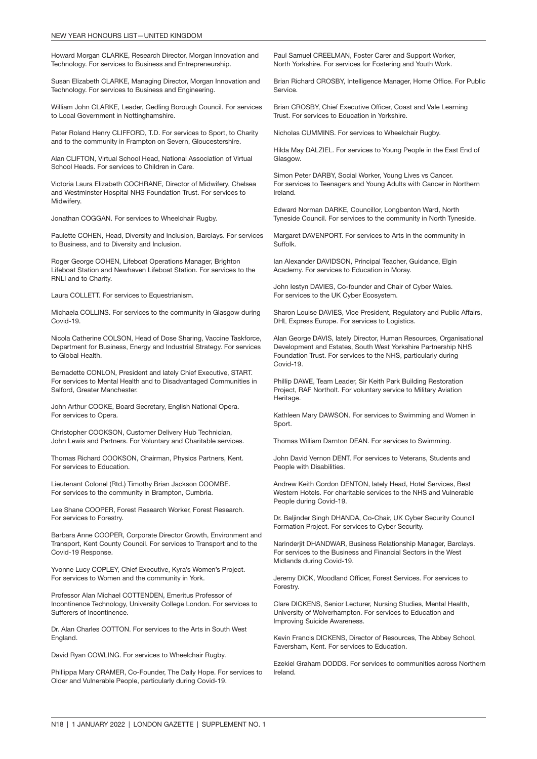Howard Morgan CLARKE, Research Director, Morgan Innovation and Technology. For services to Business and Entrepreneurship.

Susan Elizabeth CLARKE, Managing Director, Morgan Innovation and Technology. For services to Business and Engineering.

William John CLARKE, Leader, Gedling Borough Council. For services to Local Government in Nottinghamshire.

Peter Roland Henry CLIFFORD, T.D. For services to Sport, to Charity and to the community in Frampton on Severn, Gloucestershire.

Alan CLIFTON, Virtual School Head, National Association of Virtual School Heads. For services to Children in Care.

Victoria Laura Elizabeth COCHRANE, Director of Midwifery, Chelsea and Westminster Hospital NHS Foundation Trust. For services to Midwifery.

Jonathan COGGAN. For services to Wheelchair Rugby.

Paulette COHEN, Head, Diversity and Inclusion, Barclays. For services to Business, and to Diversity and Inclusion.

Roger George COHEN, Lifeboat Operations Manager, Brighton Lifeboat Station and Newhaven Lifeboat Station. For services to the RNLI and to Charity.

Laura COLLETT. For services to Equestrianism.

Michaela COLLINS. For services to the community in Glasgow during Covid-19.

Nicola Catherine COLSON, Head of Dose Sharing, Vaccine Taskforce, Department for Business, Energy and Industrial Strategy. For services to Global Health.

Bernadette CONLON, President and lately Chief Executive, START. For services to Mental Health and to Disadvantaged Communities in Salford, Greater Manchester.

John Arthur COOKE, Board Secretary, English National Opera. For services to Opera.

Christopher COOKSON, Customer Delivery Hub Technician, John Lewis and Partners. For Voluntary and Charitable services.

Thomas Richard COOKSON, Chairman, Physics Partners, Kent. For services to Education.

Lieutenant Colonel (Rtd.) Timothy Brian Jackson COOMBE. For services to the community in Brampton, Cumbria.

Lee Shane COOPER, Forest Research Worker, Forest Research. For services to Forestry.

Barbara Anne COOPER, Corporate Director Growth, Environment and Transport, Kent County Council. For services to Transport and to the Covid-19 Response.

Yvonne Lucy COPLEY, Chief Executive, Kyra's Women's Project. For services to Women and the community in York.

Professor Alan Michael COTTENDEN, Emeritus Professor of Incontinence Technology, University College London. For services to Sufferers of Incontinence.

Dr. Alan Charles COTTON. For services to the Arts in South West England.

David Ryan COWLING. For services to Wheelchair Rugby.

Phillippa Mary CRAMER, Co-Founder, The Daily Hope. For services to Older and Vulnerable People, particularly during Covid-19.

Paul Samuel CREELMAN, Foster Carer and Support Worker, North Yorkshire. For services for Fostering and Youth Work.

Brian Richard CROSBY, Intelligence Manager, Home Office. For Public Service.

Brian CROSBY, Chief Executive Officer, Coast and Vale Learning Trust. For services to Education in Yorkshire.

Nicholas CUMMINS. For services to Wheelchair Rugby.

Hilda May DALZIEL. For services to Young People in the East End of Glasgow.

Simon Peter DARBY, Social Worker, Young Lives vs Cancer. For services to Teenagers and Young Adults with Cancer in Northern Ireland.

Edward Norman DARKE, Councillor, Longbenton Ward, North Tyneside Council. For services to the community in North Tyneside.

Margaret DAVENPORT. For services to Arts in the community in Suffolk.

Ian Alexander DAVIDSON, Principal Teacher, Guidance, Elgin Academy. For services to Education in Moray.

John Iestyn DAVIES, Co-founder and Chair of Cyber Wales. For services to the UK Cyber Ecosystem.

Sharon Louise DAVIES, Vice President, Regulatory and Public Affairs, DHL Express Europe. For services to Logistics.

Alan George DAVIS, lately Director, Human Resources, Organisational Development and Estates, South West Yorkshire Partnership NHS Foundation Trust. For services to the NHS, particularly during Covid-19.

Phillip DAWE, Team Leader, Sir Keith Park Building Restoration Project, RAF Northolt. For voluntary service to Military Aviation Heritage.

Kathleen Mary DAWSON. For services to Swimming and Women in Sport.

Thomas William Darnton DEAN. For services to Swimming.

John David Vernon DENT. For services to Veterans, Students and People with Disabilities.

Andrew Keith Gordon DENTON, lately Head, Hotel Services, Best Western Hotels. For charitable services to the NHS and Vulnerable People during Covid-19.

Dr. Baljinder Singh DHANDA, Co-Chair, UK Cyber Security Council Formation Project. For services to Cyber Security.

Narinderjit DHANDWAR, Business Relationship Manager, Barclays. For services to the Business and Financial Sectors in the West Midlands during Covid-19.

Jeremy DICK, Woodland Officer, Forest Services. For services to Forestry.

Clare DICKENS, Senior Lecturer, Nursing Studies, Mental Health, University of Wolverhampton. For services to Education and Improving Suicide Awareness.

Kevin Francis DICKENS, Director of Resources, The Abbey School, Faversham, Kent. For services to Education.

Ezekiel Graham DODDS. For services to communities across Northern Ireland.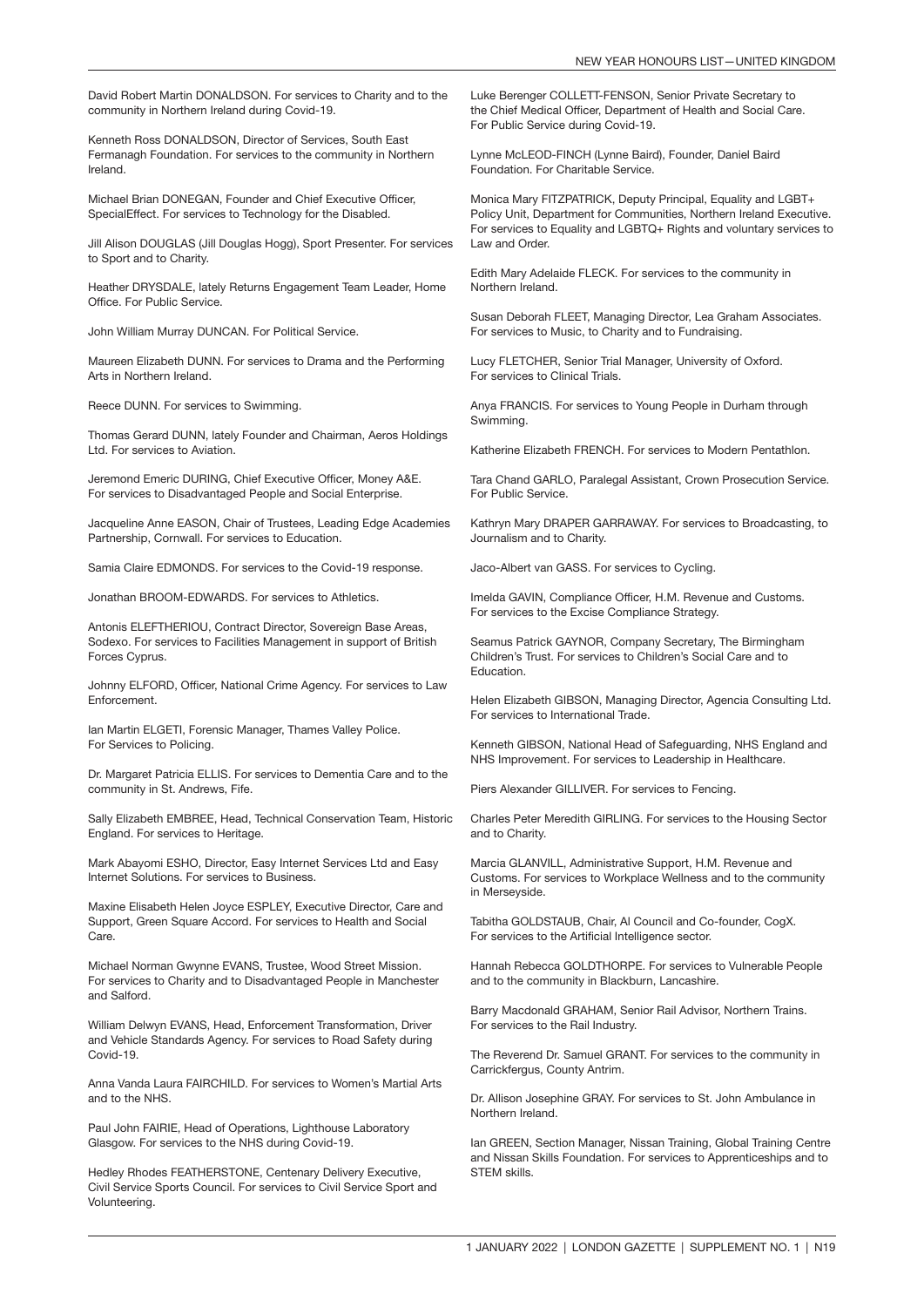David Robert Martin DONALDSON. For services to Charity and to the community in Northern Ireland during Covid-19.

Kenneth Ross DONALDSON, Director of Services, South East Fermanagh Foundation. For services to the community in Northern Ireland.

Michael Brian DONEGAN, Founder and Chief Executive Officer, SpecialEffect. For services to Technology for the Disabled.

Jill Alison DOUGLAS (Jill Douglas Hogg), Sport Presenter. For services to Sport and to Charity.

Heather DRYSDALE, lately Returns Engagement Team Leader, Home Office. For Public Service.

John William Murray DUNCAN. For Political Service.

Maureen Elizabeth DUNN. For services to Drama and the Performing Arts in Northern Ireland.

Reece DUNN. For services to Swimming.

Thomas Gerard DUNN, lately Founder and Chairman, Aeros Holdings Ltd. For services to Aviation.

Jeremond Emeric DURING, Chief Executive Officer, Money A&E. For services to Disadvantaged People and Social Enterprise.

Jacqueline Anne EASON, Chair of Trustees, Leading Edge Academies Partnership, Cornwall. For services to Education.

Samia Claire EDMONDS. For services to the Covid-19 response.

Jonathan BROOM-EDWARDS. For services to Athletics.

Antonis ELEFTHERIOU, Contract Director, Sovereign Base Areas, Sodexo. For services to Facilities Management in support of British Forces Cyprus.

Johnny ELFORD, Officer, National Crime Agency. For services to Law Enforcement.

Ian Martin ELGETI, Forensic Manager, Thames Valley Police. For Services to Policing.

Dr. Margaret Patricia ELLIS. For services to Dementia Care and to the community in St. Andrews, Fife.

Sally Elizabeth EMBREE, Head, Technical Conservation Team, Historic England. For services to Heritage.

Mark Abayomi ESHO, Director, Easy Internet Services Ltd and Easy Internet Solutions. For services to Business.

Maxine Elisabeth Helen Joyce ESPLEY, Executive Director, Care and Support, Green Square Accord. For services to Health and Social Care.

Michael Norman Gwynne EVANS, Trustee, Wood Street Mission. For services to Charity and to Disadvantaged People in Manchester and Salford.

William Delwyn EVANS, Head, Enforcement Transformation, Driver and Vehicle Standards Agency. For services to Road Safety during Covid-19.

Anna Vanda Laura FAIRCHILD. For services to Women's Martial Arts and to the NHS.

Paul John FAIRIE, Head of Operations, Lighthouse Laboratory Glasgow. For services to the NHS during Covid-19.

Hedley Rhodes FEATHERSTONE, Centenary Delivery Executive, Civil Service Sports Council. For services to Civil Service Sport and Volunteering.

Luke Berenger COLLETT-FENSON, Senior Private Secretary to the Chief Medical Officer, Department of Health and Social Care. For Public Service during Covid-19.

Lynne McLEOD-FINCH (Lynne Baird), Founder, Daniel Baird Foundation. For Charitable Service.

Monica Mary FITZPATRICK, Deputy Principal, Equality and LGBT+ Policy Unit, Department for Communities, Northern Ireland Executive. For services to Equality and LGBTQ+ Rights and voluntary services to Law and Order.

Edith Mary Adelaide FLECK. For services to the community in Northern Ireland.

Susan Deborah FLEET, Managing Director, Lea Graham Associates. For services to Music, to Charity and to Fundraising.

Lucy FLETCHER, Senior Trial Manager, University of Oxford. For services to Clinical Trials.

Anya FRANCIS. For services to Young People in Durham through Swimming.

Katherine Elizabeth FRENCH. For services to Modern Pentathlon.

Tara Chand GARLO, Paralegal Assistant, Crown Prosecution Service. For Public Service.

Kathryn Mary DRAPER GARRAWAY. For services to Broadcasting, to Journalism and to Charity.

Jaco-Albert van GASS. For services to Cycling.

Imelda GAVIN, Compliance Officer, H.M. Revenue and Customs. For services to the Excise Compliance Strategy.

Seamus Patrick GAYNOR, Company Secretary, The Birmingham Children's Trust. For services to Children's Social Care and to Education.

Helen Elizabeth GIBSON, Managing Director, Agencia Consulting Ltd. For services to International Trade.

Kenneth GIBSON, National Head of Safeguarding, NHS England and NHS Improvement. For services to Leadership in Healthcare.

Piers Alexander GILLIVER. For services to Fencing.

Charles Peter Meredith GIRLING. For services to the Housing Sector and to Charity.

Marcia GLANVILL, Administrative Support, H.M. Revenue and Customs. For services to Workplace Wellness and to the community in Merseyside.

Tabitha GOLDSTAUB, Chair, AI Council and Co-founder, CogX. For services to the Artificial Intelligence sector.

Hannah Rebecca GOLDTHORPE. For services to Vulnerable People and to the community in Blackburn, Lancashire.

Barry Macdonald GRAHAM, Senior Rail Advisor, Northern Trains. For services to the Rail Industry.

The Reverend Dr. Samuel GRANT. For services to the community in Carrickfergus, County Antrim.

Dr. Allison Josephine GRAY. For services to St. John Ambulance in Northern Ireland.

Ian GREEN, Section Manager, Nissan Training, Global Training Centre and Nissan Skills Foundation. For services to Apprenticeships and to STEM skills.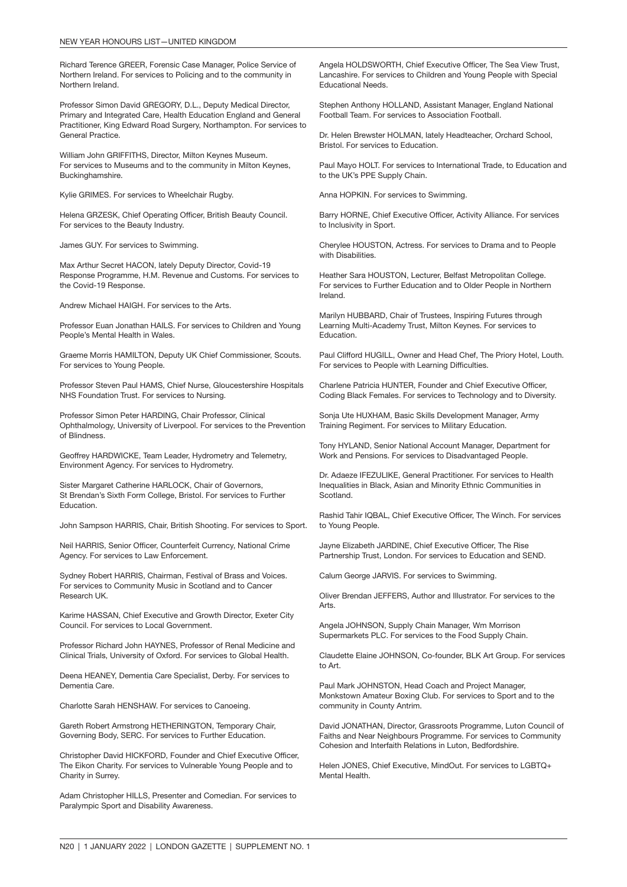Richard Terence GREER, Forensic Case Manager, Police Service of Northern Ireland. For services to Policing and to the community in Northern Ireland.

Professor Simon David GREGORY, D.L., Deputy Medical Director, Primary and Integrated Care, Health Education England and General Practitioner, King Edward Road Surgery, Northampton. For services to General Practice.

William John GRIFFITHS, Director, Milton Keynes Museum. For services to Museums and to the community in Milton Keynes, Buckinghamshire.

Kylie GRIMES. For services to Wheelchair Rugby.

Helena GRZESK, Chief Operating Officer, British Beauty Council. For services to the Beauty Industry.

James GUY. For services to Swimming.

Max Arthur Secret HACON, lately Deputy Director, Covid-19 Response Programme, H.M. Revenue and Customs. For services to the Covid-19 Response.

Andrew Michael HAIGH. For services to the Arts.

Professor Euan Jonathan HAILS. For services to Children and Young People's Mental Health in Wales.

Graeme Morris HAMILTON, Deputy UK Chief Commissioner, Scouts. For services to Young People.

Professor Steven Paul HAMS, Chief Nurse, Gloucestershire Hospitals NHS Foundation Trust. For services to Nursing.

Professor Simon Peter HARDING, Chair Professor, Clinical Ophthalmology, University of Liverpool. For services to the Prevention of Blindness.

Geoffrey HARDWICKE, Team Leader, Hydrometry and Telemetry, Environment Agency. For services to Hydrometry.

Sister Margaret Catherine HARLOCK, Chair of Governors, St Brendan's Sixth Form College, Bristol. For services to Further Education.

John Sampson HARRIS, Chair, British Shooting. For services to Sport.

Neil HARRIS, Senior Officer, Counterfeit Currency, National Crime Agency. For services to Law Enforcement.

Sydney Robert HARRIS, Chairman, Festival of Brass and Voices. For services to Community Music in Scotland and to Cancer Research UK.

Karime HASSAN, Chief Executive and Growth Director, Exeter City Council. For services to Local Government.

Professor Richard John HAYNES, Professor of Renal Medicine and Clinical Trials, University of Oxford. For services to Global Health.

Deena HEANEY, Dementia Care Specialist, Derby. For services to Dementia Care.

Charlotte Sarah HENSHAW. For services to Canoeing.

Gareth Robert Armstrong HETHERINGTON, Temporary Chair, Governing Body, SERC. For services to Further Education.

Christopher David HICKFORD, Founder and Chief Executive Officer, The Eikon Charity. For services to Vulnerable Young People and to Charity in Surrey.

Adam Christopher HILLS, Presenter and Comedian. For services to Paralympic Sport and Disability Awareness.

Angela HOLDSWORTH, Chief Executive Officer, The Sea View Trust, Lancashire. For services to Children and Young People with Special Educational Needs.

Stephen Anthony HOLLAND, Assistant Manager, England National Football Team. For services to Association Football.

Dr. Helen Brewster HOLMAN, lately Headteacher, Orchard School, Bristol. For services to Education.

Paul Mayo HOLT. For services to International Trade, to Education and to the UK's PPE Supply Chain.

Anna HOPKIN. For services to Swimming.

Barry HORNE, Chief Executive Officer, Activity Alliance. For services to Inclusivity in Sport.

Cherylee HOUSTON, Actress. For services to Drama and to People with Disabilities.

Heather Sara HOUSTON, Lecturer, Belfast Metropolitan College. For services to Further Education and to Older People in Northern Ireland.

Marilyn HUBBARD, Chair of Trustees, Inspiring Futures through Learning Multi-Academy Trust, Milton Keynes. For services to Education.

Paul Clifford HUGILL, Owner and Head Chef, The Priory Hotel, Louth. For services to People with Learning Difficulties.

Charlene Patricia HUNTER, Founder and Chief Executive Officer, Coding Black Females. For services to Technology and to Diversity.

Sonja Ute HUXHAM, Basic Skills Development Manager, Army Training Regiment. For services to Military Education.

Tony HYLAND, Senior National Account Manager, Department for Work and Pensions. For services to Disadvantaged People.

Dr. Adaeze IFEZULIKE, General Practitioner. For services to Health Inequalities in Black, Asian and Minority Ethnic Communities in Scotland.

Rashid Tahir IQBAL, Chief Executive Officer, The Winch. For services to Young People.

Jayne Elizabeth JARDINE, Chief Executive Officer, The Rise Partnership Trust, London. For services to Education and SEND.

Calum George JARVIS. For services to Swimming.

Oliver Brendan JEFFERS, Author and Illustrator. For services to the Arts.

Angela JOHNSON, Supply Chain Manager, Wm Morrison Supermarkets PLC. For services to the Food Supply Chain.

Claudette Elaine JOHNSON, Co-founder, BLK Art Group. For services to Art.

Paul Mark JOHNSTON, Head Coach and Project Manager, Monkstown Amateur Boxing Club. For services to Sport and to the community in County Antrim.

David JONATHAN, Director, Grassroots Programme, Luton Council of Faiths and Near Neighbours Programme. For services to Community Cohesion and Interfaith Relations in Luton, Bedfordshire.

Helen JONES, Chief Executive, MindOut. For services to LGBTQ+ Mental Health.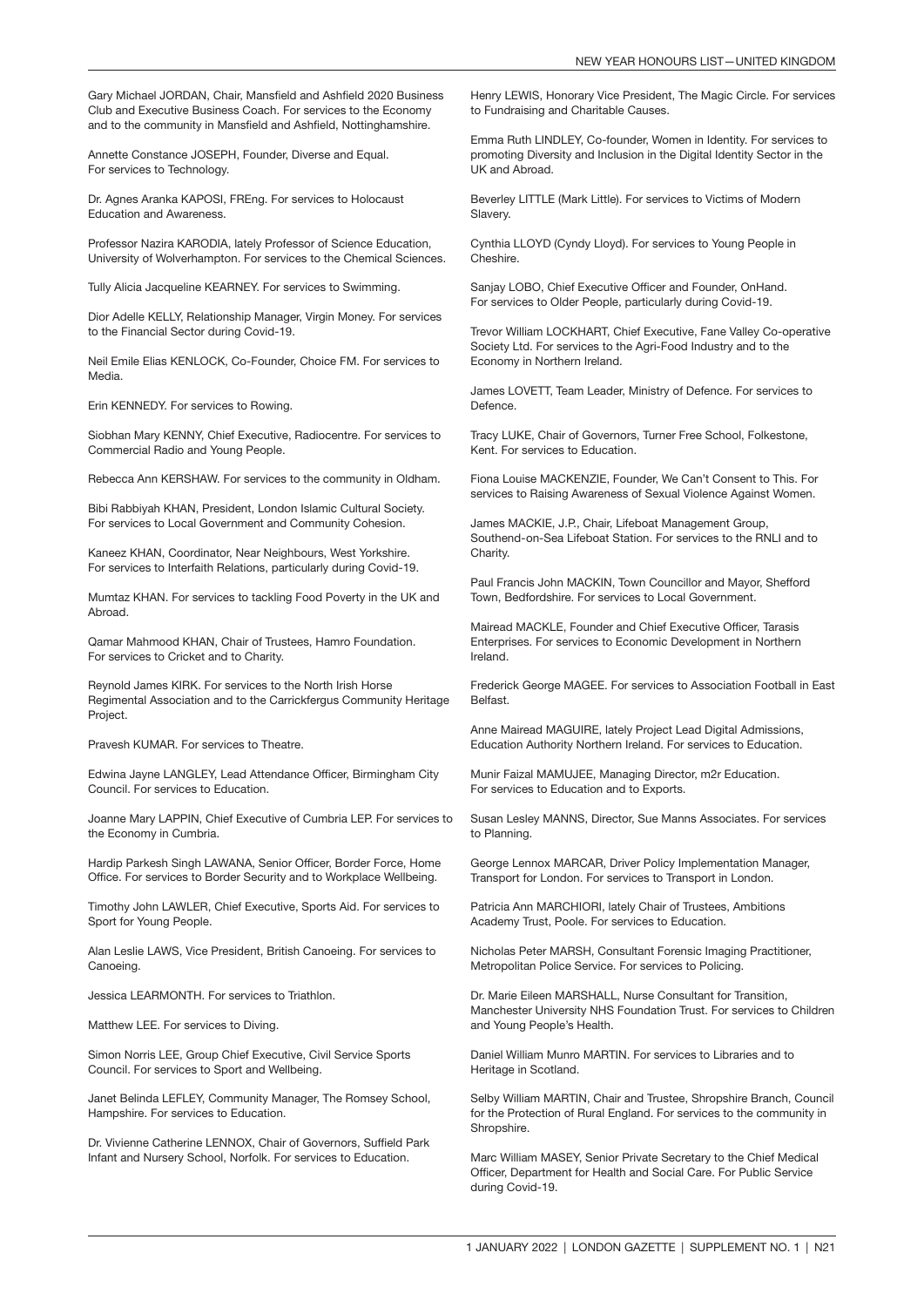Gary Michael JORDAN, Chair, Mansfield and Ashfield 2020 Business Club and Executive Business Coach. For services to the Economy and to the community in Mansfield and Ashfield, Nottinghamshire.

Annette Constance JOSEPH, Founder, Diverse and Equal. For services to Technology.

Dr. Agnes Aranka KAPOSI, FREng. For services to Holocaust Education and Awareness.

Professor Nazira KARODIA, lately Professor of Science Education, University of Wolverhampton. For services to the Chemical Sciences.

Tully Alicia Jacqueline KEARNEY. For services to Swimming.

Dior Adelle KELLY, Relationship Manager, Virgin Money. For services to the Financial Sector during Covid-19.

Neil Emile Elias KENLOCK, Co-Founder, Choice FM. For services to Media.

Erin KENNEDY. For services to Rowing.

Siobhan Mary KENNY, Chief Executive, Radiocentre. For services to Commercial Radio and Young People.

Rebecca Ann KERSHAW. For services to the community in Oldham.

Bibi Rabbiyah KHAN, President, London Islamic Cultural Society. For services to Local Government and Community Cohesion.

Kaneez KHAN, Coordinator, Near Neighbours, West Yorkshire. For services to Interfaith Relations, particularly during Covid-19.

Mumtaz KHAN. For services to tackling Food Poverty in the UK and Abroad.

Qamar Mahmood KHAN, Chair of Trustees, Hamro Foundation. For services to Cricket and to Charity.

Reynold James KIRK. For services to the North Irish Horse Regimental Association and to the Carrickfergus Community Heritage Project.

Pravesh KUMAR. For services to Theatre.

Edwina Jayne LANGLEY, Lead Attendance Officer, Birmingham City Council. For services to Education.

Joanne Mary LAPPIN, Chief Executive of Cumbria LEP. For services to the Economy in Cumbria.

Hardip Parkesh Singh LAWANA, Senior Officer, Border Force, Home Office. For services to Border Security and to Workplace Wellbeing.

Timothy John LAWLER, Chief Executive, Sports Aid. For services to Sport for Young People.

Alan Leslie LAWS, Vice President, British Canoeing. For services to Canoeing.

Jessica LEARMONTH. For services to Triathlon.

Matthew LEE. For services to Diving.

Simon Norris LEE, Group Chief Executive, Civil Service Sports Council. For services to Sport and Wellbeing.

Janet Belinda LEFLEY, Community Manager, The Romsey School, Hampshire. For services to Education.

Dr. Vivienne Catherine LENNOX, Chair of Governors, Suffield Park Infant and Nursery School, Norfolk. For services to Education.

Henry LEWIS, Honorary Vice President, The Magic Circle. For services to Fundraising and Charitable Causes.

Emma Ruth LINDLEY, Co-founder, Women in Identity. For services to promoting Diversity and Inclusion in the Digital Identity Sector in the UK and Abroad.

Beverley LITTLE (Mark Little). For services to Victims of Modern Slavery.

Cynthia LLOYD (Cyndy Lloyd). For services to Young People in Cheshire.

Sanjay LOBO, Chief Executive Officer and Founder, OnHand. For services to Older People, particularly during Covid-19.

Trevor William LOCKHART, Chief Executive, Fane Valley Co-operative Society Ltd. For services to the Agri-Food Industry and to the Economy in Northern Ireland.

James LOVETT, Team Leader, Ministry of Defence. For services to Defence.

Tracy LUKE, Chair of Governors, Turner Free School, Folkestone, Kent. For services to Education.

Fiona Louise MACKENZIE, Founder, We Can't Consent to This. For services to Raising Awareness of Sexual Violence Against Women.

James MACKIE, J.P., Chair, Lifeboat Management Group, Southend-on-Sea Lifeboat Station. For services to the RNLI and to Charity.

Paul Francis John MACKIN, Town Councillor and Mayor, Shefford Town, Bedfordshire. For services to Local Government.

Mairead MACKLE, Founder and Chief Executive Officer, Tarasis Enterprises. For services to Economic Development in Northern Ireland.

Frederick George MAGEE. For services to Association Football in East Belfast.

Anne Mairead MAGUIRE, lately Project Lead Digital Admissions, Education Authority Northern Ireland. For services to Education.

Munir Faizal MAMUJEE, Managing Director, m2r Education. For services to Education and to Exports.

Susan Lesley MANNS, Director, Sue Manns Associates. For services to Planning.

George Lennox MARCAR, Driver Policy Implementation Manager, Transport for London. For services to Transport in London.

Patricia Ann MARCHIORI, lately Chair of Trustees, Ambitions Academy Trust, Poole. For services to Education.

Nicholas Peter MARSH, Consultant Forensic Imaging Practitioner, Metropolitan Police Service. For services to Policing.

Dr. Marie Eileen MARSHALL, Nurse Consultant for Transition, Manchester University NHS Foundation Trust. For services to Children and Young People's Health.

Daniel William Munro MARTIN. For services to Libraries and to Heritage in Scotland.

Selby William MARTIN, Chair and Trustee, Shropshire Branch, Council for the Protection of Rural England. For services to the community in Shropshire.

Marc William MASEY, Senior Private Secretary to the Chief Medical Officer, Department for Health and Social Care. For Public Service during Covid-19.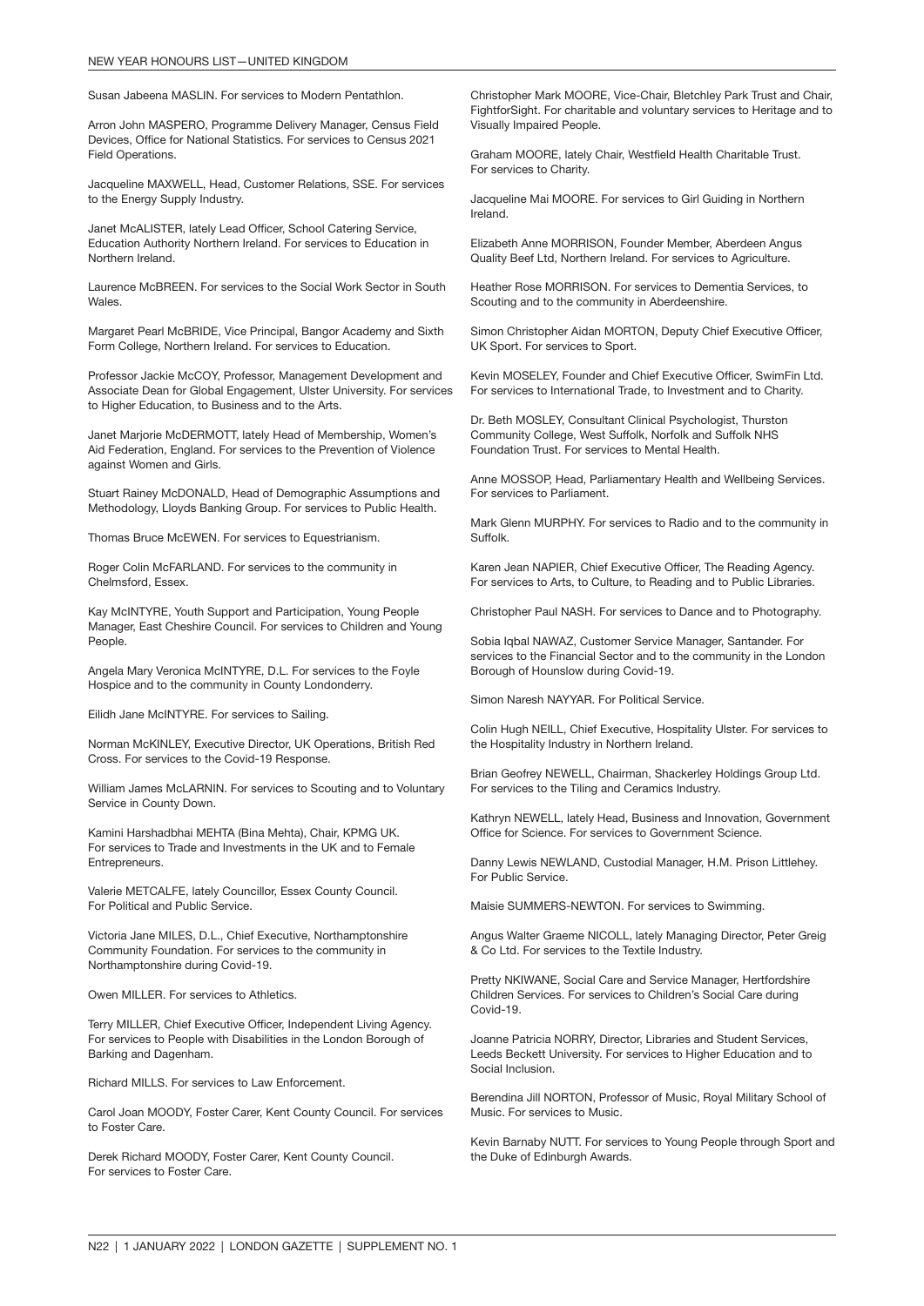Susan Jabeena MASLIN. For services to Modern Pentathlon.

Arron John MASPERO, Programme Delivery Manager, Census Field Devices, Office for National Statistics. For services to Census 2021 Field Operations.

Jacqueline MAXWELL, Head, Customer Relations, SSE. For services to the Energy Supply Industry.

Janet McALISTER, lately Lead Officer, School Catering Service, Education Authority Northern Ireland. For services to Education in Northern Ireland.

Laurence McBREEN. For services to the Social Work Sector in South Wales.

Margaret Pearl McBRIDE, Vice Principal, Bangor Academy and Sixth Form College, Northern Ireland. For services to Education.

Professor Jackie McCOY, Professor, Management Development and Associate Dean for Global Engagement, Ulster University. For services to Higher Education, to Business and to the Arts.

Janet Marjorie McDERMOTT, lately Head of Membership, Women's Aid Federation, England. For services to the Prevention of Violence against Women and Girls.

Stuart Rainey McDONALD, Head of Demographic Assumptions and Methodology, Lloyds Banking Group. For services to Public Health.

Thomas Bruce McEWEN. For services to Equestrianism.

Roger Colin McFARLAND. For services to the community in Chelmsford, Essex.

Kay McINTYRE, Youth Support and Participation, Young People Manager, East Cheshire Council. For services to Children and Young People.

Angela Mary Veronica McINTYRE, D.L. For services to the Foyle Hospice and to the community in County Londonderry.

Eilidh Jane McINTYRE. For services to Sailing.

Norman McKINLEY, Executive Director, UK Operations, British Red Cross. For services to the Covid-19 Response.

William James McLARNIN. For services to Scouting and to Voluntary Service in County Down.

Kamini Harshadbhai MEHTA (Bina Mehta), Chair, KPMG UK. For services to Trade and Investments in the UK and to Female Entrepreneurs.

Valerie METCALFE, lately Councillor, Essex County Council. For Political and Public Service.

Victoria Jane MILES, D.L., Chief Executive, Northamptonshire Community Foundation. For services to the community in Northamptonshire during Covid-19.

Owen MILLER. For services to Athletics.

Terry MILLER, Chief Executive Officer, Independent Living Agency. For services to People with Disabilities in the London Borough of Barking and Dagenham.

Richard MILLS. For services to Law Enforcement.

Carol Joan MOODY, Foster Carer, Kent County Council. For services to Foster Care.

Derek Richard MOODY, Foster Carer, Kent County Council. For services to Foster Care.

Christopher Mark MOORE, Vice-Chair, Bletchley Park Trust and Chair, FightforSight. For charitable and voluntary services to Heritage and to Visually Impaired People.

Graham MOORE, lately Chair, Westfield Health Charitable Trust. For services to Charity.

Jacqueline Mai MOORE. For services to Girl Guiding in Northern Ireland.

Elizabeth Anne MORRISON, Founder Member, Aberdeen Angus Quality Beef Ltd, Northern Ireland. For services to Agriculture.

Heather Rose MORRISON. For services to Dementia Services, to Scouting and to the community in Aberdeenshire.

Simon Christopher Aidan MORTON, Deputy Chief Executive Officer, UK Sport. For services to Sport.

Kevin MOSELEY, Founder and Chief Executive Officer, SwimFin Ltd. For services to International Trade, to Investment and to Charity.

Dr. Beth MOSLEY, Consultant Clinical Psychologist, Thurston Community College, West Suffolk, Norfolk and Suffolk NHS Foundation Trust. For services to Mental Health.

Anne MOSSOP, Head, Parliamentary Health and Wellbeing Services. For services to Parliament.

Mark Glenn MURPHY. For services to Radio and to the community in Suffolk.

Karen Jean NAPIER, Chief Executive Officer, The Reading Agency. For services to Arts, to Culture, to Reading and to Public Libraries.

Christopher Paul NASH. For services to Dance and to Photography.

Sobia Iqbal NAWAZ, Customer Service Manager, Santander. For services to the Financial Sector and to the community in the London Borough of Hounslow during Covid-19.

Simon Naresh NAYYAR. For Political Service.

Colin Hugh NEILL, Chief Executive, Hospitality Ulster. For services to the Hospitality Industry in Northern Ireland.

Brian Geofrey NEWELL, Chairman, Shackerley Holdings Group Ltd. For services to the Tiling and Ceramics Industry.

Kathryn NEWELL, lately Head, Business and Innovation, Government Office for Science. For services to Government Science.

Danny Lewis NEWLAND, Custodial Manager, H.M. Prison Littlehey. For Public Service.

Maisie SUMMERS-NEWTON. For services to Swimming.

Angus Walter Graeme NICOLL, lately Managing Director, Peter Greig & Co Ltd. For services to the Textile Industry.

Pretty NKIWANE, Social Care and Service Manager, Hertfordshire Children Services. For services to Children's Social Care during Covid-19.

Joanne Patricia NORRY, Director, Libraries and Student Services, Leeds Beckett University. For services to Higher Education and to Social Inclusion.

Berendina Jill NORTON, Professor of Music, Royal Military School of Music. For services to Music.

Kevin Barnaby NUTT. For services to Young People through Sport and the Duke of Edinburgh Awards.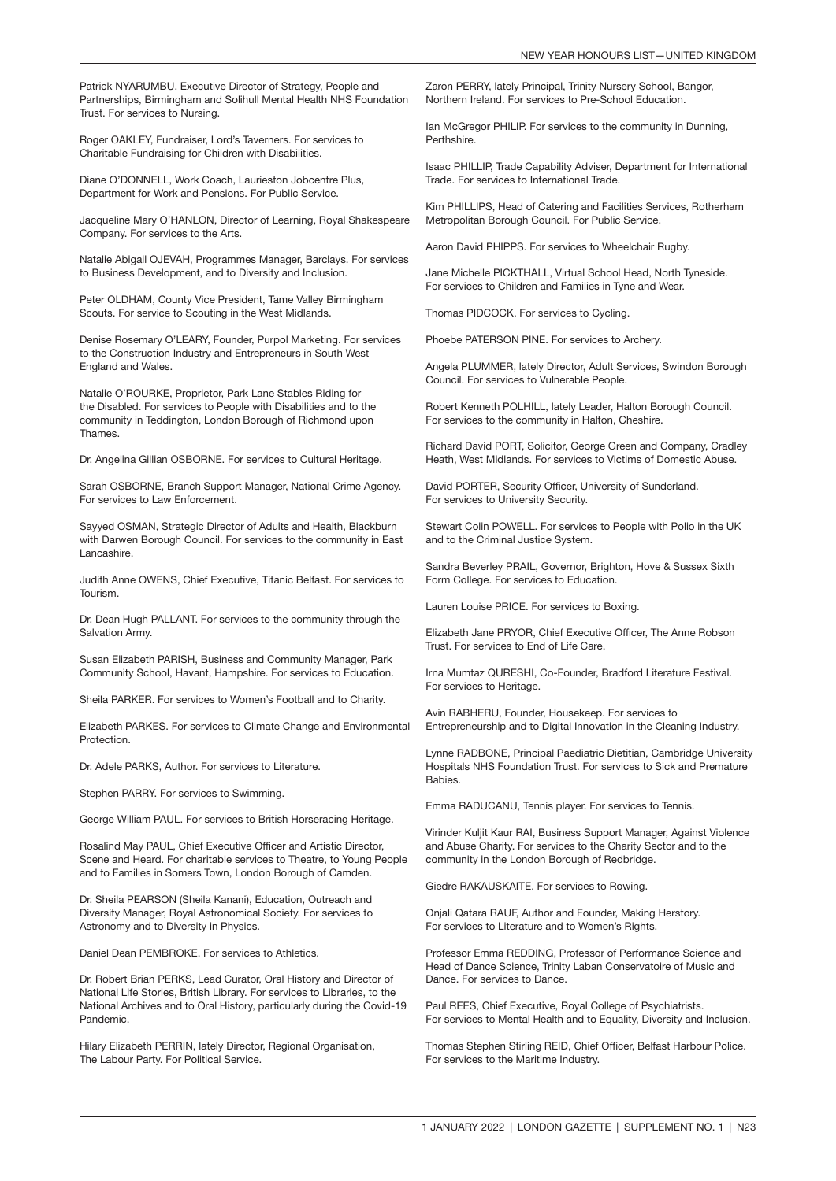Patrick NYARUMBU, Executive Director of Strategy, People and Partnerships, Birmingham and Solihull Mental Health NHS Foundation Trust. For services to Nursing.

Roger OAKLEY, Fundraiser, Lord's Taverners. For services to Charitable Fundraising for Children with Disabilities.

Diane O'DONNELL, Work Coach, Laurieston Jobcentre Plus, Department for Work and Pensions. For Public Service.

Jacqueline Mary O'HANLON, Director of Learning, Royal Shakespeare Company. For services to the Arts.

Natalie Abigail OJEVAH, Programmes Manager, Barclays. For services to Business Development, and to Diversity and Inclusion.

Peter OLDHAM, County Vice President, Tame Valley Birmingham Scouts. For service to Scouting in the West Midlands.

Denise Rosemary O'LEARY, Founder, Purpol Marketing. For services to the Construction Industry and Entrepreneurs in South West England and Wales.

Natalie O'ROURKE, Proprietor, Park Lane Stables Riding for the Disabled. For services to People with Disabilities and to the community in Teddington, London Borough of Richmond upon Thames.

Dr. Angelina Gillian OSBORNE. For services to Cultural Heritage.

Sarah OSBORNE, Branch Support Manager, National Crime Agency. For services to Law Enforcement.

Sayyed OSMAN, Strategic Director of Adults and Health, Blackburn with Darwen Borough Council. For services to the community in East Lancashire.

Judith Anne OWENS, Chief Executive, Titanic Belfast. For services to Tourism.

Dr. Dean Hugh PALLANT. For services to the community through the Salvation Army.

Susan Elizabeth PARISH, Business and Community Manager, Park Community School, Havant, Hampshire. For services to Education.

Sheila PARKER. For services to Women's Football and to Charity.

Elizabeth PARKES. For services to Climate Change and Environmental Protection.

Dr. Adele PARKS, Author. For services to Literature.

Stephen PARRY. For services to Swimming.

George William PAUL. For services to British Horseracing Heritage.

Rosalind May PAUL, Chief Executive Officer and Artistic Director, Scene and Heard. For charitable services to Theatre, to Young People and to Families in Somers Town, London Borough of Camden.

Dr. Sheila PEARSON (Sheila Kanani), Education, Outreach and Diversity Manager, Royal Astronomical Society. For services to Astronomy and to Diversity in Physics.

Daniel Dean PEMBROKE. For services to Athletics.

Dr. Robert Brian PERKS, Lead Curator, Oral History and Director of National Life Stories, British Library. For services to Libraries, to the National Archives and to Oral History, particularly during the Covid-19 Pandemic.

Hilary Elizabeth PERRIN, lately Director, Regional Organisation, The Labour Party. For Political Service.

Zaron PERRY, lately Principal, Trinity Nursery School, Bangor, Northern Ireland. For services to Pre-School Education.

Ian McGregor PHILIP. For services to the community in Dunning, Perthshire.

Isaac PHILLIP, Trade Capability Adviser, Department for International Trade. For services to International Trade.

Kim PHILLIPS, Head of Catering and Facilities Services, Rotherham Metropolitan Borough Council. For Public Service.

Aaron David PHIPPS. For services to Wheelchair Rugby.

Jane Michelle PICKTHALL, Virtual School Head, North Tyneside. For services to Children and Families in Tyne and Wear.

Thomas PIDCOCK. For services to Cycling.

Phoebe PATERSON PINE. For services to Archery.

Angela PLUMMER, lately Director, Adult Services, Swindon Borough Council. For services to Vulnerable People.

Robert Kenneth POLHILL, lately Leader, Halton Borough Council. For services to the community in Halton, Cheshire.

Richard David PORT, Solicitor, George Green and Company, Cradley Heath, West Midlands. For services to Victims of Domestic Abuse.

David PORTER, Security Officer, University of Sunderland. For services to University Security.

Stewart Colin POWELL. For services to People with Polio in the UK and to the Criminal Justice System.

Sandra Beverley PRAIL, Governor, Brighton, Hove & Sussex Sixth Form College. For services to Education.

Lauren Louise PRICE. For services to Boxing.

Elizabeth Jane PRYOR, Chief Executive Officer, The Anne Robson Trust. For services to End of Life Care.

Irna Mumtaz QURESHI, Co-Founder, Bradford Literature Festival. For services to Heritage.

Avin RABHERU, Founder, Housekeep. For services to Entrepreneurship and to Digital Innovation in the Cleaning Industry.

Lynne RADBONE, Principal Paediatric Dietitian, Cambridge University Hospitals NHS Foundation Trust. For services to Sick and Premature Babies.

Emma RADUCANU, Tennis player. For services to Tennis.

Virinder Kuljit Kaur RAI, Business Support Manager, Against Violence and Abuse Charity. For services to the Charity Sector and to the community in the London Borough of Redbridge.

Giedre RAKAUSKAITE. For services to Rowing.

Onjali Qatara RAUF, Author and Founder, Making Herstory. For services to Literature and to Women's Rights.

Professor Emma REDDING, Professor of Performance Science and Head of Dance Science, Trinity Laban Conservatoire of Music and Dance. For services to Dance.

Paul REES, Chief Executive, Royal College of Psychiatrists. For services to Mental Health and to Equality, Diversity and Inclusion.

Thomas Stephen Stirling REID, Chief Officer, Belfast Harbour Police. For services to the Maritime Industry.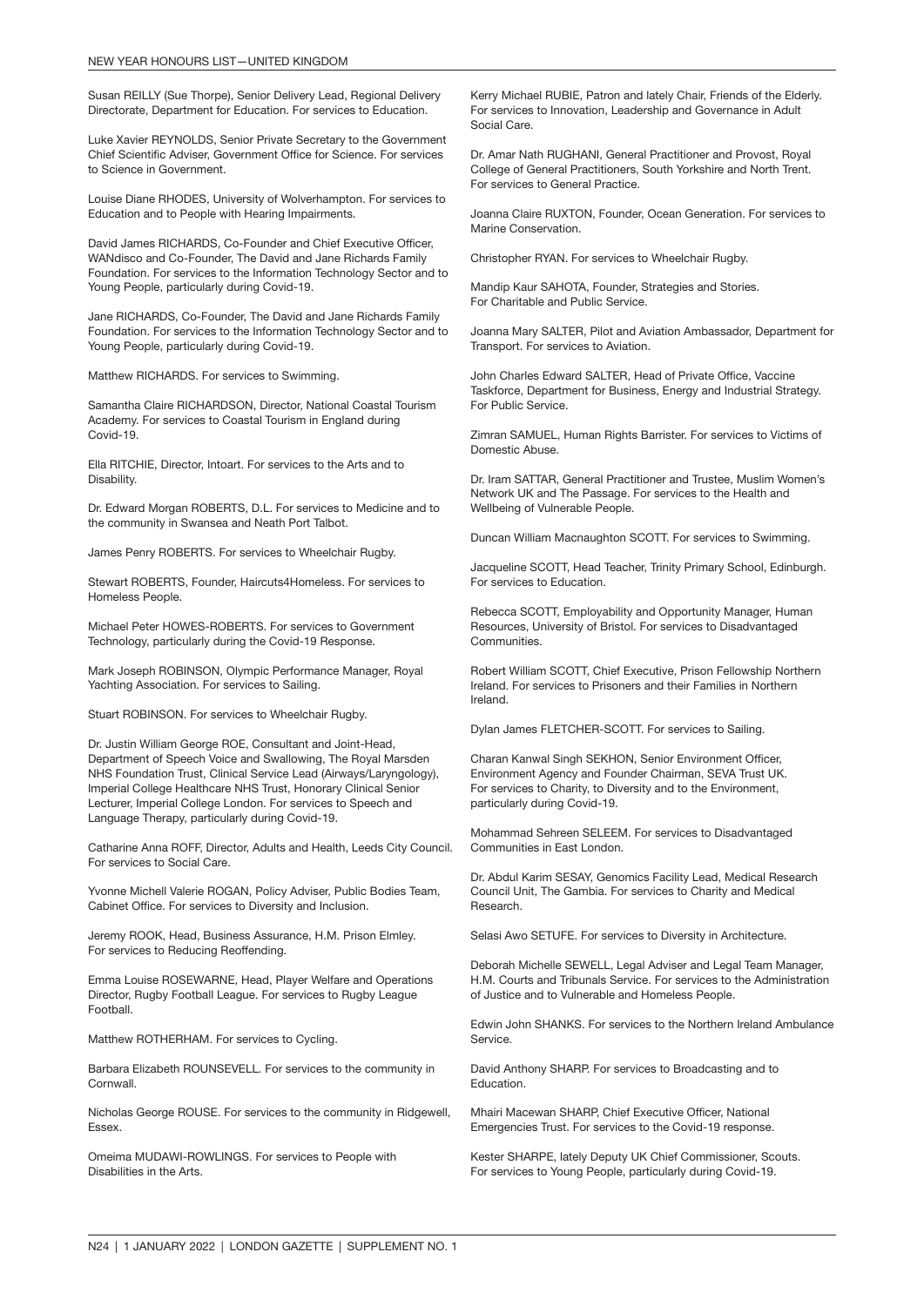Susan REILLY (Sue Thorpe), Senior Delivery Lead, Regional Delivery Directorate, Department for Education. For services to Education.

Luke Xavier REYNOLDS, Senior Private Secretary to the Government Chief Scientific Adviser, Government Office for Science. For services to Science in Government.

Louise Diane RHODES, University of Wolverhampton. For services to Education and to People with Hearing Impairments.

David James RICHARDS, Co-Founder and Chief Executive Officer, WANdisco and Co-Founder, The David and Jane Richards Family Foundation. For services to the Information Technology Sector and to Young People, particularly during Covid-19.

Jane RICHARDS, Co-Founder, The David and Jane Richards Family Foundation. For services to the Information Technology Sector and to Young People, particularly during Covid-19.

Matthew RICHARDS. For services to Swimming.

Samantha Claire RICHARDSON, Director, National Coastal Tourism Academy. For services to Coastal Tourism in England during Covid-19.

Ella RITCHIE, Director, Intoart. For services to the Arts and to Disability.

Dr. Edward Morgan ROBERTS, D.L. For services to Medicine and to the community in Swansea and Neath Port Talbot.

James Penry ROBERTS. For services to Wheelchair Rugby.

Stewart ROBERTS, Founder, Haircuts4Homeless. For services to Homeless People.

Michael Peter HOWES-ROBERTS. For services to Government Technology, particularly during the Covid-19 Response.

Mark Joseph ROBINSON, Olympic Performance Manager, Royal Yachting Association. For services to Sailing.

Stuart ROBINSON. For services to Wheelchair Rugby.

Dr. Justin William George ROE, Consultant and Joint-Head, Department of Speech Voice and Swallowing, The Royal Marsden NHS Foundation Trust, Clinical Service Lead (Airways/Laryngology), Imperial College Healthcare NHS Trust, Honorary Clinical Senior Lecturer, Imperial College London. For services to Speech and Language Therapy, particularly during Covid-19.

Catharine Anna ROFF, Director, Adults and Health, Leeds City Council. For services to Social Care.

Yvonne Michell Valerie ROGAN, Policy Adviser, Public Bodies Team, Cabinet Office. For services to Diversity and Inclusion.

Jeremy ROOK, Head, Business Assurance, H.M. Prison Elmley. For services to Reducing Reoffending.

Emma Louise ROSEWARNE, Head, Player Welfare and Operations Director, Rugby Football League. For services to Rugby League Football.

Matthew ROTHERHAM. For services to Cycling.

Barbara Elizabeth ROUNSEVELL. For services to the community in Cornwall.

Nicholas George ROUSE. For services to the community in Ridgewell, Essex.

Omeima MUDAWI-ROWLINGS. For services to People with Disabilities in the Arts.

Kerry Michael RUBIE, Patron and lately Chair, Friends of the Elderly. For services to Innovation, Leadership and Governance in Adult Social Care.

Dr. Amar Nath RUGHANI, General Practitioner and Provost, Royal College of General Practitioners, South Yorkshire and North Trent. For services to General Practice.

Joanna Claire RUXTON, Founder, Ocean Generation. For services to Marine Conservation.

Christopher RYAN. For services to Wheelchair Rugby.

Mandip Kaur SAHOTA, Founder, Strategies and Stories. For Charitable and Public Service.

Joanna Mary SALTER, Pilot and Aviation Ambassador, Department for Transport. For services to Aviation.

John Charles Edward SALTER, Head of Private Office, Vaccine Taskforce, Department for Business, Energy and Industrial Strategy. For Public Service.

Zimran SAMUEL, Human Rights Barrister. For services to Victims of Domestic Abuse.

Dr. Iram SATTAR, General Practitioner and Trustee, Muslim Women's Network UK and The Passage. For services to the Health and Wellbeing of Vulnerable People.

Duncan William Macnaughton SCOTT. For services to Swimming.

Jacqueline SCOTT, Head Teacher, Trinity Primary School, Edinburgh. For services to Education.

Rebecca SCOTT, Employability and Opportunity Manager, Human Resources, University of Bristol. For services to Disadvantaged Communities.

Robert William SCOTT, Chief Executive, Prison Fellowship Northern Ireland. For services to Prisoners and their Families in Northern Ireland.

Dylan James FLETCHER-SCOTT. For services to Sailing.

Charan Kanwal Singh SEKHON, Senior Environment Officer, Environment Agency and Founder Chairman, SEVA Trust UK. For services to Charity, to Diversity and to the Environment, particularly during Covid-19.

Mohammad Sehreen SELEEM. For services to Disadvantaged Communities in East London.

Dr. Abdul Karim SESAY, Genomics Facility Lead, Medical Research Council Unit, The Gambia. For services to Charity and Medical Research.

Selasi Awo SETUFE. For services to Diversity in Architecture.

Deborah Michelle SEWELL, Legal Adviser and Legal Team Manager, H.M. Courts and Tribunals Service. For services to the Administration of Justice and to Vulnerable and Homeless People.

Edwin John SHANKS. For services to the Northern Ireland Ambulance Service.

David Anthony SHARP. For services to Broadcasting and to Education.

Mhairi Macewan SHARP, Chief Executive Officer, National Emergencies Trust. For services to the Covid-19 response.

Kester SHARPE, lately Deputy UK Chief Commissioner, Scouts. For services to Young People, particularly during Covid-19.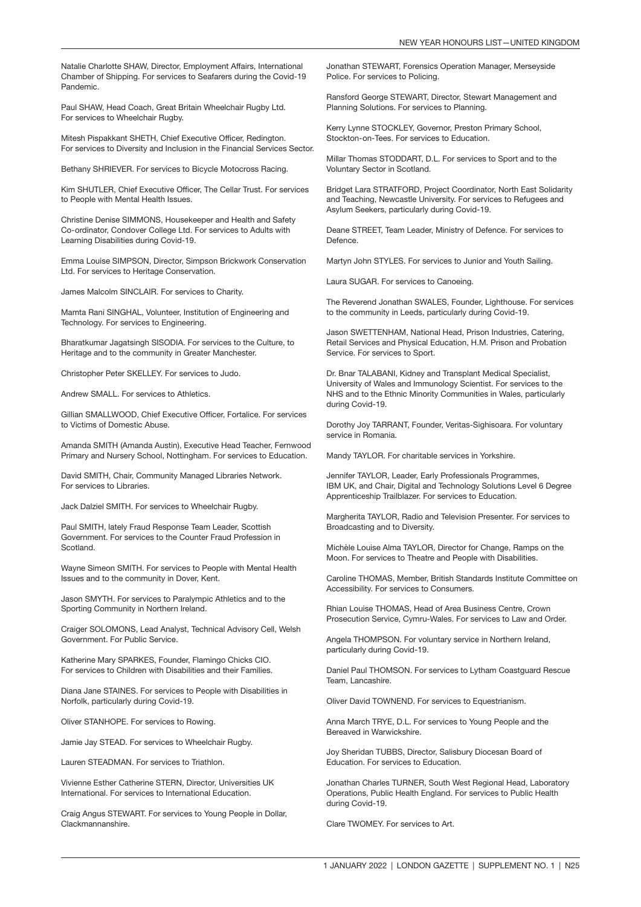Natalie Charlotte SHAW, Director, Employment Affairs, International Chamber of Shipping. For services to Seafarers during the Covid-19 Pandemic.

Paul SHAW, Head Coach, Great Britain Wheelchair Rugby Ltd. For services to Wheelchair Rugby.

Mitesh Pispakkant SHETH, Chief Executive Officer, Redington. For services to Diversity and Inclusion in the Financial Services Sector.

Bethany SHRIEVER. For services to Bicycle Motocross Racing.

Kim SHUTLER, Chief Executive Officer, The Cellar Trust. For services to People with Mental Health Issues.

Christine Denise SIMMONS, Housekeeper and Health and Safety Co-ordinator, Condover College Ltd. For services to Adults with Learning Disabilities during Covid-19.

Emma Louise SIMPSON, Director, Simpson Brickwork Conservation Ltd. For services to Heritage Conservation.

James Malcolm SINCLAIR. For services to Charity.

Mamta Rani SINGHAL, Volunteer, Institution of Engineering and Technology. For services to Engineering.

Bharatkumar Jagatsingh SISODIA. For services to the Culture, to Heritage and to the community in Greater Manchester.

Christopher Peter SKELLEY. For services to Judo.

Andrew SMALL. For services to Athletics.

Gillian SMALLWOOD, Chief Executive Officer, Fortalice. For services to Victims of Domestic Abuse.

Amanda SMITH (Amanda Austin), Executive Head Teacher, Fernwood Primary and Nursery School, Nottingham. For services to Education.

David SMITH, Chair, Community Managed Libraries Network. For services to Libraries.

Jack Dalziel SMITH. For services to Wheelchair Rugby.

Paul SMITH, lately Fraud Response Team Leader, Scottish Government. For services to the Counter Fraud Profession in Scotland.

Wayne Simeon SMITH. For services to People with Mental Health Issues and to the community in Dover, Kent.

Jason SMYTH. For services to Paralympic Athletics and to the Sporting Community in Northern Ireland.

Craiger SOLOMONS, Lead Analyst, Technical Advisory Cell, Welsh Government. For Public Service.

Katherine Mary SPARKES, Founder, Flamingo Chicks CIO. For services to Children with Disabilities and their Families.

Diana Jane STAINES. For services to People with Disabilities in Norfolk, particularly during Covid-19.

Oliver STANHOPE. For services to Rowing.

Jamie Jay STEAD. For services to Wheelchair Rugby.

Lauren STEADMAN. For services to Triathlon.

Vivienne Esther Catherine STERN, Director, Universities UK International. For services to International Education.

Craig Angus STEWART. For services to Young People in Dollar, Clackmannanshire.

Jonathan STEWART, Forensics Operation Manager, Merseyside Police. For services to Policing.

Ransford George STEWART, Director, Stewart Management and Planning Solutions. For services to Planning.

Kerry Lynne STOCKLEY, Governor, Preston Primary School, Stockton-on-Tees. For services to Education.

Millar Thomas STODDART, D.L. For services to Sport and to the Voluntary Sector in Scotland.

Bridget Lara STRATFORD, Project Coordinator, North East Solidarity and Teaching, Newcastle University. For services to Refugees and Asylum Seekers, particularly during Covid-19.

Deane STREET, Team Leader, Ministry of Defence. For services to Defence.

Martyn John STYLES. For services to Junior and Youth Sailing.

Laura SUGAR. For services to Canoeing.

The Reverend Jonathan SWALES, Founder, Lighthouse. For services to the community in Leeds, particularly during Covid-19.

Jason SWETTENHAM, National Head, Prison Industries, Catering, Retail Services and Physical Education, H.M. Prison and Probation Service. For services to Sport.

Dr. Bnar TALABANI, Kidney and Transplant Medical Specialist, University of Wales and Immunology Scientist. For services to the NHS and to the Ethnic Minority Communities in Wales, particularly during Covid-19.

Dorothy Joy TARRANT, Founder, Veritas-Sighisoara. For voluntary service in Romania.

Mandy TAYLOR. For charitable services in Yorkshire.

Jennifer TAYLOR, Leader, Early Professionals Programmes, IBM UK, and Chair, Digital and Technology Solutions Level 6 Degree Apprenticeship Trailblazer. For services to Education.

Margherita TAYLOR, Radio and Television Presenter. For services to Broadcasting and to Diversity.

Michèle Louise Alma TAYLOR, Director for Change, Ramps on the Moon. For services to Theatre and People with Disabilities.

Caroline THOMAS, Member, British Standards Institute Committee on Accessibility. For services to Consumers.

Rhian Louise THOMAS, Head of Area Business Centre, Crown Prosecution Service, Cymru-Wales. For services to Law and Order.

Angela THOMPSON. For voluntary service in Northern Ireland, particularly during Covid-19.

Daniel Paul THOMSON. For services to Lytham Coastguard Rescue Team, Lancashire.

Oliver David TOWNEND. For services to Equestrianism.

Anna March TRYE, D.L. For services to Young People and the Bereaved in Warwickshire.

Joy Sheridan TUBBS, Director, Salisbury Diocesan Board of Education. For services to Education.

Jonathan Charles TURNER, South West Regional Head, Laboratory Operations, Public Health England. For services to Public Health during Covid-19.

Clare TWOMEY. For services to Art.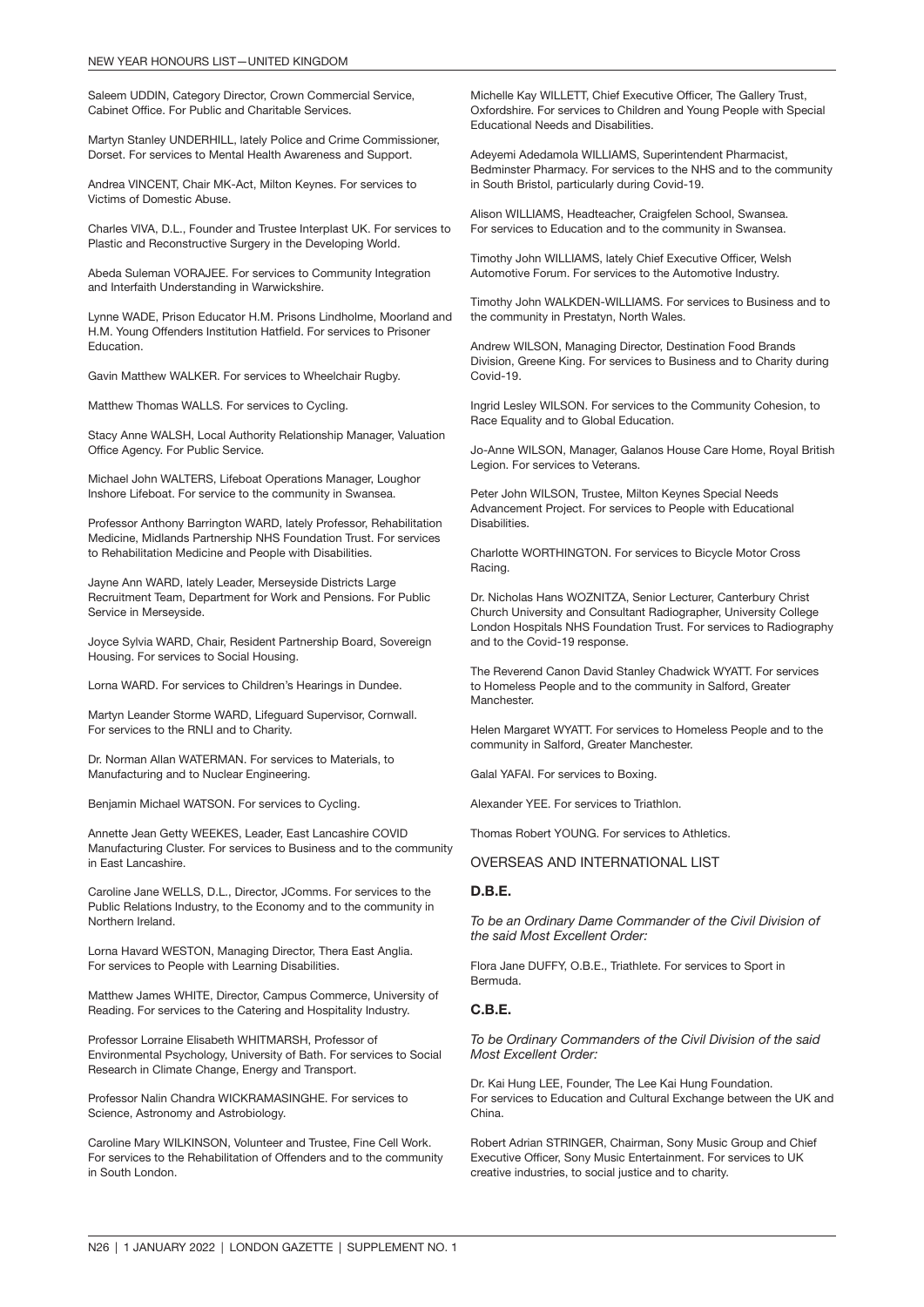Saleem UDDIN, Category Director, Crown Commercial Service, Cabinet Office. For Public and Charitable Services.

Martyn Stanley UNDERHILL, lately Police and Crime Commissioner, Dorset. For services to Mental Health Awareness and Support.

Andrea VINCENT, Chair MK-Act, Milton Keynes. For services to Victims of Domestic Abuse.

Charles VIVA, D.L., Founder and Trustee Interplast UK. For services to Plastic and Reconstructive Surgery in the Developing World.

Abeda Suleman VORAJEE. For services to Community Integration and Interfaith Understanding in Warwickshire.

Lynne WADE, Prison Educator H.M. Prisons Lindholme, Moorland and H.M. Young Offenders Institution Hatfield. For services to Prisoner Education.

Gavin Matthew WALKER. For services to Wheelchair Rugby.

Matthew Thomas WALLS. For services to Cycling.

Stacy Anne WALSH, Local Authority Relationship Manager, Valuation Office Agency. For Public Service.

Michael John WALTERS, Lifeboat Operations Manager, Loughor Inshore Lifeboat. For service to the community in Swansea.

Professor Anthony Barrington WARD, lately Professor, Rehabilitation Medicine, Midlands Partnership NHS Foundation Trust. For services to Rehabilitation Medicine and People with Disabilities.

Jayne Ann WARD, lately Leader, Merseyside Districts Large Recruitment Team, Department for Work and Pensions. For Public Service in Merseyside.

Joyce Sylvia WARD, Chair, Resident Partnership Board, Sovereign Housing. For services to Social Housing.

Lorna WARD. For services to Children's Hearings in Dundee.

Martyn Leander Storme WARD, Lifeguard Supervisor, Cornwall. For services to the RNLI and to Charity.

Dr. Norman Allan WATERMAN. For services to Materials, to Manufacturing and to Nuclear Engineering.

Benjamin Michael WATSON. For services to Cycling.

Annette Jean Getty WEEKES, Leader, East Lancashire COVID Manufacturing Cluster. For services to Business and to the community in East Lancashire.

Caroline Jane WELLS, D.L., Director, JComms. For services to the Public Relations Industry, to the Economy and to the community in Northern Ireland.

Lorna Havard WESTON, Managing Director, Thera East Anglia. For services to People with Learning Disabilities.

Matthew James WHITE, Director, Campus Commerce, University of Reading. For services to the Catering and Hospitality Industry.

Professor Lorraine Elisabeth WHITMARSH, Professor of Environmental Psychology, University of Bath. For services to Social Research in Climate Change, Energy and Transport.

Professor Nalin Chandra WICKRAMASINGHE. For services to Science, Astronomy and Astrobiology.

Caroline Mary WILKINSON, Volunteer and Trustee, Fine Cell Work. For services to the Rehabilitation of Offenders and to the community in South London.

Michelle Kay WILLETT, Chief Executive Officer, The Gallery Trust, Oxfordshire. For services to Children and Young People with Special Educational Needs and Disabilities.

Adeyemi Adedamola WILLIAMS, Superintendent Pharmacist, Bedminster Pharmacy. For services to the NHS and to the community in South Bristol, particularly during Covid-19.

Alison WILLIAMS, Headteacher, Craigfelen School, Swansea. For services to Education and to the community in Swansea.

Timothy John WILLIAMS, lately Chief Executive Officer, Welsh Automotive Forum. For services to the Automotive Industry.

Timothy John WALKDEN-WILLIAMS. For services to Business and to the community in Prestatyn, North Wales.

Andrew WILSON, Managing Director, Destination Food Brands Division, Greene King. For services to Business and to Charity during Covid-19.

Ingrid Lesley WILSON. For services to the Community Cohesion, to Race Equality and to Global Education.

Jo-Anne WILSON, Manager, Galanos House Care Home, Royal British Legion. For services to Veterans.

Peter John WILSON, Trustee, Milton Keynes Special Needs Advancement Project. For services to People with Educational Disabilities.

Charlotte WORTHINGTON. For services to Bicycle Motor Cross Racing.

Dr. Nicholas Hans WOZNITZA, Senior Lecturer, Canterbury Christ Church University and Consultant Radiographer, University College London Hospitals NHS Foundation Trust. For services to Radiography and to the Covid-19 response.

The Reverend Canon David Stanley Chadwick WYATT. For services to Homeless People and to the community in Salford, Greater Manchester.

Helen Margaret WYATT. For services to Homeless People and to the community in Salford, Greater Manchester.

Galal YAFAI. For services to Boxing.

Alexander YEE. For services to Triathlon.

Thomas Robert YOUNG. For services to Athletics.

## OVERSEAS AND INTERNATIONAL LIST

### D.B.E.

*To be an Ordinary Dame Commander of the Civil Division of the said Most Excellent Order:*

Flora Jane DUFFY, O.B.E., Triathlete. For services to Sport in Bermuda.

### C.B.E.

*To be Ordinary Commanders of the Civil Division of the said Most Excellent Order:*

Dr. Kai Hung LEE, Founder, The Lee Kai Hung Foundation. For services to Education and Cultural Exchange between the UK and China.

Robert Adrian STRINGER, Chairman, Sony Music Group and Chief Executive Officer, Sony Music Entertainment. For services to UK creative industries, to social justice and to charity.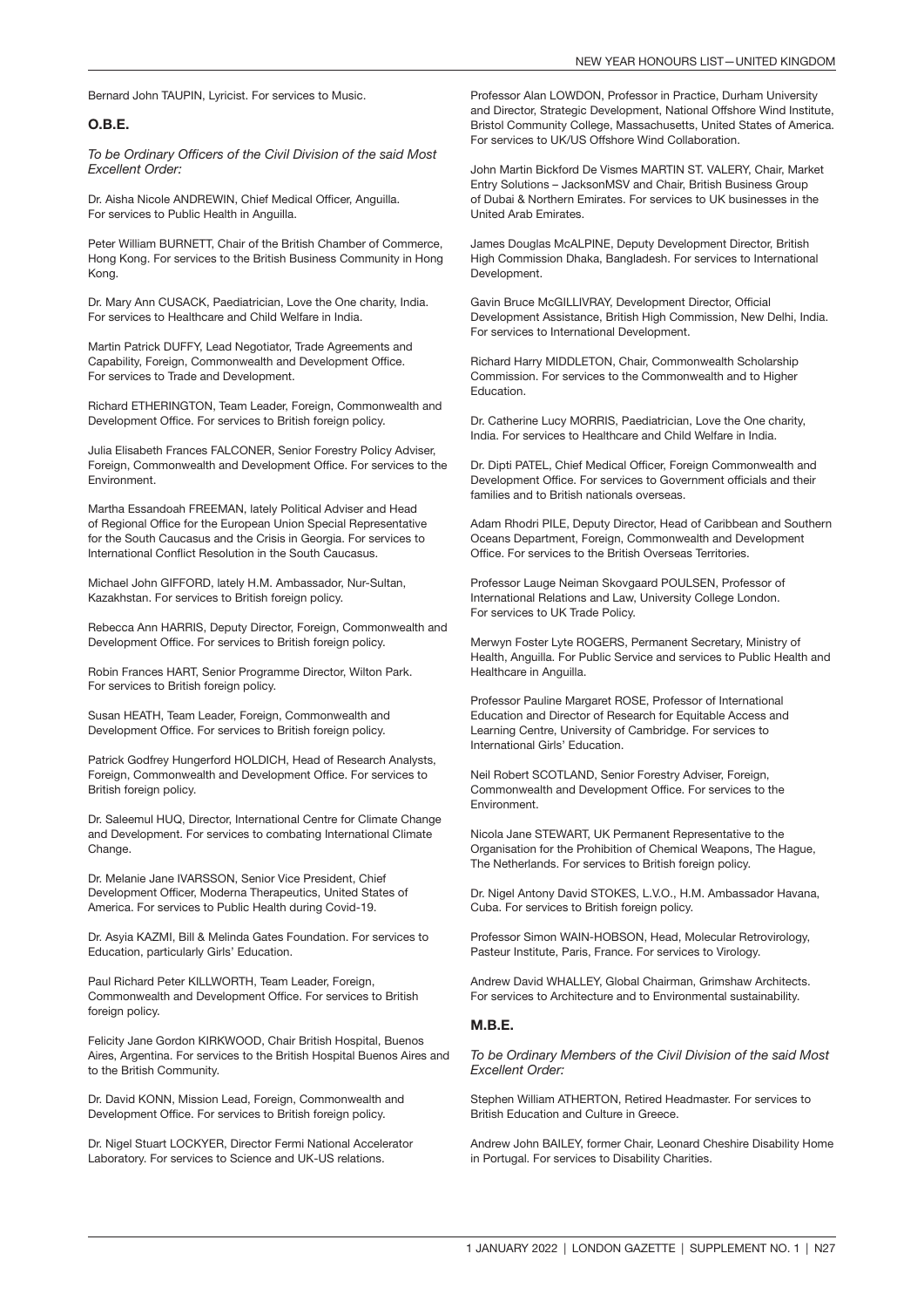Bernard John TAUPIN, Lyricist. For services to Music.

### O.B.E.

*To be Ordinary Officers of the Civil Division of the said Most Excellent Order:*

Dr. Aisha Nicole ANDREWIN, Chief Medical Officer, Anguilla. For services to Public Health in Anguilla.

Peter William BURNETT, Chair of the British Chamber of Commerce, Hong Kong. For services to the British Business Community in Hong Kong.

Dr. Mary Ann CUSACK, Paediatrician, Love the One charity, India. For services to Healthcare and Child Welfare in India.

Martin Patrick DUFFY, Lead Negotiator, Trade Agreements and Capability, Foreign, Commonwealth and Development Office. For services to Trade and Development.

Richard ETHERINGTON, Team Leader, Foreign, Commonwealth and Development Office. For services to British foreign policy.

Julia Elisabeth Frances FALCONER, Senior Forestry Policy Adviser, Foreign, Commonwealth and Development Office. For services to the Environment.

Martha Essandoah FREEMAN, lately Political Adviser and Head of Regional Office for the European Union Special Representative for the South Caucasus and the Crisis in Georgia. For services to International Conflict Resolution in the South Caucasus.

Michael John GIFFORD, lately H.M. Ambassador, Nur-Sultan, Kazakhstan. For services to British foreign policy.

Rebecca Ann HARRIS, Deputy Director, Foreign, Commonwealth and Development Office. For services to British foreign policy.

Robin Frances HART, Senior Programme Director, Wilton Park. For services to British foreign policy.

Susan HEATH, Team Leader, Foreign, Commonwealth and Development Office. For services to British foreign policy.

Patrick Godfrey Hungerford HOLDICH, Head of Research Analysts, Foreign, Commonwealth and Development Office. For services to British foreign policy.

Dr. Saleemul HUQ, Director, International Centre for Climate Change and Development. For services to combating International Climate Change.

Dr. Melanie Jane IVARSSON, Senior Vice President, Chief Development Officer, Moderna Therapeutics, United States of America. For services to Public Health during Covid-19.

Dr. Asyia KAZMI, Bill & Melinda Gates Foundation. For services to Education, particularly Girls' Education.

Paul Richard Peter KILLWORTH, Team Leader, Foreign, Commonwealth and Development Office. For services to British foreign policy.

Felicity Jane Gordon KIRKWOOD, Chair British Hospital, Buenos Aires, Argentina. For services to the British Hospital Buenos Aires and to the British Community.

Dr. David KONN, Mission Lead, Foreign, Commonwealth and Development Office. For services to British foreign policy.

Dr. Nigel Stuart LOCKYER, Director Fermi National Accelerator Laboratory. For services to Science and UK-US relations.

Professor Alan LOWDON, Professor in Practice, Durham University and Director, Strategic Development, National Offshore Wind Institute, Bristol Community College, Massachusetts, United States of America. For services to UK/US Offshore Wind Collaboration.

John Martin Bickford De Vismes MARTIN ST. VALERY, Chair, Market Entry Solutions – JacksonMSV and Chair, British Business Group of Dubai & Northern Emirates. For services to UK businesses in the United Arab Emirates.

James Douglas McALPINE, Deputy Development Director, British High Commission Dhaka, Bangladesh. For services to International Development.

Gavin Bruce McGILLIVRAY, Development Director, Official Development Assistance, British High Commission, New Delhi, India. For services to International Development.

Richard Harry MIDDLETON, Chair, Commonwealth Scholarship Commission. For services to the Commonwealth and to Higher Education.

Dr. Catherine Lucy MORRIS, Paediatrician, Love the One charity, India. For services to Healthcare and Child Welfare in India.

Dr. Dipti PATEL, Chief Medical Officer, Foreign Commonwealth and Development Office. For services to Government officials and their families and to British nationals overseas.

Adam Rhodri PILE, Deputy Director, Head of Caribbean and Southern Oceans Department, Foreign, Commonwealth and Development Office. For services to the British Overseas Territories.

Professor Lauge Neiman Skovgaard POULSEN, Professor of International Relations and Law, University College London. For services to UK Trade Policy.

Merwyn Foster Lyte ROGERS, Permanent Secretary, Ministry of Health, Anguilla. For Public Service and services to Public Health and Healthcare in Anguilla.

Professor Pauline Margaret ROSE, Professor of International Education and Director of Research for Equitable Access and Learning Centre, University of Cambridge. For services to International Girls' Education.

Neil Robert SCOTLAND, Senior Forestry Adviser, Foreign, Commonwealth and Development Office. For services to the Environment.

Nicola Jane STEWART, UK Permanent Representative to the Organisation for the Prohibition of Chemical Weapons, The Hague, The Netherlands. For services to British foreign policy.

Dr. Nigel Antony David STOKES, L.V.O., H.M. Ambassador Havana, Cuba. For services to British foreign policy.

Professor Simon WAIN-HOBSON, Head, Molecular Retrovirology, Pasteur Institute, Paris, France. For services to Virology.

Andrew David WHALLEY, Global Chairman, Grimshaw Architects. For services to Architecture and to Environmental sustainability.

### M.B.E.

*To be Ordinary Members of the Civil Division of the said Most Excellent Order:*

Stephen William ATHERTON, Retired Headmaster. For services to British Education and Culture in Greece.

Andrew John BAILEY, former Chair, Leonard Cheshire Disability Home in Portugal. For services to Disability Charities.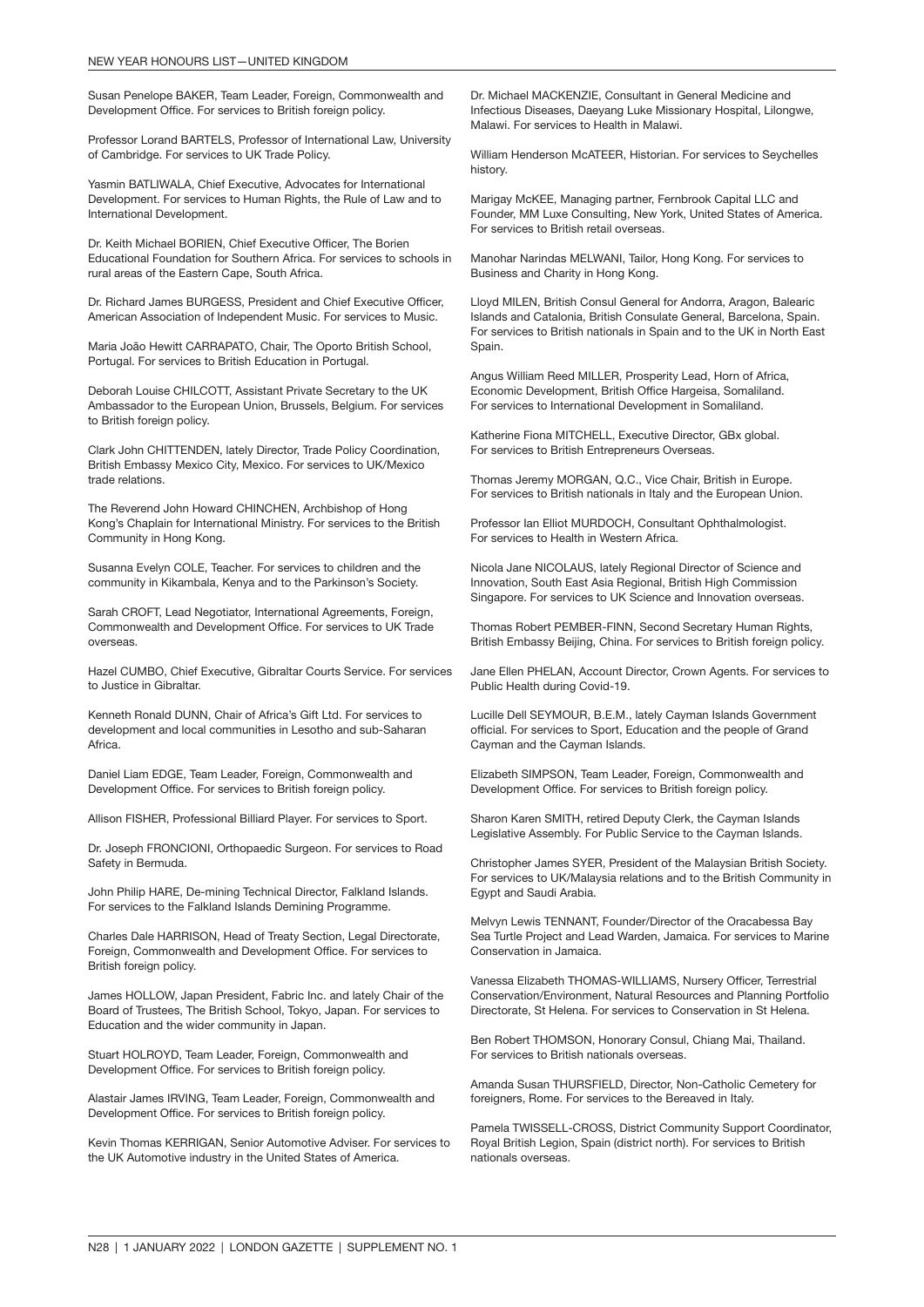Susan Penelope BAKER, Team Leader, Foreign, Commonwealth and Development Office. For services to British foreign policy.

Professor Lorand BARTELS, Professor of International Law, University of Cambridge. For services to UK Trade Policy.

Yasmin BATLIWALA, Chief Executive, Advocates for International Development. For services to Human Rights, the Rule of Law and to International Development.

Dr. Keith Michael BORIEN, Chief Executive Officer, The Borien Educational Foundation for Southern Africa. For services to schools in rural areas of the Eastern Cape, South Africa.

Dr. Richard James BURGESS, President and Chief Executive Officer, American Association of Independent Music. For services to Music.

Maria João Hewitt CARRAPATO, Chair, The Oporto British School, Portugal. For services to British Education in Portugal.

Deborah Louise CHILCOTT, Assistant Private Secretary to the UK Ambassador to the European Union, Brussels, Belgium. For services to British foreign policy.

Clark John CHITTENDEN, lately Director, Trade Policy Coordination, British Embassy Mexico City, Mexico. For services to UK/Mexico trade relations.

The Reverend John Howard CHINCHEN, Archbishop of Hong Kong's Chaplain for International Ministry. For services to the British Community in Hong Kong.

Susanna Evelyn COLE, Teacher. For services to children and the community in Kikambala, Kenya and to the Parkinson's Society.

Sarah CROFT, Lead Negotiator, International Agreements, Foreign, Commonwealth and Development Office. For services to UK Trade overseas.

Hazel CUMBO, Chief Executive, Gibraltar Courts Service. For services to Justice in Gibraltar.

Kenneth Ronald DUNN, Chair of Africa's Gift Ltd. For services to development and local communities in Lesotho and sub-Saharan Africa.

Daniel Liam EDGE, Team Leader, Foreign, Commonwealth and Development Office. For services to British foreign policy.

Allison FISHER, Professional Billiard Player. For services to Sport.

Dr. Joseph FRONCIONI, Orthopaedic Surgeon. For services to Road Safety in Bermuda.

John Philip HARE, De-mining Technical Director, Falkland Islands. For services to the Falkland Islands Demining Programme.

Charles Dale HARRISON, Head of Treaty Section, Legal Directorate, Foreign, Commonwealth and Development Office. For services to British foreign policy.

James HOLLOW, Japan President, Fabric Inc. and lately Chair of the Board of Trustees, The British School, Tokyo, Japan. For services to Education and the wider community in Japan.

Stuart HOLROYD, Team Leader, Foreign, Commonwealth and Development Office. For services to British foreign policy.

Alastair James IRVING, Team Leader, Foreign, Commonwealth and Development Office. For services to British foreign policy.

Kevin Thomas KERRIGAN, Senior Automotive Adviser. For services to the UK Automotive industry in the United States of America.

Dr. Michael MACKENZIE, Consultant in General Medicine and Infectious Diseases, Daeyang Luke Missionary Hospital, Lilongwe, Malawi. For services to Health in Malawi.

William Henderson McATEER, Historian. For services to Seychelles history.

Marigay McKEE, Managing partner, Fernbrook Capital LLC and Founder, MM Luxe Consulting, New York, United States of America. For services to British retail overseas.

Manohar Narindas MELWANI, Tailor, Hong Kong. For services to Business and Charity in Hong Kong.

Lloyd MILEN, British Consul General for Andorra, Aragon, Balearic Islands and Catalonia, British Consulate General, Barcelona, Spain. For services to British nationals in Spain and to the UK in North East Spain.

Angus William Reed MILLER, Prosperity Lead, Horn of Africa, Economic Development, British Office Hargeisa, Somaliland. For services to International Development in Somaliland.

Katherine Fiona MITCHELL, Executive Director, GBx global. For services to British Entrepreneurs Overseas.

Thomas Jeremy MORGAN, Q.C., Vice Chair, British in Europe. For services to British nationals in Italy and the European Union.

Professor Ian Elliot MURDOCH, Consultant Ophthalmologist. For services to Health in Western Africa.

Nicola Jane NICOLAUS, lately Regional Director of Science and Innovation, South East Asia Regional, British High Commission Singapore. For services to UK Science and Innovation overseas.

Thomas Robert PEMBER-FINN, Second Secretary Human Rights, British Embassy Beijing, China. For services to British foreign policy.

Jane Ellen PHELAN, Account Director, Crown Agents. For services to Public Health during Covid-19.

Lucille Dell SEYMOUR, B.E.M., lately Cayman Islands Government official. For services to Sport, Education and the people of Grand Cayman and the Cayman Islands.

Elizabeth SIMPSON, Team Leader, Foreign, Commonwealth and Development Office. For services to British foreign policy.

Sharon Karen SMITH, retired Deputy Clerk, the Cayman Islands Legislative Assembly. For Public Service to the Cayman Islands.

Christopher James SYER, President of the Malaysian British Society. For services to UK/Malaysia relations and to the British Community in Egypt and Saudi Arabia.

Melvyn Lewis TENNANT, Founder/Director of the Oracabessa Bay Sea Turtle Project and Lead Warden, Jamaica. For services to Marine Conservation in Jamaica.

Vanessa Elizabeth THOMAS-WILLIAMS, Nursery Officer, Terrestrial Conservation/Environment, Natural Resources and Planning Portfolio Directorate, St Helena. For services to Conservation in St Helena.

Ben Robert THOMSON, Honorary Consul, Chiang Mai, Thailand. For services to British nationals overseas.

Amanda Susan THURSFIELD, Director, Non-Catholic Cemetery for foreigners, Rome. For services to the Bereaved in Italy.

Pamela TWISSELL-CROSS, District Community Support Coordinator, Royal British Legion, Spain (district north). For services to British nationals overseas.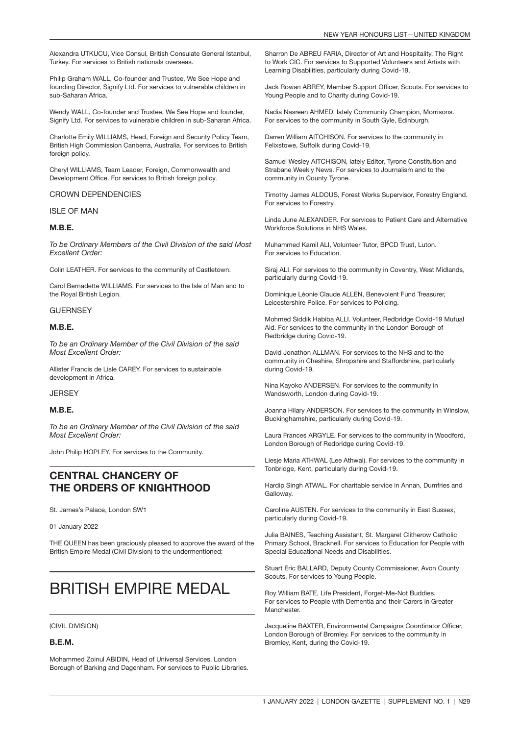Alexandra UTKUCU, Vice Consul, British Consulate General Istanbul, Turkey. For services to British nationals overseas.

Philip Graham WALL, Co-founder and Trustee, We See Hope and founding Director, Signify Ltd. For services to vulnerable children in sub-Saharan Africa.

Wendy WALL, Co-founder and Trustee, We See Hope and founder, Signify Ltd. For services to vulnerable children in sub-Saharan Africa.

Charlotte Emily WILLIAMS, Head, Foreign and Security Policy Team, British High Commission Canberra, Australia. For services to British foreign policy.

Cheryl WILLIAMS, Team Leader, Foreign, Commonwealth and Development Office. For services to British foreign policy.

CROWN DEPENDENCIES

ISLE OF MAN

**M.B.E.**

*To be Ordinary Members of the Civil Division of the said Most Excellent Order:*

Colin LEATHER. For services to the community of Castletown.

Carol Bernadette WILLIAMS. For services to the Isle of Man and to the Royal British Legion.

GUERNSEY

**M.B.E.**

*To be an Ordinary Member of the Civil Division of the said Most Excellent Order:*

Allister Francis de Lisle CAREY. For services to sustainable development in Africa.

JERSEY

**M.B.E.**

*To be an Ordinary Member of the Civil Division of the said Most Excellent Order:*

John Philip HOPLEY. For services to the Community.

## CENTRAL CHANCERY OF THE ORDERS OF KNIGHTHOOD

St. James's Palace, London SW1

01 January 2022

THE QUEEN has been graciously pleased to approve the award of the British Empire Medal (Civil Division) to the undermentioned:

# BRITISH EMPIRE MEDAL

(CIVIL DIVISION)

**B.E.M.**

Mohammed Zoinul ABIDIN, Head of Universal Services, London Borough of Barking and Dagenham. For services to Public Libraries.

Sharron De ABREU FARIA, Director of Art and Hospitality, The Right to Work CIC. For services to Supported Volunteers and Artists with Learning Disabilities, particularly during Covid-19.

Jack Rowan ABREY, Member Support Officer, Scouts. For services to Young People and to Charity during Covid-19.

Nadia Nasreen AHMED, lately Community Champion, Morrisons. For services to the community in South Gyle, Edinburgh.

Darren William AITCHISON. For services to the community in Felixstowe, Suffolk during Covid-19.

Samuel Wesley AITCHISON, lately Editor, Tyrone Constitution and Strabane Weekly News. For services to Journalism and to the community in County Tyrone.

Timothy James ALDOUS, Forest Works Supervisor, Forestry England. For services to Forestry.

Linda June ALEXANDER. For services to Patient Care and Alternative Workforce Solutions in NHS Wales.

Muhammed Kamil ALI, Volunteer Tutor, BPCD Trust, Luton. For services to Education.

Siraj ALI. For services to the community in Coventry, West Midlands, particularly during Covid-19.

Dominique Léonie Claude ALLEN, Benevolent Fund Treasurer, Leicestershire Police. For services to Policing.

Mohmed Siddik Habiba ALLI. Volunteer, Redbridge Covid-19 Mutual Aid. For services to the community in the London Borough of Redbridge during Covid-19.

David Jonathon ALLMAN. For services to the NHS and to the community in Cheshire, Shropshire and Staffordshire, particularly during Covid-19.

Nina Kayoko ANDERSEN. For services to the community in Wandsworth, London during Covid-19.

Joanna Hilary ANDERSON. For services to the community in Winslow, Buckinghamshire, particularly during Covid-19.

Laura Frances ARGYLE. For services to the community in Woodford, London Borough of Redbridge during Covid-19.

Liesje Maria ATHWAL (Lee Athwal). For services to the community in Tonbridge, Kent, particularly during Covid-19.

Hardip Singh ATWAL. For charitable service in Annan, Dumfries and Galloway.

Caroline AUSTEN. For services to the community in East Sussex, particularly during Covid-19.

Julia BAINES, Teaching Assistant, St. Margaret Clitherow Catholic Primary School, Bracknell. For services to Education for People with Special Educational Needs and Disabilities.

Stuart Eric BALLARD, Deputy County Commissioner, Avon County Scouts. For services to Young People.

Roy William BATE, Life President, Forget-Me-Not Buddies. For services to People with Dementia and their Carers in Greater Manchester.

Jacqueline BAXTER, Environmental Campaigns Coordinator Officer, London Borough of Bromley. For services to the community in Bromley, Kent, during the Covid-19.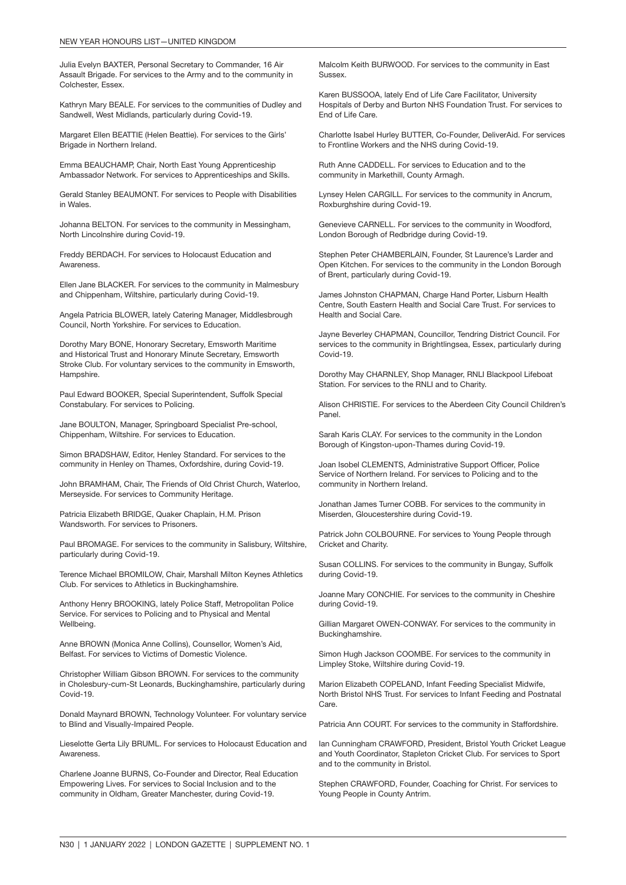Julia Evelyn BAXTER, Personal Secretary to Commander, 16 Air Assault Brigade. For services to the Army and to the community in Colchester, Essex.

Kathryn Mary BEALE. For services to the communities of Dudley and Sandwell, West Midlands, particularly during Covid-19.

Margaret Ellen BEATTIE (Helen Beattie). For services to the Girls' Brigade in Northern Ireland.

Emma BEAUCHAMP, Chair, North East Young Apprenticeship Ambassador Network. For services to Apprenticeships and Skills.

Gerald Stanley BEAUMONT. For services to People with Disabilities in Wales.

Johanna BELTON. For services to the community in Messingham, North Lincolnshire during Covid-19.

Freddy BERDACH. For services to Holocaust Education and Awareness.

Ellen Jane BLACKER. For services to the community in Malmesbury and Chippenham, Wiltshire, particularly during Covid-19.

Angela Patricia BLOWER, lately Catering Manager, Middlesbrough Council, North Yorkshire. For services to Education.

Dorothy Mary BONE, Honorary Secretary, Emsworth Maritime and Historical Trust and Honorary Minute Secretary, Emsworth Stroke Club. For voluntary services to the community in Emsworth, Hampshire.

Paul Edward BOOKER, Special Superintendent, Suffolk Special Constabulary. For services to Policing.

Jane BOULTON, Manager, Springboard Specialist Pre-school, Chippenham, Wiltshire. For services to Education.

Simon BRADSHAW, Editor, Henley Standard. For services to the community in Henley on Thames, Oxfordshire, during Covid-19.

John BRAMHAM, Chair, The Friends of Old Christ Church, Waterloo, Merseyside. For services to Community Heritage.

Patricia Elizabeth BRIDGE, Quaker Chaplain, H.M. Prison Wandsworth. For services to Prisoners.

Paul BROMAGE. For services to the community in Salisbury, Wiltshire, particularly during Covid-19.

Terence Michael BROMILOW, Chair, Marshall Milton Keynes Athletics Club. For services to Athletics in Buckinghamshire.

Anthony Henry BROOKING, lately Police Staff, Metropolitan Police Service. For services to Policing and to Physical and Mental Wellbeing.

Anne BROWN (Monica Anne Collins), Counsellor, Women's Aid, Belfast. For services to Victims of Domestic Violence.

Christopher William Gibson BROWN. For services to the community in Cholesbury-cum-St Leonards, Buckinghamshire, particularly during Covid-19.

Donald Maynard BROWN, Technology Volunteer. For voluntary service to Blind and Visually-Impaired People.

Lieselotte Gerta Lily BRUML. For services to Holocaust Education and Awareness.

Charlene Joanne BURNS, Co-Founder and Director, Real Education Empowering Lives. For services to Social Inclusion and to the community in Oldham, Greater Manchester, during Covid-19.

Malcolm Keith BURWOOD. For services to the community in East Sussex.

Karen BUSSOOA, lately End of Life Care Facilitator, University Hospitals of Derby and Burton NHS Foundation Trust. For services to End of Life Care.

Charlotte Isabel Hurley BUTTER, Co-Founder, DeliverAid. For services to Frontline Workers and the NHS during Covid-19.

Ruth Anne CADDELL. For services to Education and to the community in Markethill, County Armagh.

Lynsey Helen CARGILL. For services to the community in Ancrum, Roxburghshire during Covid-19.

Genevieve CARNELL. For services to the community in Woodford, London Borough of Redbridge during Covid-19.

Stephen Peter CHAMBERLAIN, Founder, St Laurence's Larder and Open Kitchen. For services to the community in the London Borough of Brent, particularly during Covid-19.

James Johnston CHAPMAN, Charge Hand Porter, Lisburn Health Centre, South Eastern Health and Social Care Trust. For services to Health and Social Care.

Jayne Beverley CHAPMAN, Councillor, Tendring District Council. For services to the community in Brightlingsea, Essex, particularly during Covid-19.

Dorothy May CHARNLEY, Shop Manager, RNLI Blackpool Lifeboat Station. For services to the RNLI and to Charity.

Alison CHRISTIE. For services to the Aberdeen City Council Children's Panel.

Sarah Karis CLAY. For services to the community in the London Borough of Kingston-upon-Thames during Covid-19.

Joan Isobel CLEMENTS, Administrative Support Officer, Police Service of Northern Ireland. For services to Policing and to the community in Northern Ireland.

Jonathan James Turner COBB. For services to the community in Miserden, Gloucestershire during Covid-19.

Patrick John COLBOURNE. For services to Young People through Cricket and Charity.

Susan COLLINS. For services to the community in Bungay, Suffolk during Covid-19.

Joanne Mary CONCHIE. For services to the community in Cheshire during Covid-19.

Gillian Margaret OWEN-CONWAY. For services to the community in Buckinghamshire.

Simon Hugh Jackson COOMBE. For services to the community in Limpley Stoke, Wiltshire during Covid-19.

Marion Elizabeth COPELAND, Infant Feeding Specialist Midwife, North Bristol NHS Trust. For services to Infant Feeding and Postnatal Care.

Patricia Ann COURT. For services to the community in Staffordshire.

Ian Cunningham CRAWFORD, President, Bristol Youth Cricket League and Youth Coordinator, Stapleton Cricket Club. For services to Sport and to the community in Bristol.

Stephen CRAWFORD, Founder, Coaching for Christ. For services to Young People in County Antrim.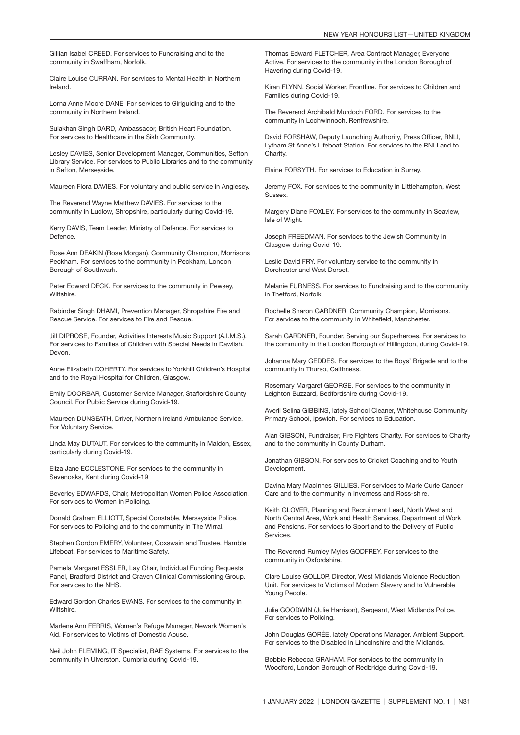Gillian Isabel CREED. For services to Fundraising and to the community in Swaffham, Norfolk.

Claire Louise CURRAN. For services to Mental Health in Northern Ireland.

Lorna Anne Moore DANE. For services to Girlguiding and to the community in Northern Ireland.

Sulakhan Singh DARD, Ambassador, British Heart Foundation. For services to Healthcare in the Sikh Community.

Lesley DAVIES, Senior Development Manager, Communities, Sefton Library Service. For services to Public Libraries and to the community in Sefton, Merseyside.

Maureen Flora DAVIES. For voluntary and public service in Anglesey.

The Reverend Wayne Matthew DAVIES. For services to the community in Ludlow, Shropshire, particularly during Covid-19.

Kerry DAVIS, Team Leader, Ministry of Defence. For services to Defence.

Rose Ann DEAKIN (Rose Morgan), Community Champion, Morrisons Peckham. For services to the community in Peckham, London Borough of Southwark.

Peter Edward DECK. For services to the community in Pewsey, Wiltshire.

Rabinder Singh DHAMI, Prevention Manager, Shropshire Fire and Rescue Service. For services to Fire and Rescue.

Jill DIPROSE, Founder, Activities Interests Music Support (A.I.M.S.). For services to Families of Children with Special Needs in Dawlish, Devon.

Anne Elizabeth DOHERTY. For services to Yorkhill Children's Hospital and to the Royal Hospital for Children, Glasgow.

Emily DOORBAR, Customer Service Manager, Staffordshire County Council. For Public Service during Covid-19.

Maureen DUNSEATH, Driver, Northern Ireland Ambulance Service. For Voluntary Service.

Linda May DUTAUT. For services to the community in Maldon, Essex, particularly during Covid-19.

Eliza Jane ECCLESTONE. For services to the community in Sevenoaks, Kent during Covid-19.

Beverley EDWARDS, Chair, Metropolitan Women Police Association. For services to Women in Policing.

Donald Graham ELLIOTT, Special Constable, Merseyside Police. For services to Policing and to the community in The Wirral.

Stephen Gordon EMERY, Volunteer, Coxswain and Trustee, Hamble Lifeboat. For services to Maritime Safety.

Pamela Margaret ESSLER, Lay Chair, Individual Funding Requests Panel, Bradford District and Craven Clinical Commissioning Group. For services to the NHS.

Edward Gordon Charles EVANS. For services to the community in Wiltshire.

Marlene Ann FERRIS, Women's Refuge Manager, Newark Women's Aid. For services to Victims of Domestic Abuse.

Neil John FLEMING, IT Specialist, BAE Systems. For services to the community in Ulverston, Cumbria during Covid-19.

Thomas Edward FLETCHER, Area Contract Manager, Everyone Active. For services to the community in the London Borough of Havering during Covid-19.

Kiran FLYNN, Social Worker, Frontline. For services to Children and Families during Covid-19.

The Reverend Archibald Murdoch FORD. For services to the community in Lochwinnoch, Renfrewshire.

David FORSHAW, Deputy Launching Authority, Press Officer, RNLI, Lytham St Anne's Lifeboat Station. For services to the RNLI and to Charity.

Elaine FORSYTH. For services to Education in Surrey.

Jeremy FOX. For services to the community in Littlehampton, West Sussex.

Margery Diane FOXLEY. For services to the community in Seaview, Isle of Wight.

Joseph FREEDMAN. For services to the Jewish Community in Glasgow during Covid-19.

Leslie David FRY. For voluntary service to the community in Dorchester and West Dorset.

Melanie FURNESS. For services to Fundraising and to the community in Thetford, Norfolk.

Rochelle Sharon GARDNER, Community Champion, Morrisons. For services to the community in Whitefield, Manchester.

Sarah GARDNER, Founder, Serving our Superheroes. For services to the community in the London Borough of Hillingdon, during Covid-19.

Johanna Mary GEDDES. For services to the Boys' Brigade and to the community in Thurso, Caithness.

Rosemary Margaret GEORGE. For services to the community in Leighton Buzzard, Bedfordshire during Covid-19.

Averil Selina GIBBINS, lately School Cleaner, Whitehouse Community Primary School, Ipswich. For services to Education.

Alan GIBSON, Fundraiser, Fire Fighters Charity. For services to Charity and to the community in County Durham.

Jonathan GIBSON. For services to Cricket Coaching and to Youth Development.

Davina Mary MacInnes GILLIES. For services to Marie Curie Cancer Care and to the community in Inverness and Ross-shire.

Keith GLOVER, Planning and Recruitment Lead, North West and North Central Area, Work and Health Services, Department of Work and Pensions. For services to Sport and to the Delivery of Public Services.

The Reverend Rumley Myles GODFREY. For services to the community in Oxfordshire.

Clare Louise GOLLOP, Director, West Midlands Violence Reduction Unit. For services to Victims of Modern Slavery and to Vulnerable Young People.

Julie GOODWIN (Julie Harrison), Sergeant, West Midlands Police. For services to Policing.

John Douglas GORÉE, lately Operations Manager, Ambient Support. For services to the Disabled in Lincolnshire and the Midlands.

Bobbie Rebecca GRAHAM. For services to the community in Woodford, London Borough of Redbridge during Covid-19.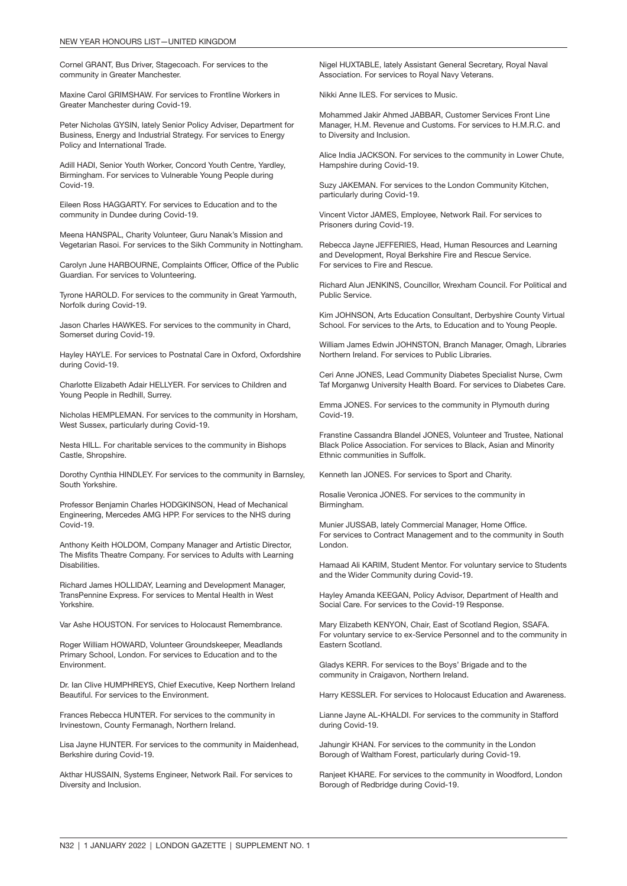Cornel GRANT, Bus Driver, Stagecoach. For services to the community in Greater Manchester.

Maxine Carol GRIMSHAW. For services to Frontline Workers in Greater Manchester during Covid-19.

Peter Nicholas GYSIN, lately Senior Policy Adviser, Department for Business, Energy and Industrial Strategy. For services to Energy Policy and International Trade.

Adill HADI, Senior Youth Worker, Concord Youth Centre, Yardley, Birmingham. For services to Vulnerable Young People during Covid-19.

Eileen Ross HAGGARTY. For services to Education and to the community in Dundee during Covid-19.

Meena HANSPAL, Charity Volunteer, Guru Nanak's Mission and Vegetarian Rasoi. For services to the Sikh Community in Nottingham.

Carolyn June HARBOURNE, Complaints Officer, Office of the Public Guardian. For services to Volunteering.

Tyrone HAROLD. For services to the community in Great Yarmouth, Norfolk during Covid-19.

Jason Charles HAWKES. For services to the community in Chard, Somerset during Covid-19.

Hayley HAYLE. For services to Postnatal Care in Oxford, Oxfordshire during Covid-19.

Charlotte Elizabeth Adair HELLYER. For services to Children and Young People in Redhill, Surrey.

Nicholas HEMPLEMAN. For services to the community in Horsham, West Sussex, particularly during Covid-19.

Nesta HILL. For charitable services to the community in Bishops Castle, Shropshire.

Dorothy Cynthia HINDLEY. For services to the community in Barnsley, South Yorkshire.

Professor Benjamin Charles HODGKINSON, Head of Mechanical Engineering, Mercedes AMG HPP. For services to the NHS during Covid-19.

Anthony Keith HOLDOM, Company Manager and Artistic Director, The Misfits Theatre Company. For services to Adults with Learning Disabilities.

Richard James HOLLIDAY, Learning and Development Manager, TransPennine Express. For services to Mental Health in West Yorkshire.

Var Ashe HOUSTON. For services to Holocaust Remembrance.

Roger William HOWARD, Volunteer Groundskeeper, Meadlands Primary School, London. For services to Education and to the Environment.

Dr. Ian Clive HUMPHREYS, Chief Executive, Keep Northern Ireland Beautiful. For services to the Environment.

Frances Rebecca HUNTER. For services to the community in Irvinestown, County Fermanagh, Northern Ireland.

Lisa Jayne HUNTER. For services to the community in Maidenhead, Berkshire during Covid-19.

Akthar HUSSAIN, Systems Engineer, Network Rail. For services to Diversity and Inclusion.

Nigel HUXTABLE, lately Assistant General Secretary, Royal Naval Association. For services to Royal Navy Veterans.

Nikki Anne ILES. For services to Music.

Mohammed Jakir Ahmed JABBAR, Customer Services Front Line Manager, H.M. Revenue and Customs. For services to H.M.R.C. and to Diversity and Inclusion.

Alice India JACKSON. For services to the community in Lower Chute, Hampshire during Covid-19.

Suzy JAKEMAN. For services to the London Community Kitchen, particularly during Covid-19.

Vincent Victor JAMES, Employee, Network Rail. For services to Prisoners during Covid-19.

Rebecca Jayne JEFFERIES, Head, Human Resources and Learning and Development, Royal Berkshire Fire and Rescue Service. For services to Fire and Rescue.

Richard Alun JENKINS, Councillor, Wrexham Council. For Political and Public Service.

Kim JOHNSON, Arts Education Consultant, Derbyshire County Virtual School. For services to the Arts, to Education and to Young People.

William James Edwin JOHNSTON, Branch Manager, Omagh, Libraries Northern Ireland. For services to Public Libraries.

Ceri Anne JONES, Lead Community Diabetes Specialist Nurse, Cwm Taf Morganwg University Health Board. For services to Diabetes Care.

Emma JONES. For services to the community in Plymouth during Covid-19.

Franstine Cassandra Blandel JONES, Volunteer and Trustee, National Black Police Association. For services to Black, Asian and Minority Ethnic communities in Suffolk.

Kenneth Ian JONES. For services to Sport and Charity.

Rosalie Veronica JONES. For services to the community in Birmingham.

Munier JUSSAB, lately Commercial Manager, Home Office. For services to Contract Management and to the community in South London.

Hamaad Ali KARIM, Student Mentor. For voluntary service to Students and the Wider Community during Covid-19.

Hayley Amanda KEEGAN, Policy Advisor, Department of Health and Social Care. For services to the Covid-19 Response.

Mary Elizabeth KENYON, Chair, East of Scotland Region, SSAFA. For voluntary service to ex-Service Personnel and to the community in Eastern Scotland.

Gladys KERR. For services to the Boys' Brigade and to the community in Craigavon, Northern Ireland.

Harry KESSLER. For services to Holocaust Education and Awareness.

Lianne Jayne AL-KHALDI. For services to the community in Stafford during Covid-19.

Jahungir KHAN. For services to the community in the London Borough of Waltham Forest, particularly during Covid-19.

Ranjeet KHARE. For services to the community in Woodford, London Borough of Redbridge during Covid-19.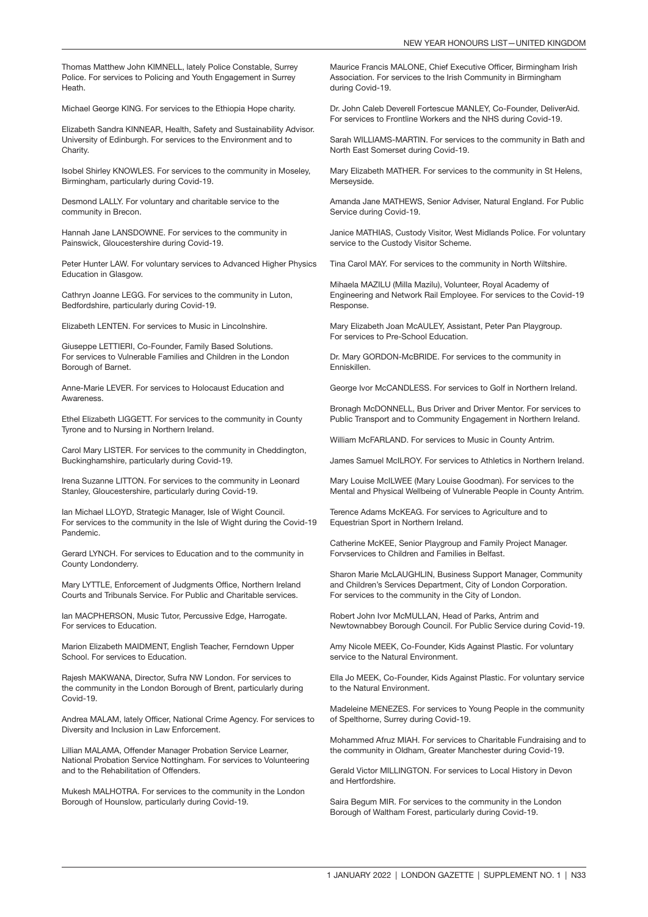Thomas Matthew John KIMNELL, lately Police Constable, Surrey Police. For services to Policing and Youth Engagement in Surrey Heath.

Michael George KING. For services to the Ethiopia Hope charity.

Elizabeth Sandra KINNEAR, Health, Safety and Sustainability Advisor. University of Edinburgh. For services to the Environment and to Charity.

Isobel Shirley KNOWLES. For services to the community in Moseley, Birmingham, particularly during Covid-19.

Desmond LALLY. For voluntary and charitable service to the community in Brecon.

Hannah Jane LANSDOWNE. For services to the community in Painswick, Gloucestershire during Covid-19.

Peter Hunter LAW. For voluntary services to Advanced Higher Physics Education in Glasgow.

Cathryn Joanne LEGG. For services to the community in Luton, Bedfordshire, particularly during Covid-19.

Elizabeth LENTEN. For services to Music in Lincolnshire.

Giuseppe LETTIERI, Co-Founder, Family Based Solutions. For services to Vulnerable Families and Children in the London Borough of Barnet.

Anne-Marie LEVER. For services to Holocaust Education and Awareness.

Ethel Elizabeth LIGGETT. For services to the community in County Tyrone and to Nursing in Northern Ireland.

Carol Mary LISTER. For services to the community in Cheddington, Buckinghamshire, particularly during Covid-19.

Irena Suzanne LITTON. For services to the community in Leonard Stanley, Gloucestershire, particularly during Covid-19.

Ian Michael LLOYD, Strategic Manager, Isle of Wight Council. For services to the community in the Isle of Wight during the Covid-19 Pandemic.

Gerard LYNCH. For services to Education and to the community in County Londonderry.

Mary LYTTLE, Enforcement of Judgments Office, Northern Ireland Courts and Tribunals Service. For Public and Charitable services.

Ian MACPHERSON, Music Tutor, Percussive Edge, Harrogate. For services to Education.

Marion Elizabeth MAIDMENT, English Teacher, Ferndown Upper School. For services to Education.

Rajesh MAKWANA, Director, Sufra NW London. For services to the community in the London Borough of Brent, particularly during Covid-19.

Andrea MALAM, lately Officer, National Crime Agency. For services to Diversity and Inclusion in Law Enforcement.

Lillian MALAMA, Offender Manager Probation Service Learner, National Probation Service Nottingham. For services to Volunteering and to the Rehabilitation of Offenders.

Mukesh MALHOTRA. For services to the community in the London Borough of Hounslow, particularly during Covid-19.

Maurice Francis MALONE, Chief Executive Officer, Birmingham Irish Association. For services to the Irish Community in Birmingham during Covid-19.

Dr. John Caleb Deverell Fortescue MANLEY, Co-Founder, DeliverAid. For services to Frontline Workers and the NHS during Covid-19.

Sarah WILLIAMS-MARTIN. For services to the community in Bath and North East Somerset during Covid-19.

Mary Elizabeth MATHER. For services to the community in St Helens, Merseyside.

Amanda Jane MATHEWS, Senior Adviser, Natural England. For Public Service during Covid-19.

Janice MATHIAS, Custody Visitor, West Midlands Police. For voluntary service to the Custody Visitor Scheme.

Tina Carol MAY. For services to the community in North Wiltshire.

Mihaela MAZILU (Milla Mazilu), Volunteer, Royal Academy of Engineering and Network Rail Employee. For services to the Covid-19 Response.

Mary Elizabeth Joan McAULEY, Assistant, Peter Pan Playgroup. For services to Pre-School Education.

Dr. Mary GORDON-McBRIDE. For services to the community in Enniskillen.

George Ivor McCANDLESS. For services to Golf in Northern Ireland.

Bronagh McDONNELL, Bus Driver and Driver Mentor. For services to Public Transport and to Community Engagement in Northern Ireland.

William McFARLAND. For services to Music in County Antrim.

James Samuel McILROY. For services to Athletics in Northern Ireland.

Mary Louise McILWEE (Mary Louise Goodman). For services to the Mental and Physical Wellbeing of Vulnerable People in County Antrim.

Terence Adams McKEAG. For services to Agriculture and to Equestrian Sport in Northern Ireland.

Catherine McKEE, Senior Playgroup and Family Project Manager. Forvservices to Children and Families in Belfast.

Sharon Marie McLAUGHLIN, Business Support Manager, Community and Children's Services Department, City of London Corporation. For services to the community in the City of London.

Robert John Ivor McMULLAN, Head of Parks, Antrim and Newtownabbey Borough Council. For Public Service during Covid-19.

Amy Nicole MEEK, Co-Founder, Kids Against Plastic. For voluntary service to the Natural Environment.

Ella Jo MEEK, Co-Founder, Kids Against Plastic. For voluntary service to the Natural Environment.

Madeleine MENEZES. For services to Young People in the community of Spelthorne, Surrey during Covid-19.

Mohammed Afruz MIAH. For services to Charitable Fundraising and to the community in Oldham, Greater Manchester during Covid-19.

Gerald Victor MILLINGTON. For services to Local History in Devon and Hertfordshire.

Saira Begum MIR. For services to the community in the London Borough of Waltham Forest, particularly during Covid-19.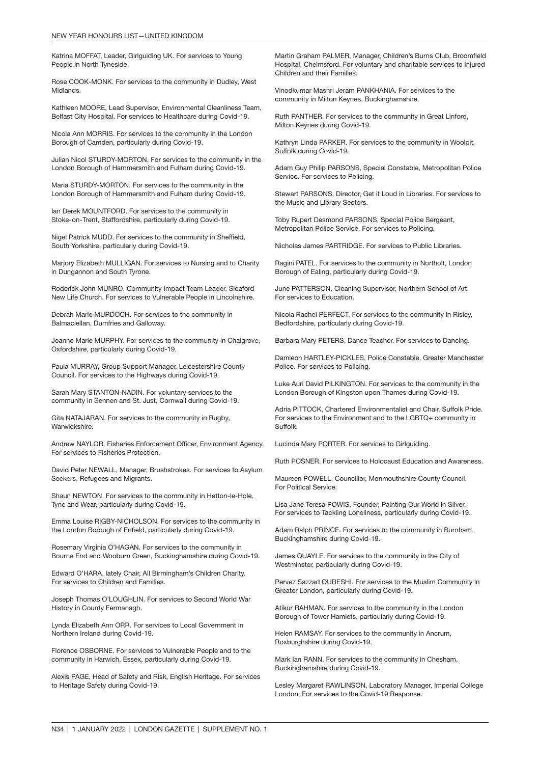Katrina MOFFAT, Leader, Girlguiding UK. For services to Young People in North Tyneside.

Rose COOK-MONK. For services to the community in Dudley, West Midlands.

Kathleen MOORE, Lead Supervisor, Environmental Cleanliness Team, Belfast City Hospital. For services to Healthcare during Covid-19.

Nicola Ann MORRIS. For services to the community in the London Borough of Camden, particularly during Covid-19.

Julian Nicol STURDY-MORTON. For services to the community in the London Borough of Hammersmith and Fulham during Covid-19.

Maria STURDY-MORTON. For services to the community in the London Borough of Hammersmith and Fulham during Covid-19.

Ian Derek MOUNTFORD. For services to the community in Stoke-on-Trent, Staffordshire, particularly during Covid-19.

Nigel Patrick MUDD. For services to the community in Sheffield, South Yorkshire, particularly during Covid-19.

Marjory Elizabeth MULLIGAN. For services to Nursing and to Charity in Dungannon and South Tyrone.

Roderick John MUNRO, Community Impact Team Leader, Sleaford New Life Church. For services to Vulnerable People in Lincolnshire.

Debrah Marie MURDOCH. For services to the community in Balmaclellan, Dumfries and Galloway.

Joanne Marie MURPHY. For services to the community in Chalgrove, Oxfordshire, particularly during Covid-19.

Paula MURRAY, Group Support Manager, Leicestershire County Council. For services to the Highways during Covid-19.

Sarah Mary STANTON-NADIN. For voluntary services to the community in Sennen and St. Just, Cornwall during Covid-19.

Gita NATAJARAN. For services to the community in Rugby, Warwickshire.

Andrew NAYLOR, Fisheries Enforcement Officer, Environment Agency. For services to Fisheries Protection.

David Peter NEWALL, Manager, Brushstrokes. For services to Asylum Seekers, Refugees and Migrants.

Shaun NEWTON. For services to the community in Hetton-le-Hole, Tyne and Wear, particularly during Covid-19.

Emma Louise RIGBY-NICHOLSON. For services to the community in the London Borough of Enfield, particularly during Covid-19.

Rosemary Virginia O'HAGAN. For services to the community in Bourne End and Wooburn Green, Buckinghamshire during Covid-19.

Edward O'HARA, lately Chair, All Birmingham's Children Charity. For services to Children and Families.

Joseph Thomas O'LOUGHLIN. For services to Second World War History in County Fermanagh.

Lynda Elizabeth Ann ORR. For services to Local Government in Northern Ireland during Covid-19.

Florence OSBORNE. For services to Vulnerable People and to the community in Harwich, Essex, particularly during Covid-19.

Alexis PAGE, Head of Safety and Risk, English Heritage. For services to Heritage Safety during Covid-19.

Martin Graham PALMER, Manager, Children's Burns Club, Broomfield Hospital, Chelmsford. For voluntary and charitable services to Injured Children and their Families.

Vinodkumar Mashri Jeram PANKHANIA. For services to the community in Milton Keynes, Buckinghamshire.

Ruth PANTHER. For services to the community in Great Linford, Milton Keynes during Covid-19.

Kathryn Linda PARKER. For services to the community in Woolpit, Suffolk during Covid-19.

Adam Guy Philip PARSONS, Special Constable, Metropolitan Police Service. For services to Policing.

Stewart PARSONS, Director, Get it Loud in Libraries. For services to the Music and Library Sectors.

Toby Rupert Desmond PARSONS, Special Police Sergeant, Metropolitan Police Service. For services to Policing.

Nicholas James PARTRIDGE. For services to Public Libraries.

Ragini PATEL. For services to the community in Northolt, London Borough of Ealing, particularly during Covid-19.

June PATTERSON, Cleaning Supervisor, Northern School of Art. For services to Education.

Nicola Rachel PERFECT. For services to the community in Risley, Bedfordshire, particularly during Covid-19.

Barbara Mary PETERS, Dance Teacher. For services to Dancing.

Damieon HARTLEY-PICKLES, Police Constable, Greater Manchester Police. For services to Policing.

Luke Auri David PILKINGTON. For services to the community in the London Borough of Kingston upon Thames during Covid-19.

Adria PITTOCK, Chartered Environmentalist and Chair, Suffolk Pride. For services to the Environment and to the LGBTQ+ community in Suffolk.

Lucinda Mary PORTER. For services to Girlguiding.

Ruth POSNER. For services to Holocaust Education and Awareness.

Maureen POWELL, Councillor, Monmouthshire County Council. For Political Service.

Lisa Jane Teresa POWIS, Founder, Painting Our World in Silver. For services to Tackling Loneliness, particularly during Covid-19.

Adam Ralph PRINCE. For services to the community in Burnham, Buckinghamshire during Covid-19.

James QUAYLE. For services to the community in the City of Westminster, particularly during Covid-19.

Pervez Sazzad QURESHI. For services to the Muslim Community in Greater London, particularly during Covid-19.

Atikur RAHMAN. For services to the community in the London Borough of Tower Hamlets, particularly during Covid-19.

Helen RAMSAY. For services to the community in Ancrum, Roxburghshire during Covid-19.

Mark Ian RANN. For services to the community in Chesham, Buckinghamshire during Covid-19.

Lesley Margaret RAWLINSON, Laboratory Manager, Imperial College London. For services to the Covid-19 Response.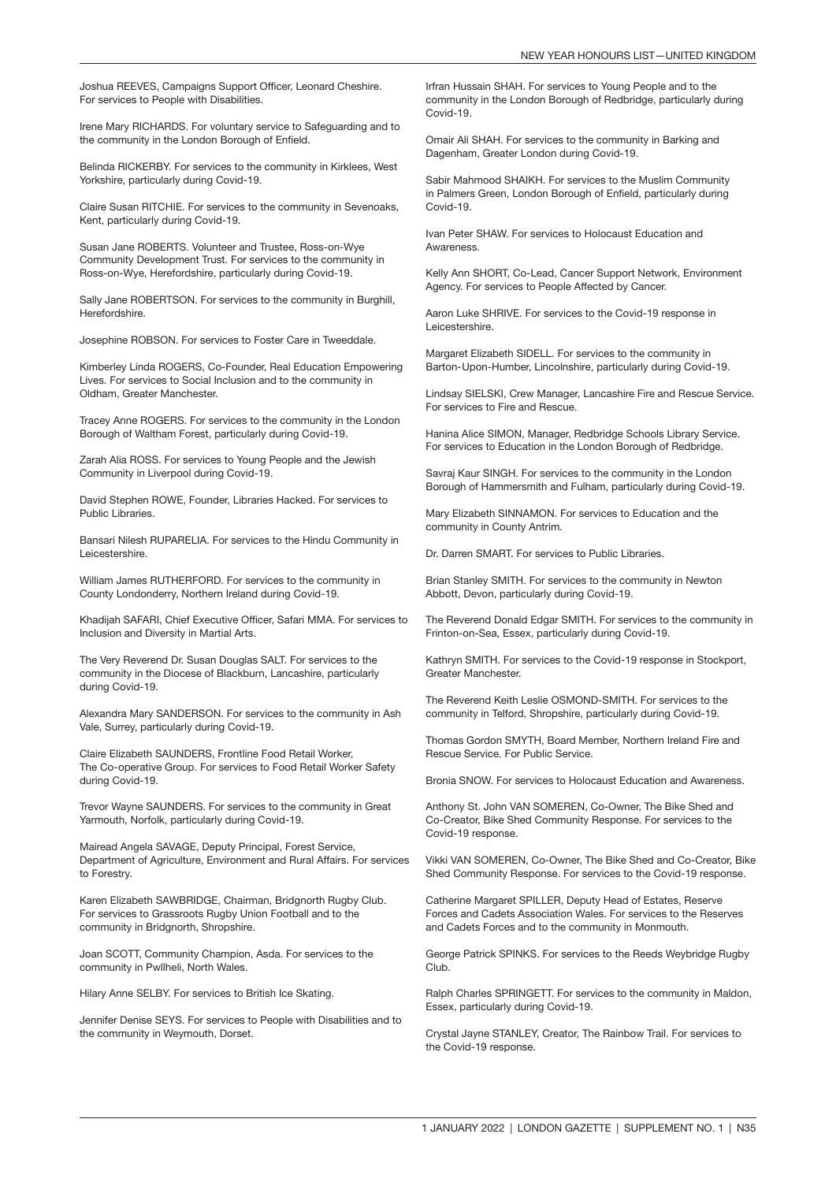Joshua REEVES, Campaigns Support Officer, Leonard Cheshire. For services to People with Disabilities.

Irene Mary RICHARDS. For voluntary service to Safeguarding and to the community in the London Borough of Enfield.

Belinda RICKERBY. For services to the community in Kirklees, West Yorkshire, particularly during Covid-19.

Claire Susan RITCHIE. For services to the community in Sevenoaks, Kent, particularly during Covid-19.

Susan Jane ROBERTS. Volunteer and Trustee, Ross-on-Wye Community Development Trust. For services to the community in Ross-on-Wye, Herefordshire, particularly during Covid-19.

Sally Jane ROBERTSON. For services to the community in Burghill, Herefordshire.

Josephine ROBSON. For services to Foster Care in Tweeddale.

Kimberley Linda ROGERS, Co-Founder, Real Education Empowering Lives. For services to Social Inclusion and to the community in Oldham, Greater Manchester.

Tracey Anne ROGERS. For services to the community in the London Borough of Waltham Forest, particularly during Covid-19.

Zarah Alia ROSS. For services to Young People and the Jewish Community in Liverpool during Covid-19.

David Stephen ROWE, Founder, Libraries Hacked. For services to Public Libraries.

Bansari Nilesh RUPARELIA. For services to the Hindu Community in Leicestershire.

William James RUTHERFORD. For services to the community in County Londonderry, Northern Ireland during Covid-19.

Khadijah SAFARI, Chief Executive Officer, Safari MMA. For services to Inclusion and Diversity in Martial Arts.

The Very Reverend Dr. Susan Douglas SALT. For services to the community in the Diocese of Blackburn, Lancashire, particularly during Covid-19.

Alexandra Mary SANDERSON. For services to the community in Ash Vale, Surrey, particularly during Covid-19.

Claire Elizabeth SAUNDERS, Frontline Food Retail Worker, The Co-operative Group. For services to Food Retail Worker Safety during Covid-19.

Trevor Wayne SAUNDERS. For services to the community in Great Yarmouth, Norfolk, particularly during Covid-19.

Mairead Angela SAVAGE, Deputy Principal, Forest Service, Department of Agriculture, Environment and Rural Affairs. For services to Forestry.

Karen Elizabeth SAWBRIDGE, Chairman, Bridgnorth Rugby Club. For services to Grassroots Rugby Union Football and to the community in Bridgnorth, Shropshire.

Joan SCOTT, Community Champion, Asda. For services to the community in Pwllheli, North Wales.

Hilary Anne SELBY. For services to British Ice Skating.

Jennifer Denise SEYS. For services to People with Disabilities and to the community in Weymouth, Dorset.

Irfran Hussain SHAH. For services to Young People and to the community in the London Borough of Redbridge, particularly during Covid-19.

Omair Ali SHAH. For services to the community in Barking and Dagenham, Greater London during Covid-19.

Sabir Mahmood SHAIKH. For services to the Muslim Community in Palmers Green, London Borough of Enfield, particularly during Covid-19.

Ivan Peter SHAW. For services to Holocaust Education and Awareness.

Kelly Ann SHORT, Co-Lead, Cancer Support Network, Environment Agency. For services to People Affected by Cancer.

Aaron Luke SHRIVE. For services to the Covid-19 response in Leicestershire.

Margaret Elizabeth SIDELL. For services to the community in Barton-Upon-Humber, Lincolnshire, particularly during Covid-19.

Lindsay SIELSKI, Crew Manager, Lancashire Fire and Rescue Service. For services to Fire and Rescue.

Hanina Alice SIMON, Manager, Redbridge Schools Library Service. For services to Education in the London Borough of Redbridge.

Savraj Kaur SINGH. For services to the community in the London Borough of Hammersmith and Fulham, particularly during Covid-19.

Mary Elizabeth SINNAMON. For services to Education and the community in County Antrim.

Dr. Darren SMART. For services to Public Libraries.

Brian Stanley SMITH. For services to the community in Newton Abbott, Devon, particularly during Covid-19.

The Reverend Donald Edgar SMITH. For services to the community in Frinton-on-Sea, Essex, particularly during Covid-19.

Kathryn SMITH. For services to the Covid-19 response in Stockport, Greater Manchester.

The Reverend Keith Leslie OSMOND-SMITH. For services to the community in Telford, Shropshire, particularly during Covid-19.

Thomas Gordon SMYTH, Board Member, Northern Ireland Fire and Rescue Service. For Public Service.

Bronia SNOW. For services to Holocaust Education and Awareness.

Anthony St. John VAN SOMEREN, Co-Owner, The Bike Shed and Co-Creator, Bike Shed Community Response. For services to the Covid-19 response.

Vikki VAN SOMEREN, Co-Owner, The Bike Shed and Co-Creator, Bike Shed Community Response. For services to the Covid-19 response.

Catherine Margaret SPILLER, Deputy Head of Estates, Reserve Forces and Cadets Association Wales. For services to the Reserves and Cadets Forces and to the community in Monmouth.

George Patrick SPINKS. For services to the Reeds Weybridge Rugby Club.

Ralph Charles SPRINGETT. For services to the community in Maldon, Essex, particularly during Covid-19.

Crystal Jayne STANLEY, Creator, The Rainbow Trail. For services to the Covid-19 response.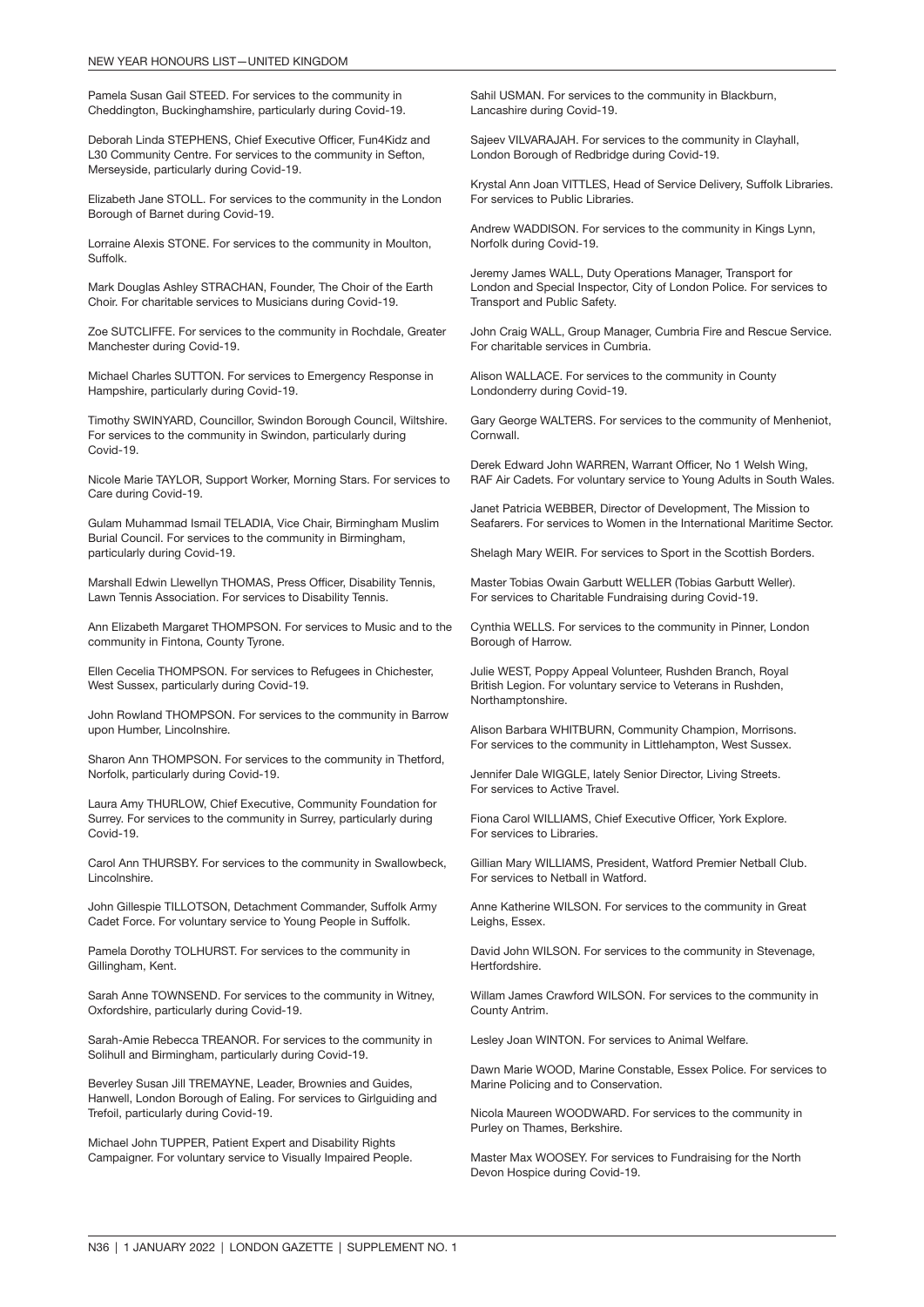Pamela Susan Gail STEED. For services to the community in Cheddington, Buckinghamshire, particularly during Covid-19.

Deborah Linda STEPHENS, Chief Executive Officer, Fun4Kidz and L30 Community Centre. For services to the community in Sefton, Merseyside, particularly during Covid-19.

Elizabeth Jane STOLL. For services to the community in the London Borough of Barnet during Covid-19.

Lorraine Alexis STONE. For services to the community in Moulton, Suffolk.

Mark Douglas Ashley STRACHAN, Founder, The Choir of the Earth Choir. For charitable services to Musicians during Covid-19.

Zoe SUTCLIFFE. For services to the community in Rochdale, Greater Manchester during Covid-19.

Michael Charles SUTTON. For services to Emergency Response in Hampshire, particularly during Covid-19.

Timothy SWINYARD, Councillor, Swindon Borough Council, Wiltshire. For services to the community in Swindon, particularly during Covid-19.

Nicole Marie TAYLOR, Support Worker, Morning Stars. For services to Care during Covid-19.

Gulam Muhammad Ismail TELADIA, Vice Chair, Birmingham Muslim Burial Council. For services to the community in Birmingham, particularly during Covid-19.

Marshall Edwin Llewellyn THOMAS, Press Officer, Disability Tennis, Lawn Tennis Association. For services to Disability Tennis.

Ann Elizabeth Margaret THOMPSON. For services to Music and to the community in Fintona, County Tyrone.

Ellen Cecelia THOMPSON. For services to Refugees in Chichester, West Sussex, particularly during Covid-19.

John Rowland THOMPSON. For services to the community in Barrow upon Humber, Lincolnshire.

Sharon Ann THOMPSON. For services to the community in Thetford, Norfolk, particularly during Covid-19.

Laura Amy THURLOW, Chief Executive, Community Foundation for Surrey. For services to the community in Surrey, particularly during Covid-19.

Carol Ann THURSBY. For services to the community in Swallowbeck, Lincolnshire.

John Gillespie TILLOTSON, Detachment Commander, Suffolk Army Cadet Force. For voluntary service to Young People in Suffolk.

Pamela Dorothy TOLHURST. For services to the community in Gillingham, Kent.

Sarah Anne TOWNSEND. For services to the community in Witney, Oxfordshire, particularly during Covid-19.

Sarah-Amie Rebecca TREANOR. For services to the community in Solihull and Birmingham, particularly during Covid-19.

Beverley Susan Jill TREMAYNE, Leader, Brownies and Guides, Hanwell, London Borough of Ealing. For services to Girlguiding and Trefoil, particularly during Covid-19.

Michael John TUPPER, Patient Expert and Disability Rights Campaigner. For voluntary service to Visually Impaired People.

Sahil USMAN. For services to the community in Blackburn, Lancashire during Covid-19.

Sajeev VILVARAJAH. For services to the community in Clayhall, London Borough of Redbridge during Covid-19.

Krystal Ann Joan VITTLES, Head of Service Delivery, Suffolk Libraries. For services to Public Libraries.

Andrew WADDISON. For services to the community in Kings Lynn, Norfolk during Covid-19.

Jeremy James WALL, Duty Operations Manager, Transport for London and Special Inspector, City of London Police. For services to Transport and Public Safety.

John Craig WALL, Group Manager, Cumbria Fire and Rescue Service. For charitable services in Cumbria.

Alison WALLACE. For services to the community in County Londonderry during Covid-19.

Gary George WALTERS. For services to the community of Menheniot, Cornwall.

Derek Edward John WARREN, Warrant Officer, No 1 Welsh Wing, RAF Air Cadets. For voluntary service to Young Adults in South Wales.

Janet Patricia WEBBER, Director of Development, The Mission to Seafarers. For services to Women in the International Maritime Sector.

Shelagh Mary WEIR. For services to Sport in the Scottish Borders.

Master Tobias Owain Garbutt WELLER (Tobias Garbutt Weller). For services to Charitable Fundraising during Covid-19.

Cynthia WELLS. For services to the community in Pinner, London Borough of Harrow.

Julie WEST, Poppy Appeal Volunteer, Rushden Branch, Royal British Legion. For voluntary service to Veterans in Rushden, Northamptonshire.

Alison Barbara WHITBURN, Community Champion, Morrisons. For services to the community in Littlehampton, West Sussex.

Jennifer Dale WIGGLE, lately Senior Director, Living Streets. For services to Active Travel.

Fiona Carol WILLIAMS, Chief Executive Officer, York Explore. For services to Libraries.

Gillian Mary WILLIAMS, President, Watford Premier Netball Club. For services to Netball in Watford.

Anne Katherine WILSON. For services to the community in Great Leighs, Essex.

David John WILSON. For services to the community in Stevenage, Hertfordshire.

Willam James Crawford WILSON. For services to the community in County Antrim.

Lesley Joan WINTON. For services to Animal Welfare.

Dawn Marie WOOD, Marine Constable, Essex Police. For services to Marine Policing and to Conservation.

Nicola Maureen WOODWARD. For services to the community in Purley on Thames, Berkshire.

Master Max WOOSEY. For services to Fundraising for the North Devon Hospice during Covid-19.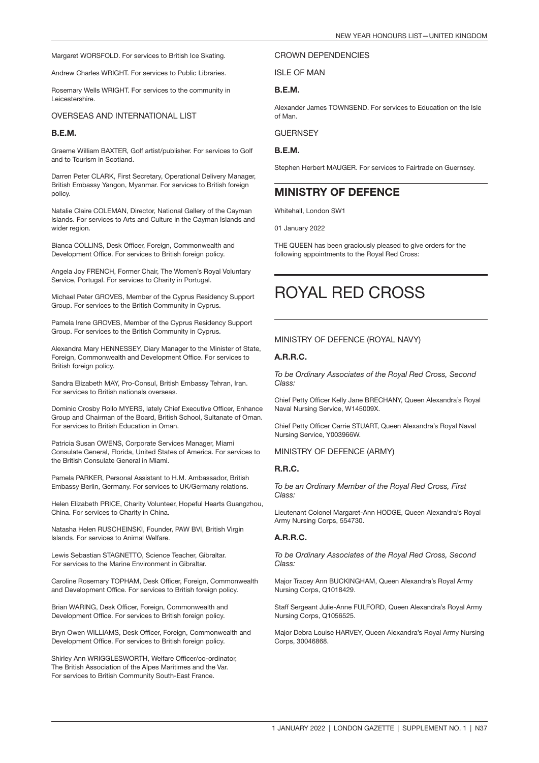Margaret WORSFOLD. For services to British Ice Skating.

Andrew Charles WRIGHT. For services to Public Libraries.

Rosemary Wells WRIGHT. For services to the community in Leicestershire.

OVERSEAS AND INTERNATIONAL LIST

**B.E.M.**

Graeme William BAXTER, Golf artist/publisher. For services to Golf and to Tourism in Scotland.

Darren Peter CLARK, First Secretary, Operational Delivery Manager, British Embassy Yangon, Myanmar. For services to British foreign policy.

Natalie Claire COLEMAN, Director, National Gallery of the Cayman Islands. For services to Arts and Culture in the Cayman Islands and wider region.

Bianca COLLINS, Desk Officer, Foreign, Commonwealth and Development Office. For services to British foreign policy.

Angela Joy FRENCH, Former Chair, The Women's Royal Voluntary Service, Portugal. For services to Charity in Portugal.

Michael Peter GROVES, Member of the Cyprus Residency Support Group. For services to the British Community in Cyprus.

Pamela Irene GROVES, Member of the Cyprus Residency Support Group. For services to the British Community in Cyprus.

Alexandra Mary HENNESSEY, Diary Manager to the Minister of State, Foreign, Commonwealth and Development Office. For services to British foreign policy.

Sandra Elizabeth MAY, Pro-Consul, British Embassy Tehran, Iran. For services to British nationals overseas.

Dominic Crosby Rollo MYERS, lately Chief Executive Officer, Enhance Group and Chairman of the Board, British School, Sultanate of Oman. For services to British Education in Oman.

Patricia Susan OWENS, Corporate Services Manager, Miami Consulate General, Florida, United States of America. For services to the British Consulate General in Miami.

Pamela PARKER, Personal Assistant to H.M. Ambassador, British Embassy Berlin, Germany. For services to UK/Germany relations.

Helen Elizabeth PRICE, Charity Volunteer, Hopeful Hearts Guangzhou, China. For services to Charity in China.

Natasha Helen RUSCHEINSKI, Founder, PAW BVI, British Virgin Islands. For services to Animal Welfare.

Lewis Sebastian STAGNETTO, Science Teacher, Gibraltar. For services to the Marine Environment in Gibraltar.

Caroline Rosemary TOPHAM, Desk Officer, Foreign, Commonwealth and Development Office. For services to British foreign policy.

Brian WARING, Desk Officer, Foreign, Commonwealth and Development Office. For services to British foreign policy.

Bryn Owen WILLIAMS, Desk Officer, Foreign, Commonwealth and Development Office. For services to British foreign policy.

Shirley Ann WRIGGLESWORTH, Welfare Officer/co-ordinator, The British Association of the Alpes Maritimes and the Var. For services to British Community South-East France.

CROWN DEPENDENCIES

ISLE OF MAN

**B.E.M.**

Alexander James TOWNSEND. For services to Education on the Isle of Man.

GUERNSEY

**B.E.M.**

Stephen Herbert MAUGER. For services to Fairtrade on Guernsey.

## MINISTRY OF DEFENCE

Whitehall, London SW1

01 January 2022

THE QUEEN has been graciously pleased to give orders for the following appointments to the Royal Red Cross:

# ROYAL RED CROSS

MINISTRY OF DEFENCE (ROYAL NAVY)

**A.R.R.C.**

*To be Ordinary Associates of the Royal Red Cross, Second Class:*

Chief Petty Officer Kelly Jane BRECHANY, Queen Alexandra's Royal Naval Nursing Service, W145009X.

Chief Petty Officer Carrie STUART, Queen Alexandra's Royal Naval Nursing Service, Y003966W.

MINISTRY OF DEFENCE (ARMY)

**R.R.C.**

*To be an Ordinary Member of the Royal Red Cross, First Class:*

Lieutenant Colonel Margaret-Ann HODGE, Queen Alexandra's Royal Army Nursing Corps, 554730.

**A.R.R.C.**

*To be Ordinary Associates of the Royal Red Cross, Second Class:*

Major Tracey Ann BUCKINGHAM, Queen Alexandra's Royal Army Nursing Corps, Q1018429.

Staff Sergeant Julie-Anne FULFORD, Queen Alexandra's Royal Army Nursing Corps, Q1056525.

Major Debra Louise HARVEY, Queen Alexandra's Royal Army Nursing Corps, 30046868.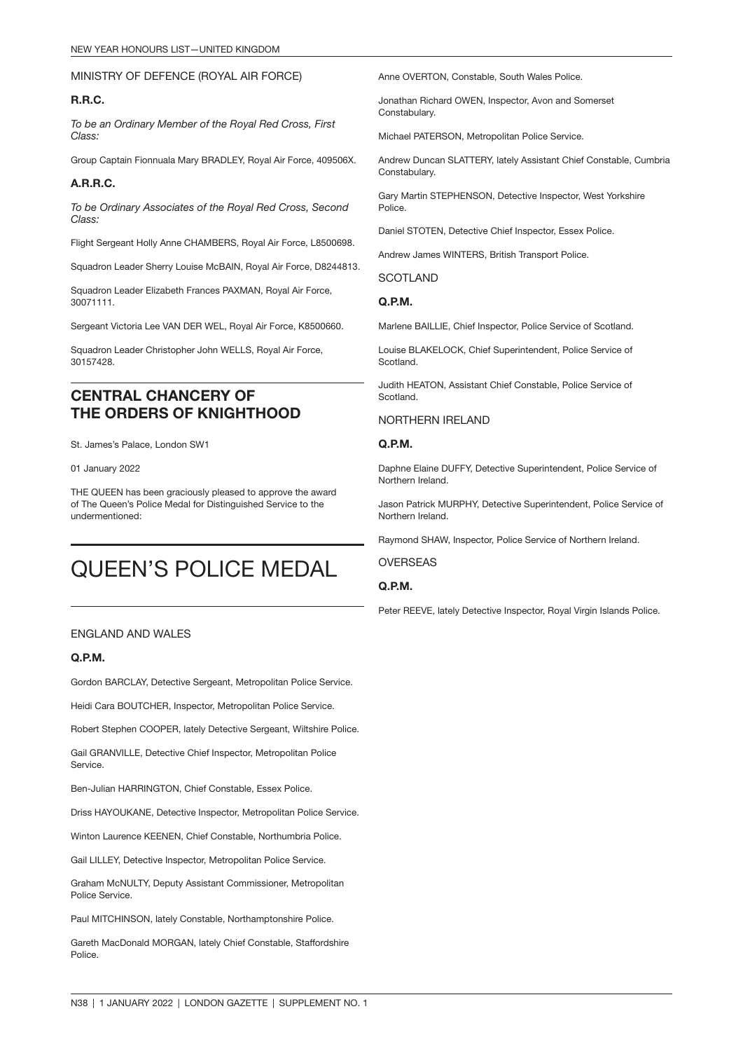MINISTRY OF DEFENCE (ROYAL AIR FORCE)

**R.R.C.**

*To be an Ordinary Member of the Royal Red Cross, First Class:*

Group Captain Fionnuala Mary BRADLEY, Royal Air Force, 409506X.

**A.R.R.C.**

*To be Ordinary Associates of the Royal Red Cross, Second Class:*

Flight Sergeant Holly Anne CHAMBERS, Royal Air Force, L8500698.

Squadron Leader Sherry Louise McBAIN, Royal Air Force, D8244813.

Squadron Leader Elizabeth Frances PAXMAN, Royal Air Force, 30071111.

Sergeant Victoria Lee VAN DER WEL, Royal Air Force, K8500660.

Squadron Leader Christopher John WELLS, Royal Air Force, 30157428.

## CENTRAL CHANCERY OF THE ORDERS OF KNIGHTHOOD

St. James's Palace, London SW1

01 January 2022

THE QUEEN has been graciously pleased to approve the award of The Queen's Police Medal for Distinguished Service to the undermentioned:

# QUEEN'S POLICE MEDAL

ENGLAND AND WALES

**Q.P.M.**

Gordon BARCLAY, Detective Sergeant, Metropolitan Police Service.

Heidi Cara BOUTCHER, Inspector, Metropolitan Police Service.

Robert Stephen COOPER, lately Detective Sergeant, Wiltshire Police.

Gail GRANVILLE, Detective Chief Inspector, Metropolitan Police Service.

Ben-Julian HARRINGTON, Chief Constable, Essex Police.

Driss HAYOUKANE, Detective Inspector, Metropolitan Police Service.

Winton Laurence KEENEN, Chief Constable, Northumbria Police.

Gail LILLEY, Detective Inspector, Metropolitan Police Service.

Graham McNULTY, Deputy Assistant Commissioner, Metropolitan Police Service.

Paul MITCHINSON, lately Constable, Northamptonshire Police.

Gareth MacDonald MORGAN, lately Chief Constable, Staffordshire Police.

Anne OVERTON, Constable, South Wales Police.

Jonathan Richard OWEN, Inspector, Avon and Somerset Constabulary.

Michael PATERSON, Metropolitan Police Service.

Andrew Duncan SLATTERY, lately Assistant Chief Constable, Cumbria Constabulary.

Gary Martin STEPHENSON, Detective Inspector, West Yorkshire Police.

Daniel STOTEN, Detective Chief Inspector, Essex Police.

Andrew James WINTERS, British Transport Police.

SCOTLAND

**Q.P.M.**

Marlene BAILLIE, Chief Inspector, Police Service of Scotland.

Louise BLAKELOCK, Chief Superintendent, Police Service of Scotland.

Judith HEATON, Assistant Chief Constable, Police Service of Scotland.

NORTHERN IRELAND

**Q.P.M.**

Daphne Elaine DUFFY, Detective Superintendent, Police Service of Northern Ireland.

Jason Patrick MURPHY, Detective Superintendent, Police Service of Northern Ireland.

Raymond SHAW, Inspector, Police Service of Northern Ireland.

OVERSEAS

**Q.P.M.**

Peter REEVE, lately Detective Inspector, Royal Virgin Islands Police.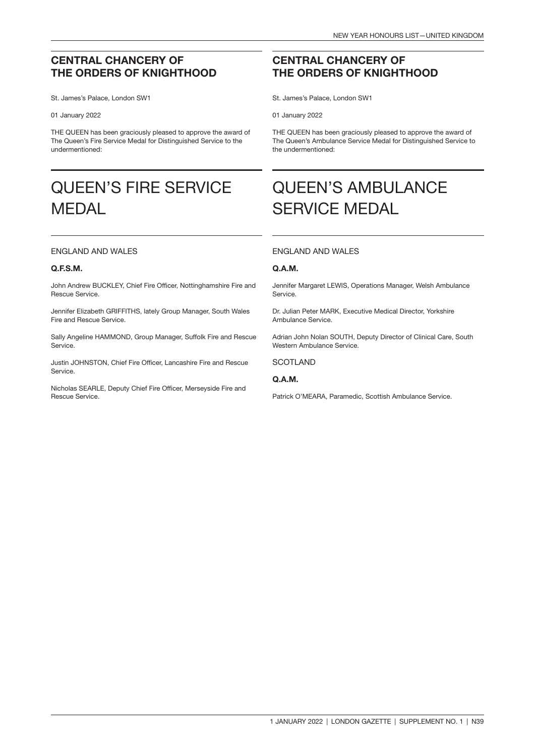## CENTRAL CHANCERY OF THE ORDERS OF KNIGHTHOOD

St. James's Palace, London SW1

01 January 2022

THE QUEEN has been graciously pleased to approve the award of The Queen's Fire Service Medal for Distinguished Service to the undermentioned:

# QUEEN'S FIRE SERVICE MEDAL

ENGLAND AND WALES

**Q.F.S.M.**

John Andrew BUCKLEY, Chief Fire Officer, Nottinghamshire Fire and Rescue Service.

Jennifer Elizabeth GRIFFITHS, lately Group Manager, South Wales Fire and Rescue Service.

Sally Angeline HAMMOND, Group Manager, Suffolk Fire and Rescue Service.

Justin JOHNSTON, Chief Fire Officer, Lancashire Fire and Rescue Service.

Nicholas SEARLE, Deputy Chief Fire Officer, Merseyside Fire and Rescue Service.

## CENTRAL CHANCERY OF THE ORDERS OF KNIGHTHOOD

St. James's Palace, London SW1

01 January 2022

THE QUEEN has been graciously pleased to approve the award of The Queen's Ambulance Service Medal for Distinguished Service to the undermentioned:

# QUEEN'S AMBULANCE SERVICE MEDAL

ENGLAND AND WALES

**Q.A.M.**

Jennifer Margaret LEWIS, Operations Manager, Welsh Ambulance Service.

Dr. Julian Peter MARK, Executive Medical Director, Yorkshire Ambulance Service.

Adrian John Nolan SOUTH, Deputy Director of Clinical Care, South Western Ambulance Service.

SCOTLAND

**Q.A.M.**

Patrick O'MEARA, Paramedic, Scottish Ambulance Service.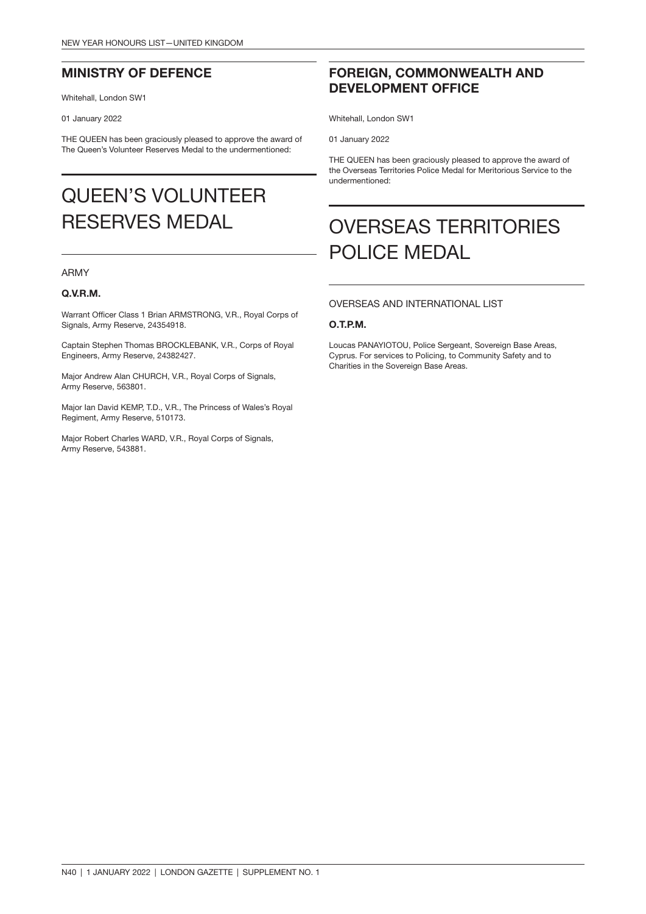## MINISTRY OF DEFENCE

Whitehall, London SW1

01 January 2022

THE QUEEN has been graciously pleased to approve the award of The Queen's Volunteer Reserves Medal to the undermentioned:

# QUEEN'S VOLUNTEER RESERVES MEDAL

ARMY

### Q.V.R.M.

Warrant Officer Class 1 Brian ARMSTRONG, V.R., Royal Corps of Signals, Army Reserve, 24354918.

Captain Stephen Thomas BROCKLEBANK, V.R., Corps of Royal Engineers, Army Reserve, 24382427.

Major Andrew Alan CHURCH, V.R., Royal Corps of Signals, Army Reserve, 563801.

Major Ian David KEMP, T.D., V.R., The Princess of Wales's Royal Regiment, Army Reserve, 510173.

Major Robert Charles WARD, V.R., Royal Corps of Signals, Army Reserve, 543881.

## FOREIGN, COMMONWEALTH AND DEVELOPMENT OFFICE

Whitehall, London SW1

01 January 2022

THE QUEEN has been graciously pleased to approve the award of the Overseas Territories Police Medal for Meritorious Service to the undermentioned:

# OVERSEAS TERRITORIES POLICE MEDAL

OVERSEAS AND INTERNATIONAL LIST

### O.T.P.M.

Loucas PANAYIOTOU, Police Sergeant, Sovereign Base Areas, Cyprus. For services to Policing, to Community Safety and to Charities in the Sovereign Base Areas.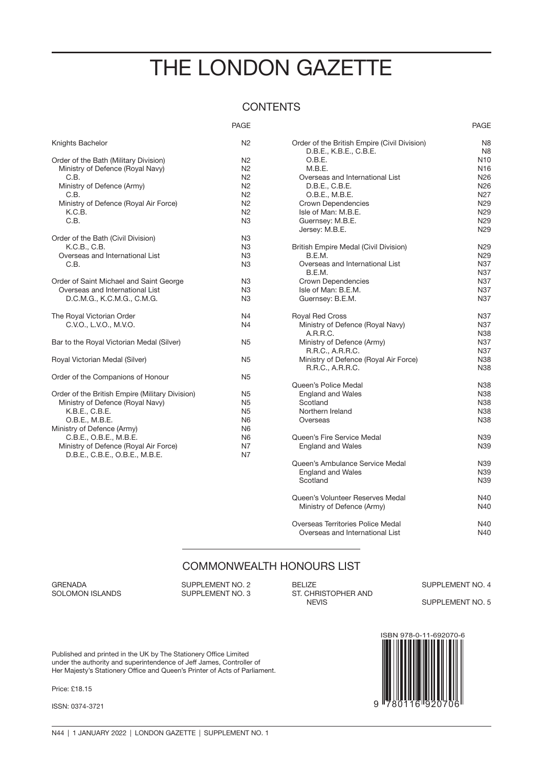# THE LONDON GAZETTE

## CONTENTS

| | PAGE |
|---|---|
| Knights Bachelor | N2 |
| Order of the Bath (Military Division) | N2 |
| Ministry of Defence (Royal Navy) | N2 |
| C.B. | N2 |
| Ministry of Defence (Army) | N2 |
| C.B. | N2 |
| Ministry of Defence (Royal Air Force) | N2 |
| K.C.B. | N2 |
| C.B. | N3 |
| Order of the Bath (Civil Division) | N3 |
| K.C.B., C.B. | N3 |
| Overseas and International List | N3 |
| C.B. | N3 |
| Order of Saint Michael and Saint George | N3 |
| Overseas and International List | N3 |
| D.C.M.G., K.C.M.G., C.M.G. | N3 |
| The Royal Victorian Order | N4 |
| C.V.O., L.V.O., M.V.O. | N4 |
| Bar to the Royal Victorian Medal (Silver) | N5 |
| Royal Victorian Medal (Silver) | N5 |
| Order of the Companions of Honour | N5 |
| Order of the British Empire (Military Division) | N5 |
| Ministry of Defence (Royal Navy) | N5 |
| K.B.E., C.B.E. | N5 |
| O.B.E., M.B.E. | N6 |
| Ministry of Defence (Army) | N6 |
| C.B.E., O.B.E., M.B.E. | N6 |
| Ministry of Defence (Royal Air Force) | N7 |
| D.B.E., C.B.E., O.B.E., M.B.E. | N7 |
| Order of the British Empire (Civil Division) | N8 |
| D.B.E., K.B.E., C.B.E. | N8 |
| O.B.E. | N10 |
| M.B.E. | N16 |
| Overseas and International List | N26 |
| D.B.E., C.B.E. | N26 |
| O.B.E., M.B.E. | N27 |
| Crown Dependencies | N29 |
| Isle of Man: M.B.E. | N29 |
| Guernsey: M.B.E. | N29 |
| Jersey: M.B.E. | N29 |
| British Empire Medal (Civil Division) | N29 |
| B.E.M. | N29 |
| Overseas and International List | N37 |
| B.E.M. | N37 |
| Crown Dependencies | N37 |
| Isle of Man: B.E.M. | N37 |
| Guernsey: B.E.M. | N37 |
| Royal Red Cross | N37 |
| Ministry of Defence (Royal Navy) | N37 |
| A.R.R.C. | N38 |
| Ministry of Defence (Army) | N37 |
| R.R.C., A.R.R.C. | N37 |
| Ministry of Defence (Royal Air Force) | N38 |
| R.R.C., A.R.R.C. | N38 |
| Queen's Police Medal | N38 |
| England and Wales | N38 |
| Scotland | N38 |
| Northern Ireland | N38 |
| Overseas | N38 |
| Queen's Fire Service Medal | N39 |
| England and Wales | N39 |
| Queen's Ambulance Service Medal | N39 |
| England and Wales | N39 |
| Scotland | N39 |
| Queen's Volunteer Reserves Medal | N40 |
| Ministry of Defence (Army) | N40 |
| Overseas Territories Police Medal | N40 |
| Overseas and International List | N40 |

## COMMONWEALTH HONOURS LIST

| | |
|---|---|
| GRENADA | SUPPLEMENT NO. 2 |
| SOLOMON ISLANDS | SUPPLEMENT NO. 3 |
| BELIZE | SUPPLEMENT NO. 4 |
| ST. CHRISTOPHER AND NEVIS | SUPPLEMENT NO. 5 |

Published and printed in the UK by The Stationery Office Limited under the authority and superintendence of Jeff James, Controller of Her Majesty's Stationery Office and Queen's Printer of Acts of Parliament.

Price: £18.15

ISSN: 0374-3721

ISBN 978-0-11-692070-6